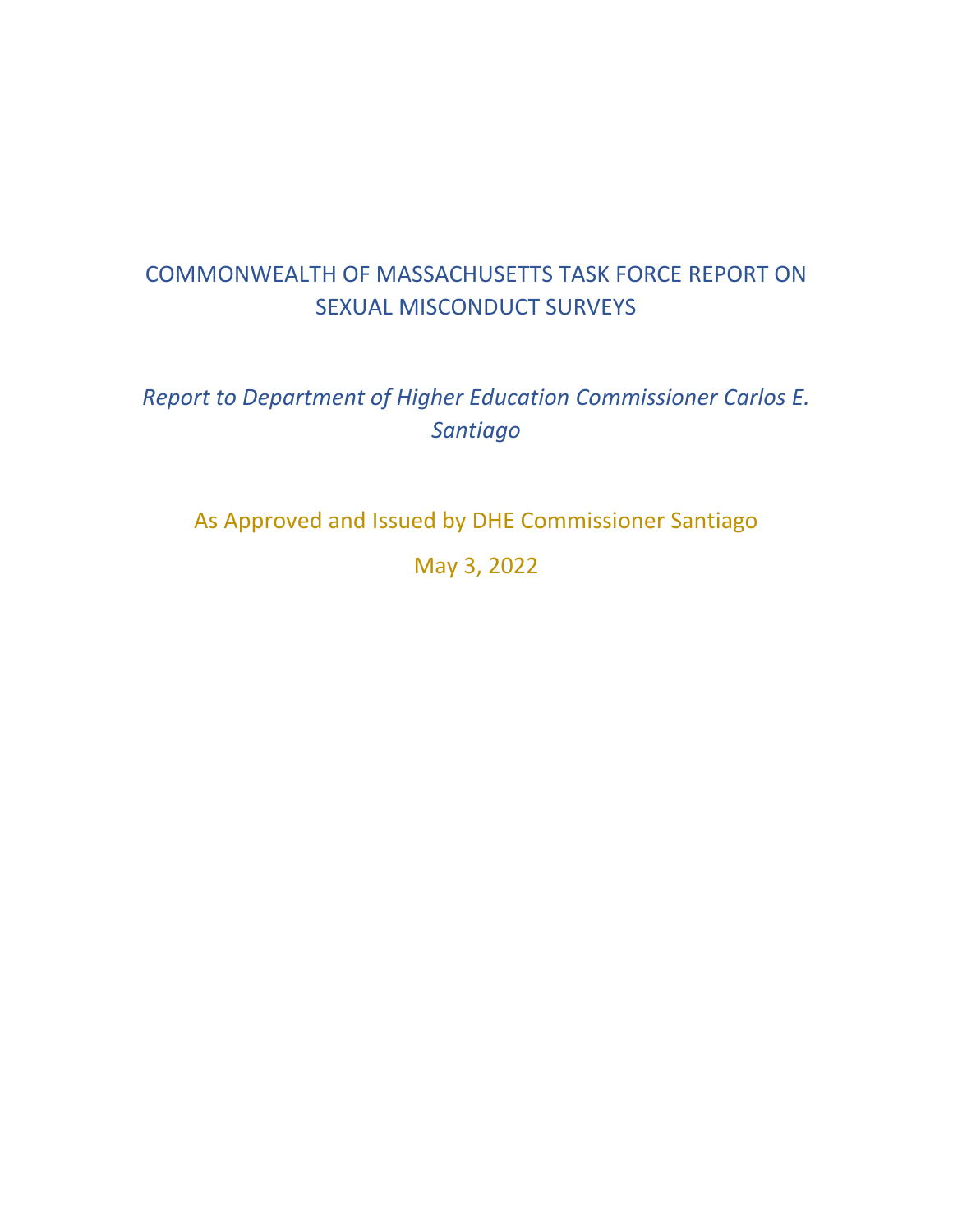# COMMONWEALTH OF MASSACHUSETTS TASK FORCE REPORT ON SEXUAL MISCONDUCT SURVEYS

*Report to Department of Higher Education Commissioner Carlos E. Santiago*

As Approved and Issued by DHE Commissioner Santiago

May 3, 2022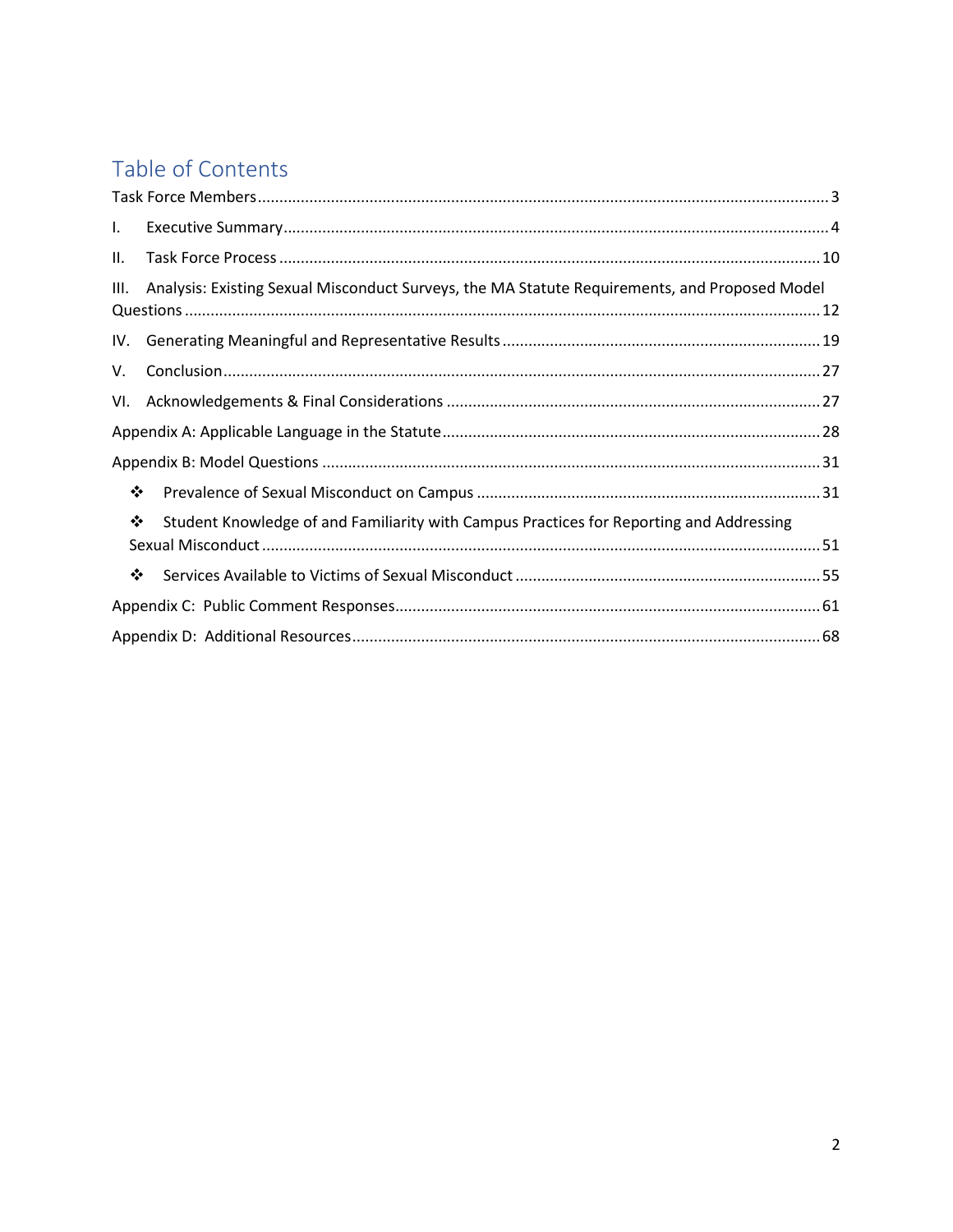# Table of Contents

Task Force Members ..... 3

I. Executive Summary ..... 4

II. Task Force Process ..... 10

III. Analysis: Existing Sexual Misconduct Surveys, the MA Statute Requirements, and Proposed Model Questions ..... 12

IV. Generating Meaningful and Representative Results ..... 19

V. Conclusion ..... 27

VI. Acknowledgements & Final Considerations ..... 27

Appendix A: Applicable Language in the Statute ..... 28

Appendix B: Model Questions ..... 31

- ❖ Prevalence of Sexual Misconduct on Campus ..... 31
- ❖ Student Knowledge of and Familiarity with Campus Practices for Reporting and Addressing Sexual Misconduct ..... 51
- ❖ Services Available to Victims of Sexual Misconduct ..... 55

Appendix C: Public Comment Responses ..... 61

Appendix D: Additional Resources ..... 68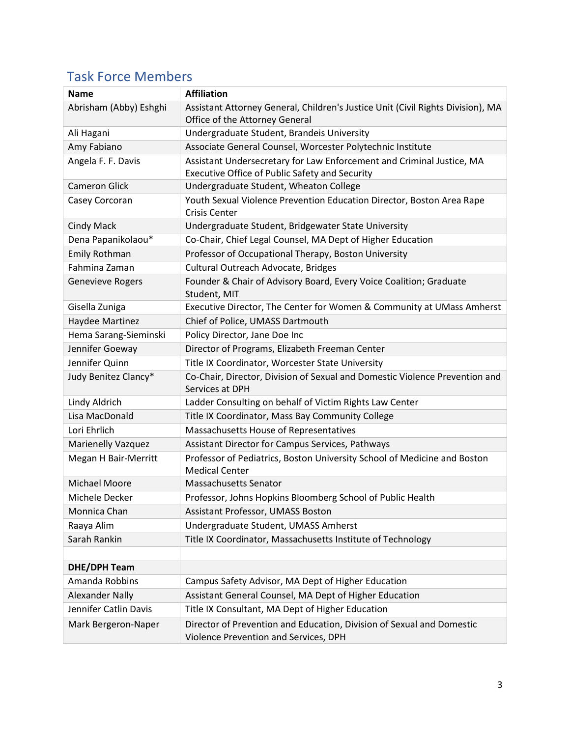## Task Force Members

| Name | Affiliation |
|---|---|
| Abrisham (Abby) Eshghi | Assistant Attorney General, Children's Justice Unit (Civil Rights Division), MA Office of the Attorney General |
| Ali Hagani | Undergraduate Student, Brandeis University |
| Amy Fabiano | Associate General Counsel, Worcester Polytechnic Institute |
| Angela F. F. Davis | Assistant Undersecretary for Law Enforcement and Criminal Justice, MA Executive Office of Public Safety and Security |
| Cameron Glick | Undergraduate Student, Wheaton College |
| Casey Corcoran | Youth Sexual Violence Prevention Education Director, Boston Area Rape Crisis Center |
| Cindy Mack | Undergraduate Student, Bridgewater State University |
| Dena Papanikolaou* | Co-Chair, Chief Legal Counsel, MA Dept of Higher Education |
| Emily Rothman | Professor of Occupational Therapy, Boston University |
| Fahmina Zaman | Cultural Outreach Advocate, Bridges |
| Genevieve Rogers | Founder & Chair of Advisory Board, Every Voice Coalition; Graduate Student, MIT |
| Gisella Zuniga | Executive Director, The Center for Women & Community at UMass Amherst |
| Haydee Martinez | Chief of Police, UMASS Dartmouth |
| Hema Sarang-Sieminski | Policy Director, Jane Doe Inc |
| Jennifer Goeway | Director of Programs, Elizabeth Freeman Center |
| Jennifer Quinn | Title IX Coordinator, Worcester State University |
| Judy Benitez Clancy* | Co-Chair, Director, Division of Sexual and Domestic Violence Prevention and Services at DPH |
| Lindy Aldrich | Ladder Consulting on behalf of Victim Rights Law Center |
| Lisa MacDonald | Title IX Coordinator, Mass Bay Community College |
| Lori Ehrlich | Massachusetts House of Representatives |
| Marienelly Vazquez | Assistant Director for Campus Services, Pathways |
| Megan H Bair-Merritt | Professor of Pediatrics, Boston University School of Medicine and Boston Medical Center |
| Michael Moore | Massachusetts Senator |
| Michele Decker | Professor, Johns Hopkins Bloomberg School of Public Health |
| Monnica Chan | Assistant Professor, UMASS Boston |
| Raaya Alim | Undergraduate Student, UMASS Amherst |
| Sarah Rankin | Title IX Coordinator, Massachusetts Institute of Technology |
| | |
| **DHE/DPH Team** | |
| Amanda Robbins | Campus Safety Advisor, MA Dept of Higher Education |
| Alexander Nally | Assistant General Counsel, MA Dept of Higher Education |
| Jennifer Catlin Davis | Title IX Consultant, MA Dept of Higher Education |
| Mark Bergeron-Naper | Director of Prevention and Education, Division of Sexual and Domestic Violence Prevention and Services, DPH |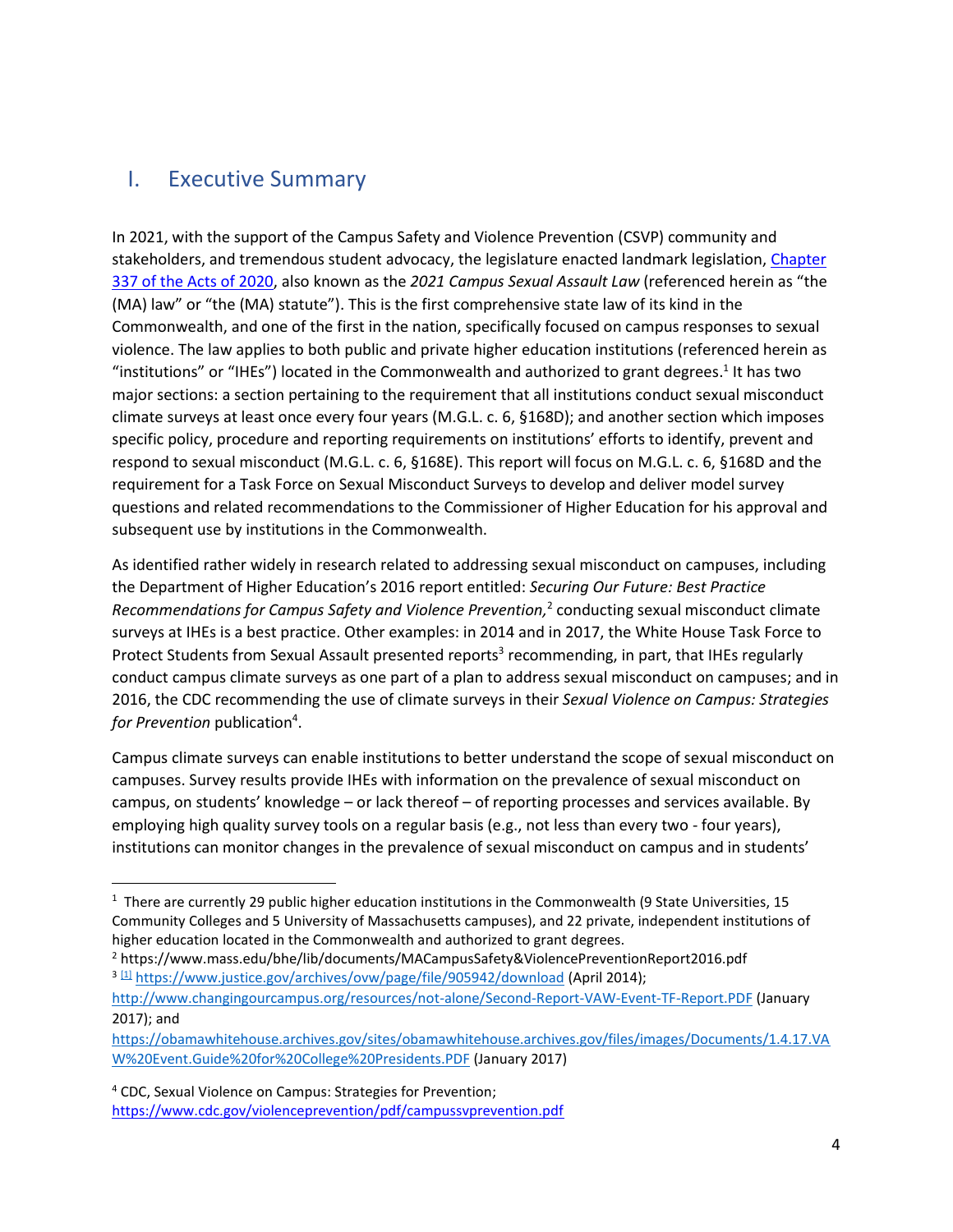## I. Executive Summary

In 2021, with the support of the Campus Safety and Violence Prevention (CSVP) community and stakeholders, and tremendous student advocacy, the legislature enacted landmark legislation, Chapter 337 of the Acts of 2020, also known as the *2021 Campus Sexual Assault Law* (referenced herein as "the (MA) law" or "the (MA) statute"). This is the first comprehensive state law of its kind in the Commonwealth, and one of the first in the nation, specifically focused on campus responses to sexual violence. The law applies to both public and private higher education institutions (referenced herein as "institutions" or "IHEs") located in the Commonwealth and authorized to grant degrees.[1] It has two major sections: a section pertaining to the requirement that all institutions conduct sexual misconduct climate surveys at least once every four years (M.G.L. c. 6, §168D); and another section which imposes specific policy, procedure and reporting requirements on institutions' efforts to identify, prevent and respond to sexual misconduct (M.G.L. c. 6, §168E). This report will focus on M.G.L. c. 6, §168D and the requirement for a Task Force on Sexual Misconduct Surveys to develop and deliver model survey questions and related recommendations to the Commissioner of Higher Education for his approval and subsequent use by institutions in the Commonwealth.

As identified rather widely in research related to addressing sexual misconduct on campuses, including the Department of Higher Education's 2016 report entitled: *Securing Our Future: Best Practice Recommendations for Campus Safety and Violence Prevention,*[2] conducting sexual misconduct climate surveys at IHEs is a best practice. Other examples: in 2014 and in 2017, the White House Task Force to Protect Students from Sexual Assault presented reports[3] recommending, in part, that IHEs regularly conduct campus climate surveys as one part of a plan to address sexual misconduct on campuses; and in 2016, the CDC recommending the use of climate surveys in their *Sexual Violence on Campus: Strategies for Prevention* publication[4].

Campus climate surveys can enable institutions to better understand the scope of sexual misconduct on campuses. Survey results provide IHEs with information on the prevalence of sexual misconduct on campus, on students' knowledge – or lack thereof – of reporting processes and services available. By employing high quality survey tools on a regular basis (e.g., not less than every two - four years), institutions can monitor changes in the prevalence of sexual misconduct on campus and in students'

---

[1] There are currently 29 public higher education institutions in the Commonwealth (9 State Universities, 15 Community Colleges and 5 University of Massachusetts campuses), and 22 private, independent institutions of higher education located in the Commonwealth and authorized to grant degrees.

[2] https://www.mass.edu/bhe/lib/documents/MACampusSafety&ViolencePreventionReport2016.pdf

[3] [1] https://www.justice.gov/archives/ovw/page/file/905942/download (April 2014); http://www.changingourcampus.org/resources/not-alone/Second-Report-VAW-Event-TF-Report.PDF (January 2017); and https://obamawhitehouse.archives.gov/sites/obamawhitehouse.archives.gov/files/images/Documents/1.4.17.VAW%20Event.Guide%20for%20College%20Presidents.PDF (January 2017)

[4] CDC, Sexual Violence on Campus: Strategies for Prevention; https://www.cdc.gov/violenceprevention/pdf/campussvprevention.pdf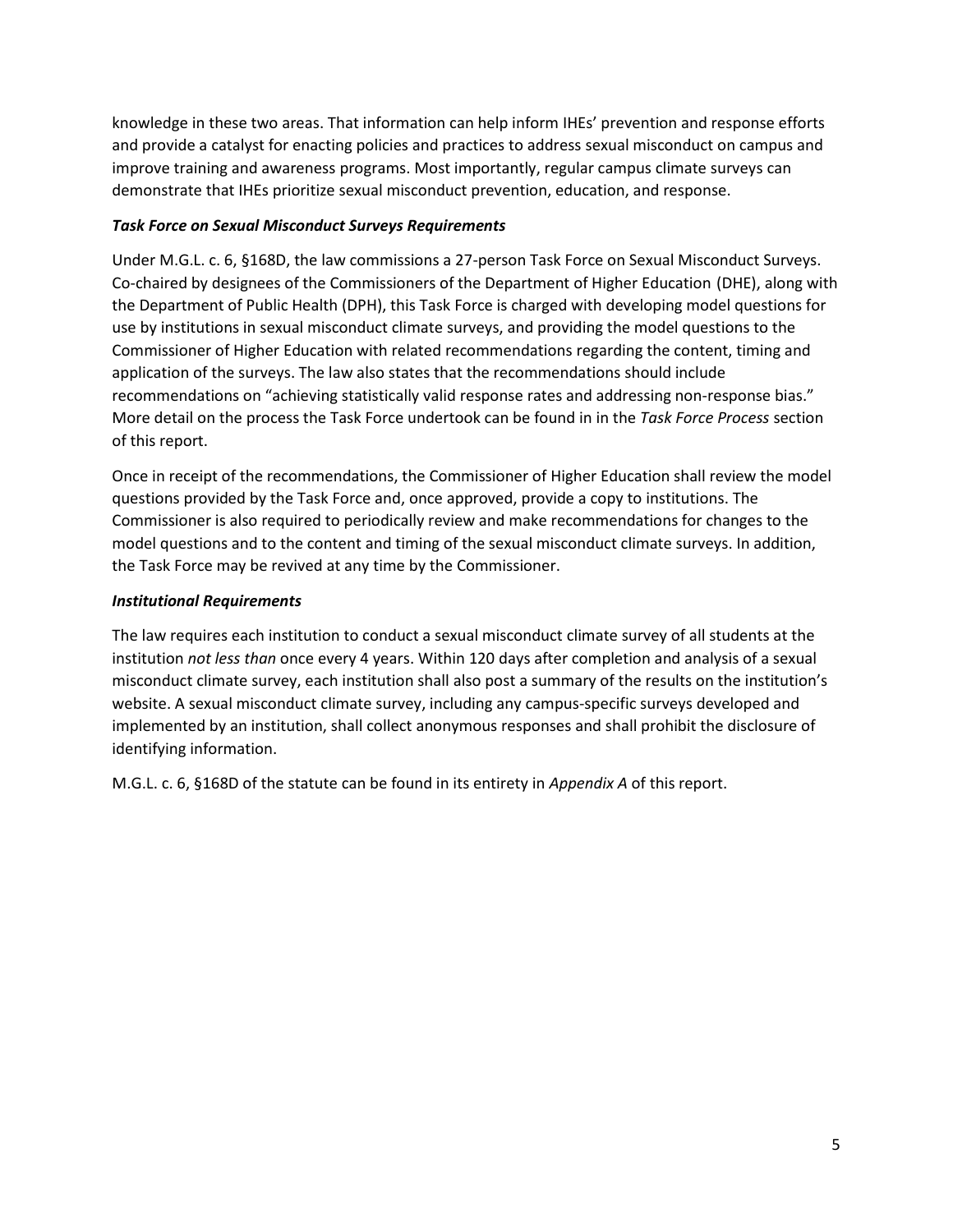knowledge in these two areas. That information can help inform IHEs' prevention and response efforts and provide a catalyst for enacting policies and practices to address sexual misconduct on campus and improve training and awareness programs. Most importantly, regular campus climate surveys can demonstrate that IHEs prioritize sexual misconduct prevention, education, and response.

### *Task Force on Sexual Misconduct Surveys Requirements*

Under M.G.L. c. 6, §168D, the law commissions a 27-person Task Force on Sexual Misconduct Surveys. Co-chaired by designees of the Commissioners of the Department of Higher Education (DHE), along with the Department of Public Health (DPH), this Task Force is charged with developing model questions for use by institutions in sexual misconduct climate surveys, and providing the model questions to the Commissioner of Higher Education with related recommendations regarding the content, timing and application of the surveys. The law also states that the recommendations should include recommendations on "achieving statistically valid response rates and addressing non-response bias." More detail on the process the Task Force undertook can be found in in the *Task Force Process* section of this report.

Once in receipt of the recommendations, the Commissioner of Higher Education shall review the model questions provided by the Task Force and, once approved, provide a copy to institutions. The Commissioner is also required to periodically review and make recommendations for changes to the model questions and to the content and timing of the sexual misconduct climate surveys. In addition, the Task Force may be revived at any time by the Commissioner.

### *Institutional Requirements*

The law requires each institution to conduct a sexual misconduct climate survey of all students at the institution *not less than* once every 4 years. Within 120 days after completion and analysis of a sexual misconduct climate survey, each institution shall also post a summary of the results on the institution's website. A sexual misconduct climate survey, including any campus-specific surveys developed and implemented by an institution, shall collect anonymous responses and shall prohibit the disclosure of identifying information.

M.G.L. c. 6, §168D of the statute can be found in its entirety in *Appendix A* of this report.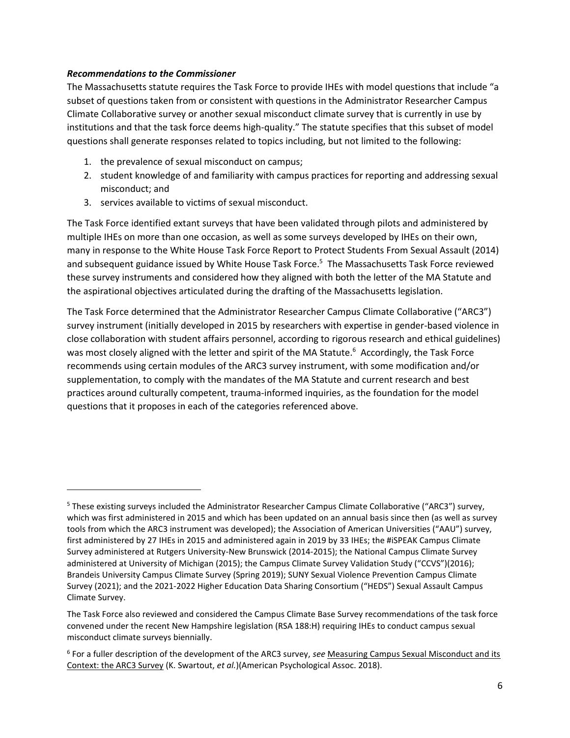***Recommendations to the Commissioner***

The Massachusetts statute requires the Task Force to provide IHEs with model questions that include "a subset of questions taken from or consistent with questions in the Administrator Researcher Campus Climate Collaborative survey or another sexual misconduct climate survey that is currently in use by institutions and that the task force deems high-quality." The statute specifies that this subset of model questions shall generate responses related to topics including, but not limited to the following:

1. the prevalence of sexual misconduct on campus;
2. student knowledge of and familiarity with campus practices for reporting and addressing sexual misconduct; and
3. services available to victims of sexual misconduct.

The Task Force identified extant surveys that have been validated through pilots and administered by multiple IHEs on more than one occasion, as well as some surveys developed by IHEs on their own, many in response to the White House Task Force Report to Protect Students From Sexual Assault (2014) and subsequent guidance issued by White House Task Force.[5] The Massachusetts Task Force reviewed these survey instruments and considered how they aligned with both the letter of the MA Statute and the aspirational objectives articulated during the drafting of the Massachusetts legislation.

The Task Force determined that the Administrator Researcher Campus Climate Collaborative ("ARC3") survey instrument (initially developed in 2015 by researchers with expertise in gender-based violence in close collaboration with student affairs personnel, according to rigorous research and ethical guidelines) was most closely aligned with the letter and spirit of the MA Statute.[6] Accordingly, the Task Force recommends using certain modules of the ARC3 survey instrument, with some modification and/or supplementation, to comply with the mandates of the MA Statute and current research and best practices around culturally competent, trauma-informed inquiries, as the foundation for the model questions that it proposes in each of the categories referenced above.

---

[5] These existing surveys included the Administrator Researcher Campus Climate Collaborative ("ARC3") survey, which was first administered in 2015 and which has been updated on an annual basis since then (as well as survey tools from which the ARC3 instrument was developed); the Association of American Universities ("AAU") survey, first administered by 27 IHEs in 2015 and administered again in 2019 by 33 IHEs; the #iSPEAK Campus Climate Survey administered at Rutgers University-New Brunswick (2014-2015); the National Campus Climate Survey administered at University of Michigan (2015); the Campus Climate Survey Validation Study ("CCVS")(2016); Brandeis University Campus Climate Survey (Spring 2019); SUNY Sexual Violence Prevention Campus Climate Survey (2021); and the 2021-2022 Higher Education Data Sharing Consortium ("HEDS") Sexual Assault Campus Climate Survey.

The Task Force also reviewed and considered the Campus Climate Base Survey recommendations of the task force convened under the recent New Hampshire legislation (RSA 188:H) requiring IHEs to conduct campus sexual misconduct climate surveys biennially.

[6] For a fuller description of the development of the ARC3 survey, *see* Measuring Campus Sexual Misconduct and its Context: the ARC3 Survey (K. Swartout, *et al.*)(American Psychological Assoc. 2018).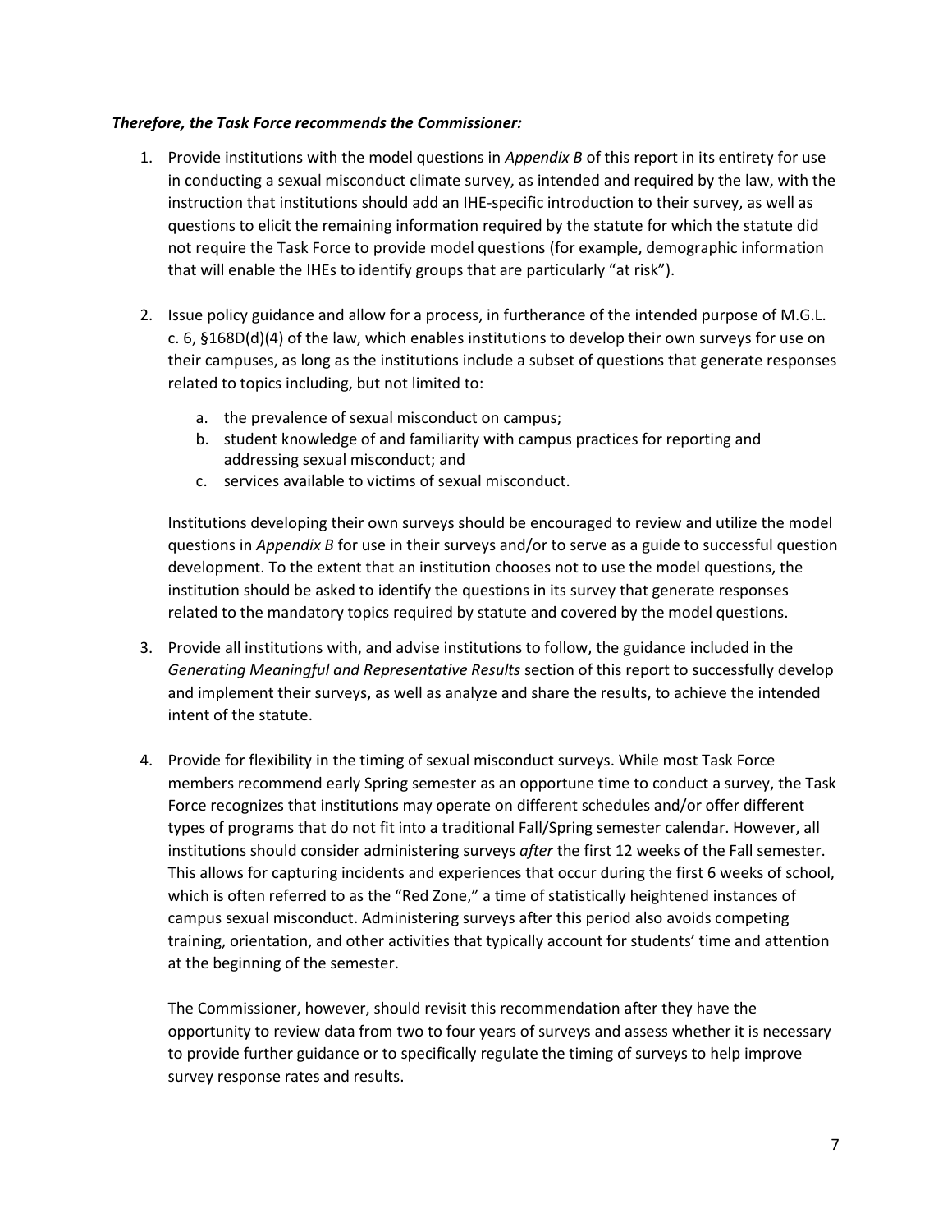***Therefore, the Task Force recommends the Commissioner:***

1. Provide institutions with the model questions in *Appendix B* of this report in its entirety for use in conducting a sexual misconduct climate survey, as intended and required by the law, with the instruction that institutions should add an IHE-specific introduction to their survey, as well as questions to elicit the remaining information required by the statute for which the statute did not require the Task Force to provide model questions (for example, demographic information that will enable the IHEs to identify groups that are particularly "at risk").

2. Issue policy guidance and allow for a process, in furtherance of the intended purpose of M.G.L. c. 6, §168D(d)(4) of the law, which enables institutions to develop their own surveys for use on their campuses, as long as the institutions include a subset of questions that generate responses related to topics including, but not limited to:

   a. the prevalence of sexual misconduct on campus;
   b. student knowledge of and familiarity with campus practices for reporting and addressing sexual misconduct; and
   c. services available to victims of sexual misconduct.

   Institutions developing their own surveys should be encouraged to review and utilize the model questions in *Appendix B* for use in their surveys and/or to serve as a guide to successful question development. To the extent that an institution chooses not to use the model questions, the institution should be asked to identify the questions in its survey that generate responses related to the mandatory topics required by statute and covered by the model questions.

3. Provide all institutions with, and advise institutions to follow, the guidance included in the *Generating Meaningful and Representative Results* section of this report to successfully develop and implement their surveys, as well as analyze and share the results, to achieve the intended intent of the statute.

4. Provide for flexibility in the timing of sexual misconduct surveys. While most Task Force members recommend early Spring semester as an opportune time to conduct a survey, the Task Force recognizes that institutions may operate on different schedules and/or offer different types of programs that do not fit into a traditional Fall/Spring semester calendar. However, all institutions should consider administering surveys *after* the first 12 weeks of the Fall semester. This allows for capturing incidents and experiences that occur during the first 6 weeks of school, which is often referred to as the "Red Zone," a time of statistically heightened instances of campus sexual misconduct. Administering surveys after this period also avoids competing training, orientation, and other activities that typically account for students' time and attention at the beginning of the semester.

   The Commissioner, however, should revisit this recommendation after they have the opportunity to review data from two to four years of surveys and assess whether it is necessary to provide further guidance or to specifically regulate the timing of surveys to help improve survey response rates and results.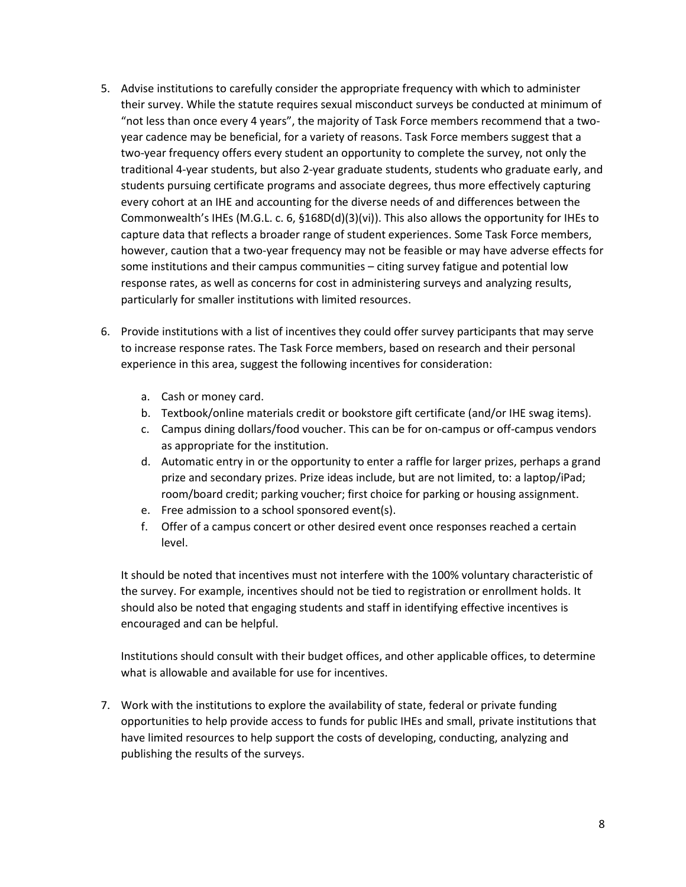5. Advise institutions to carefully consider the appropriate frequency with which to administer their survey. While the statute requires sexual misconduct surveys be conducted at minimum of "not less than once every 4 years", the majority of Task Force members recommend that a two-year cadence may be beneficial, for a variety of reasons. Task Force members suggest that a two-year frequency offers every student an opportunity to complete the survey, not only the traditional 4-year students, but also 2-year graduate students, students who graduate early, and students pursuing certificate programs and associate degrees, thus more effectively capturing every cohort at an IHE and accounting for the diverse needs of and differences between the Commonwealth's IHEs (M.G.L. c. 6, §168D(d)(3)(vi)). This also allows the opportunity for IHEs to capture data that reflects a broader range of student experiences. Some Task Force members, however, caution that a two-year frequency may not be feasible or may have adverse effects for some institutions and their campus communities – citing survey fatigue and potential low response rates, as well as concerns for cost in administering surveys and analyzing results, particularly for smaller institutions with limited resources.

6. Provide institutions with a list of incentives they could offer survey participants that may serve to increase response rates. The Task Force members, based on research and their personal experience in this area, suggest the following incentives for consideration:

   a. Cash or money card.
   b. Textbook/online materials credit or bookstore gift certificate (and/or IHE swag items).
   c. Campus dining dollars/food voucher. This can be for on-campus or off-campus vendors as appropriate for the institution.
   d. Automatic entry in or the opportunity to enter a raffle for larger prizes, perhaps a grand prize and secondary prizes. Prize ideas include, but are not limited, to: a laptop/iPad; room/board credit; parking voucher; first choice for parking or housing assignment.
   e. Free admission to a school sponsored event(s).
   f. Offer of a campus concert or other desired event once responses reached a certain level.

   It should be noted that incentives must not interfere with the 100% voluntary characteristic of the survey. For example, incentives should not be tied to registration or enrollment holds. It should also be noted that engaging students and staff in identifying effective incentives is encouraged and can be helpful.

   Institutions should consult with their budget offices, and other applicable offices, to determine what is allowable and available for use for incentives.

7. Work with the institutions to explore the availability of state, federal or private funding opportunities to help provide access to funds for public IHEs and small, private institutions that have limited resources to help support the costs of developing, conducting, analyzing and publishing the results of the surveys.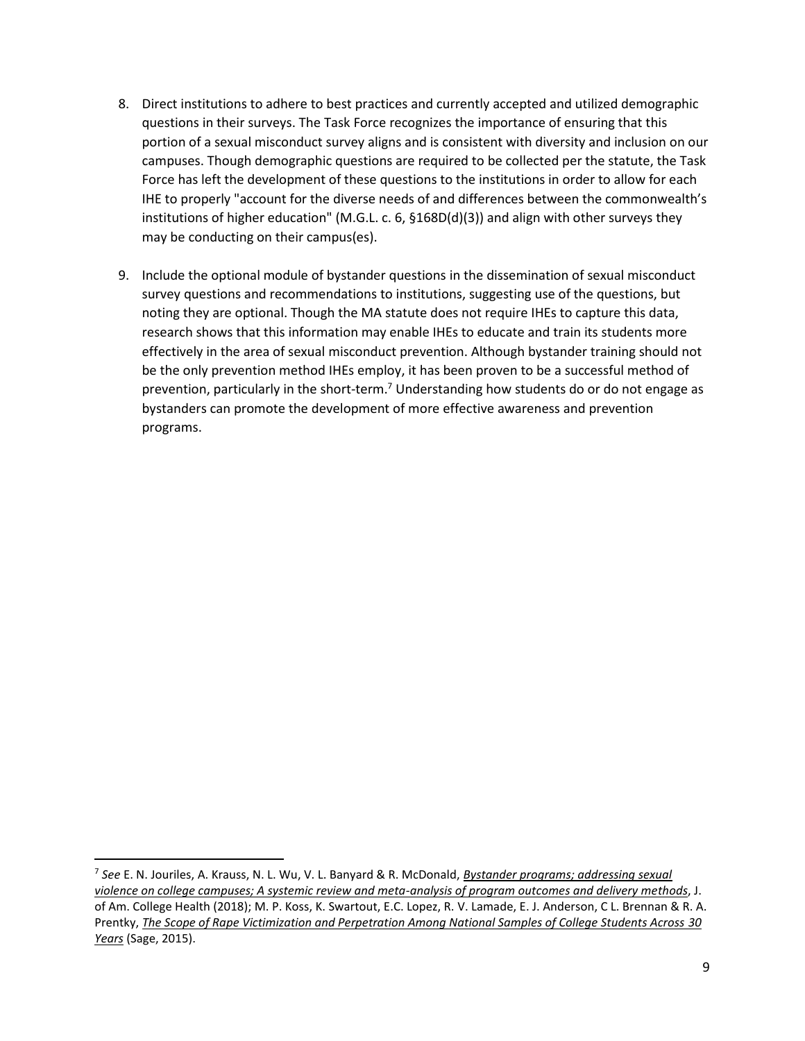8. Direct institutions to adhere to best practices and currently accepted and utilized demographic questions in their surveys. The Task Force recognizes the importance of ensuring that this portion of a sexual misconduct survey aligns and is consistent with diversity and inclusion on our campuses. Though demographic questions are required to be collected per the statute, the Task Force has left the development of these questions to the institutions in order to allow for each IHE to properly "account for the diverse needs of and differences between the commonwealth's institutions of higher education" (M.G.L. c. 6, §168D(d)(3)) and align with other surveys they may be conducting on their campus(es).

9. Include the optional module of bystander questions in the dissemination of sexual misconduct survey questions and recommendations to institutions, suggesting use of the questions, but noting they are optional. Though the MA statute does not require IHEs to capture this data, research shows that this information may enable IHEs to educate and train its students more effectively in the area of sexual misconduct prevention. Although bystander training should not be the only prevention method IHEs employ, it has been proven to be a successful method of prevention, particularly in the short-term.[7] Understanding how students do or do not engage as bystanders can promote the development of more effective awareness and prevention programs.

---

[7] *See* E. N. Jouriles, A. Krauss, N. L. Wu, V. L. Banyard & R. McDonald, *Bystander programs; addressing sexual violence on college campuses; A systemic review and meta-analysis of program outcomes and delivery methods*, J. of Am. College Health (2018); M. P. Koss, K. Swartout, E.C. Lopez, R. V. Lamade, E. J. Anderson, C L. Brennan & R. A. Prentky, *The Scope of Rape Victimization and Perpetration Among National Samples of College Students Across 30 Years* (Sage, 2015).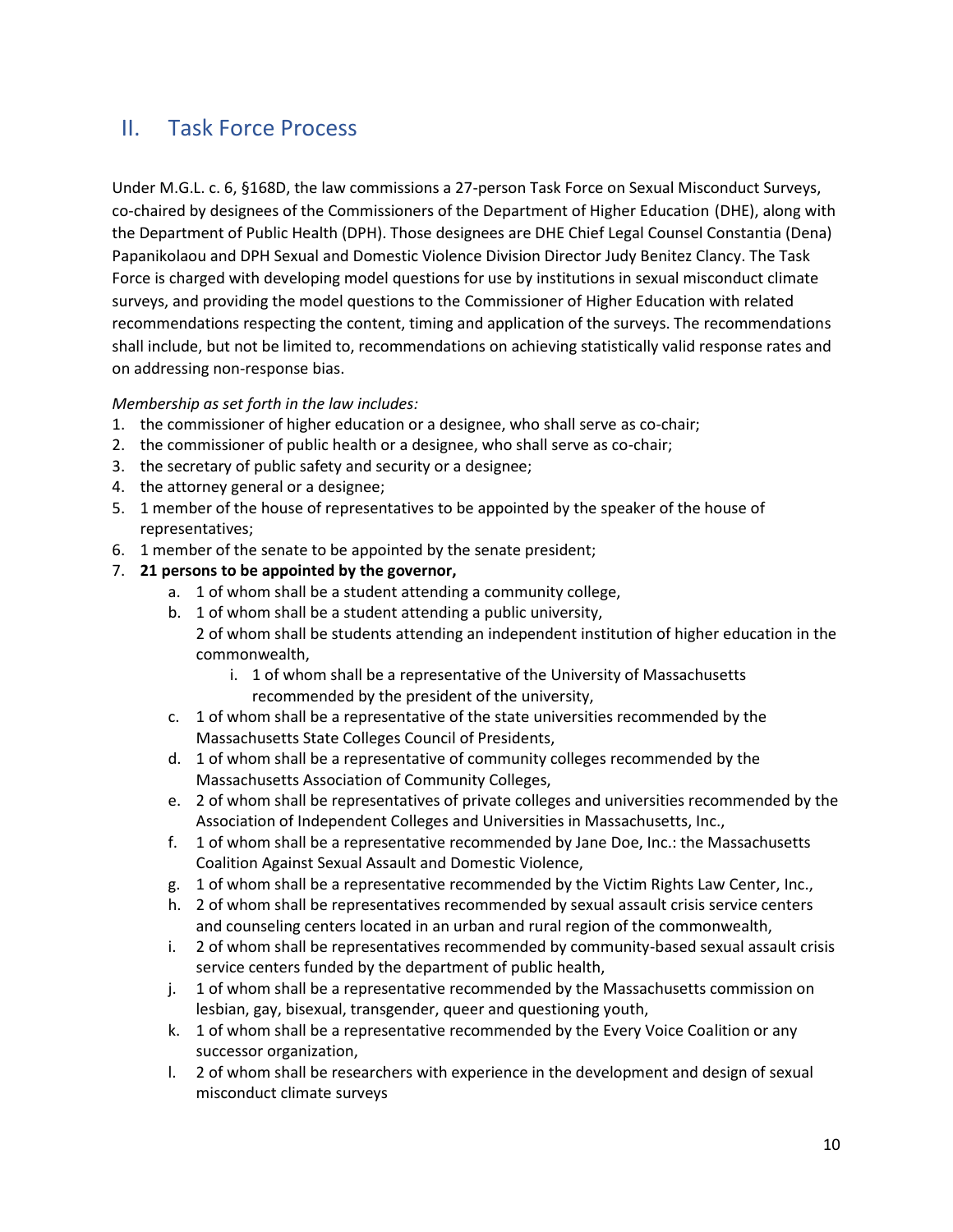## II. Task Force Process

Under M.G.L. c. 6, §168D, the law commissions a 27-person Task Force on Sexual Misconduct Surveys, co-chaired by designees of the Commissioners of the Department of Higher Education (DHE), along with the Department of Public Health (DPH). Those designees are DHE Chief Legal Counsel Constantia (Dena) Papanikolaou and DPH Sexual and Domestic Violence Division Director Judy Benitez Clancy. The Task Force is charged with developing model questions for use by institutions in sexual misconduct climate surveys, and providing the model questions to the Commissioner of Higher Education with related recommendations respecting the content, timing and application of the surveys. The recommendations shall include, but not be limited to, recommendations on achieving statistically valid response rates and on addressing non-response bias.

*Membership as set forth in the law includes:*

1. the commissioner of higher education or a designee, who shall serve as co-chair;
2. the commissioner of public health or a designee, who shall serve as co-chair;
3. the secretary of public safety and security or a designee;
4. the attorney general or a designee;
5. 1 member of the house of representatives to be appointed by the speaker of the house of representatives;
6. 1 member of the senate to be appointed by the senate president;
7. **21 persons to be appointed by the governor,**
    a. 1 of whom shall be a student attending a community college,
    b. 1 of whom shall be a student attending a public university,
    2 of whom shall be students attending an independent institution of higher education in the commonwealth,
        i. 1 of whom shall be a representative of the University of Massachusetts recommended by the president of the university,
    c. 1 of whom shall be a representative of the state universities recommended by the Massachusetts State Colleges Council of Presidents,
    d. 1 of whom shall be a representative of community colleges recommended by the Massachusetts Association of Community Colleges,
    e. 2 of whom shall be representatives of private colleges and universities recommended by the Association of Independent Colleges and Universities in Massachusetts, Inc.,
    f. 1 of whom shall be a representative recommended by Jane Doe, Inc.: the Massachusetts Coalition Against Sexual Assault and Domestic Violence,
    g. 1 of whom shall be a representative recommended by the Victim Rights Law Center, Inc.,
    h. 2 of whom shall be representatives recommended by sexual assault crisis service centers and counseling centers located in an urban and rural region of the commonwealth,
    i. 2 of whom shall be representatives recommended by community-based sexual assault crisis service centers funded by the department of public health,
    j. 1 of whom shall be a representative recommended by the Massachusetts commission on lesbian, gay, bisexual, transgender, queer and questioning youth,
    k. 1 of whom shall be a representative recommended by the Every Voice Coalition or any successor organization,
    l. 2 of whom shall be researchers with experience in the development and design of sexual misconduct climate surveys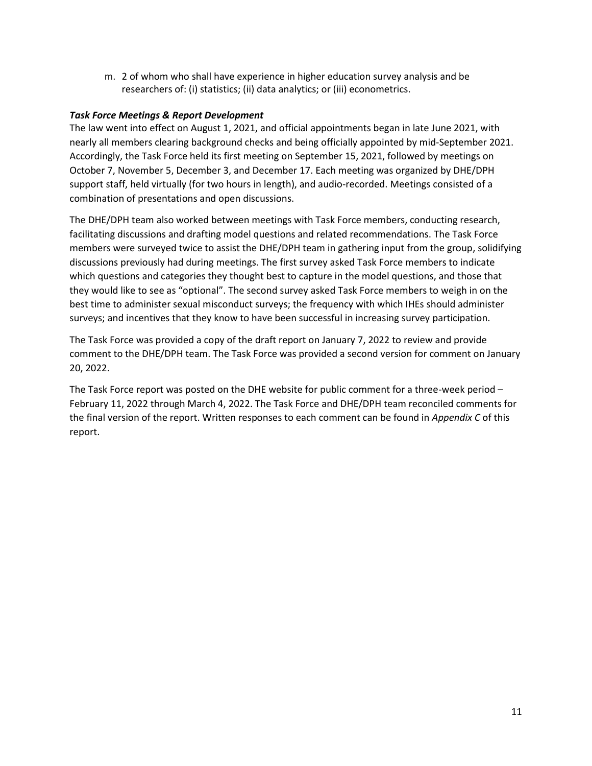m. 2 of whom who shall have experience in higher education survey analysis and be researchers of: (i) statistics; (ii) data analytics; or (iii) econometrics.

***Task Force Meetings & Report Development***

The law went into effect on August 1, 2021, and official appointments began in late June 2021, with nearly all members clearing background checks and being officially appointed by mid-September 2021. Accordingly, the Task Force held its first meeting on September 15, 2021, followed by meetings on October 7, November 5, December 3, and December 17. Each meeting was organized by DHE/DPH support staff, held virtually (for two hours in length), and audio-recorded. Meetings consisted of a combination of presentations and open discussions.

The DHE/DPH team also worked between meetings with Task Force members, conducting research, facilitating discussions and drafting model questions and related recommendations. The Task Force members were surveyed twice to assist the DHE/DPH team in gathering input from the group, solidifying discussions previously had during meetings. The first survey asked Task Force members to indicate which questions and categories they thought best to capture in the model questions, and those that they would like to see as "optional". The second survey asked Task Force members to weigh in on the best time to administer sexual misconduct surveys; the frequency with which IHEs should administer surveys; and incentives that they know to have been successful in increasing survey participation.

The Task Force was provided a copy of the draft report on January 7, 2022 to review and provide comment to the DHE/DPH team. The Task Force was provided a second version for comment on January 20, 2022.

The Task Force report was posted on the DHE website for public comment for a three-week period – February 11, 2022 through March 4, 2022. The Task Force and DHE/DPH team reconciled comments for the final version of the report. Written responses to each comment can be found in *Appendix C* of this report.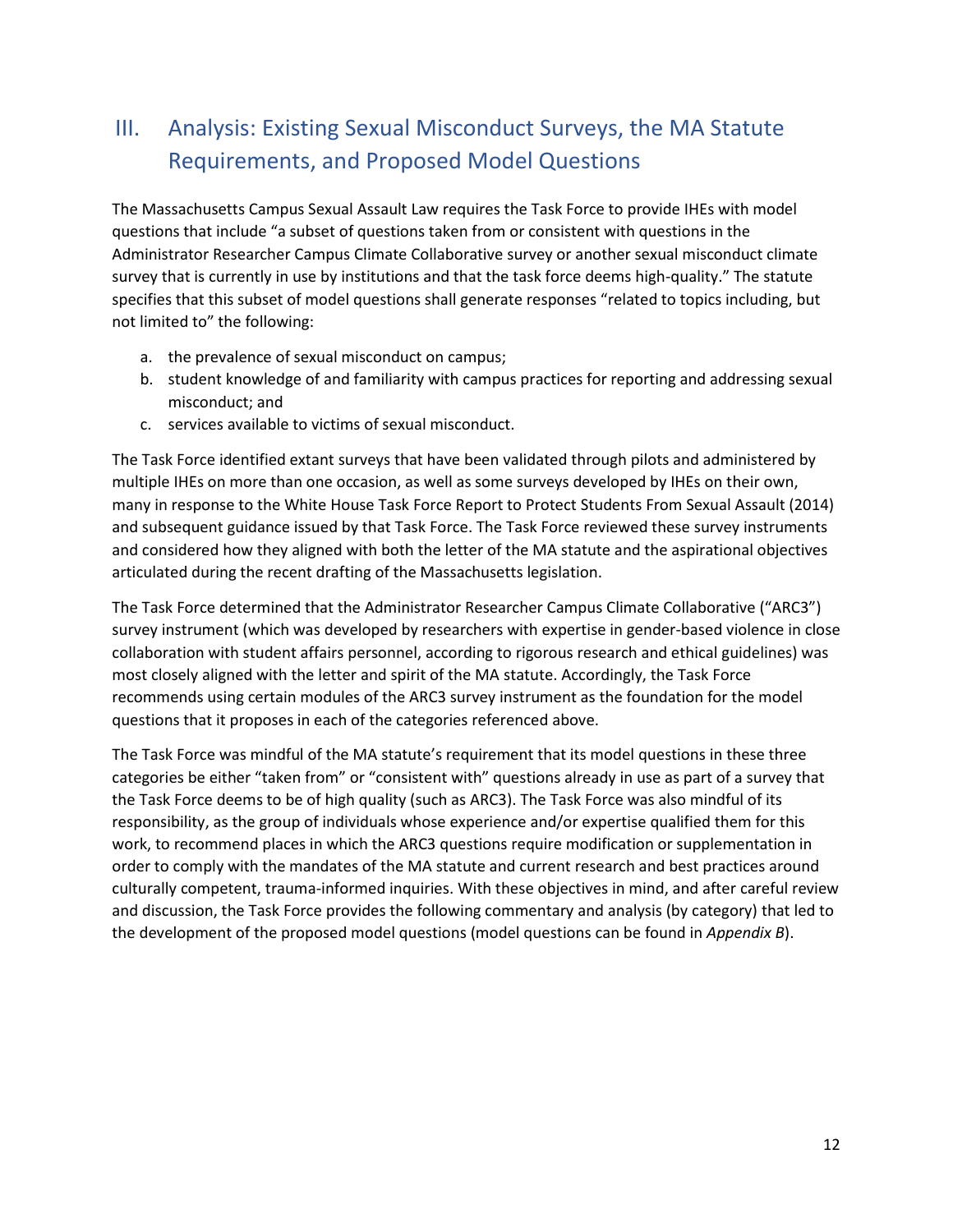## III. Analysis: Existing Sexual Misconduct Surveys, the MA Statute Requirements, and Proposed Model Questions

The Massachusetts Campus Sexual Assault Law requires the Task Force to provide IHEs with model questions that include "a subset of questions taken from or consistent with questions in the Administrator Researcher Campus Climate Collaborative survey or another sexual misconduct climate survey that is currently in use by institutions and that the task force deems high-quality." The statute specifies that this subset of model questions shall generate responses "related to topics including, but not limited to" the following:

a. the prevalence of sexual misconduct on campus;
b. student knowledge of and familiarity with campus practices for reporting and addressing sexual misconduct; and
c. services available to victims of sexual misconduct.

The Task Force identified extant surveys that have been validated through pilots and administered by multiple IHEs on more than one occasion, as well as some surveys developed by IHEs on their own, many in response to the White House Task Force Report to Protect Students From Sexual Assault (2014) and subsequent guidance issued by that Task Force. The Task Force reviewed these survey instruments and considered how they aligned with both the letter of the MA statute and the aspirational objectives articulated during the recent drafting of the Massachusetts legislation.

The Task Force determined that the Administrator Researcher Campus Climate Collaborative ("ARC3") survey instrument (which was developed by researchers with expertise in gender-based violence in close collaboration with student affairs personnel, according to rigorous research and ethical guidelines) was most closely aligned with the letter and spirit of the MA statute. Accordingly, the Task Force recommends using certain modules of the ARC3 survey instrument as the foundation for the model questions that it proposes in each of the categories referenced above.

The Task Force was mindful of the MA statute's requirement that its model questions in these three categories be either "taken from" or "consistent with" questions already in use as part of a survey that the Task Force deems to be of high quality (such as ARC3). The Task Force was also mindful of its responsibility, as the group of individuals whose experience and/or expertise qualified them for this work, to recommend places in which the ARC3 questions require modification or supplementation in order to comply with the mandates of the MA statute and current research and best practices around culturally competent, trauma-informed inquiries. With these objectives in mind, and after careful review and discussion, the Task Force provides the following commentary and analysis (by category) that led to the development of the proposed model questions (model questions can be found in *Appendix B*).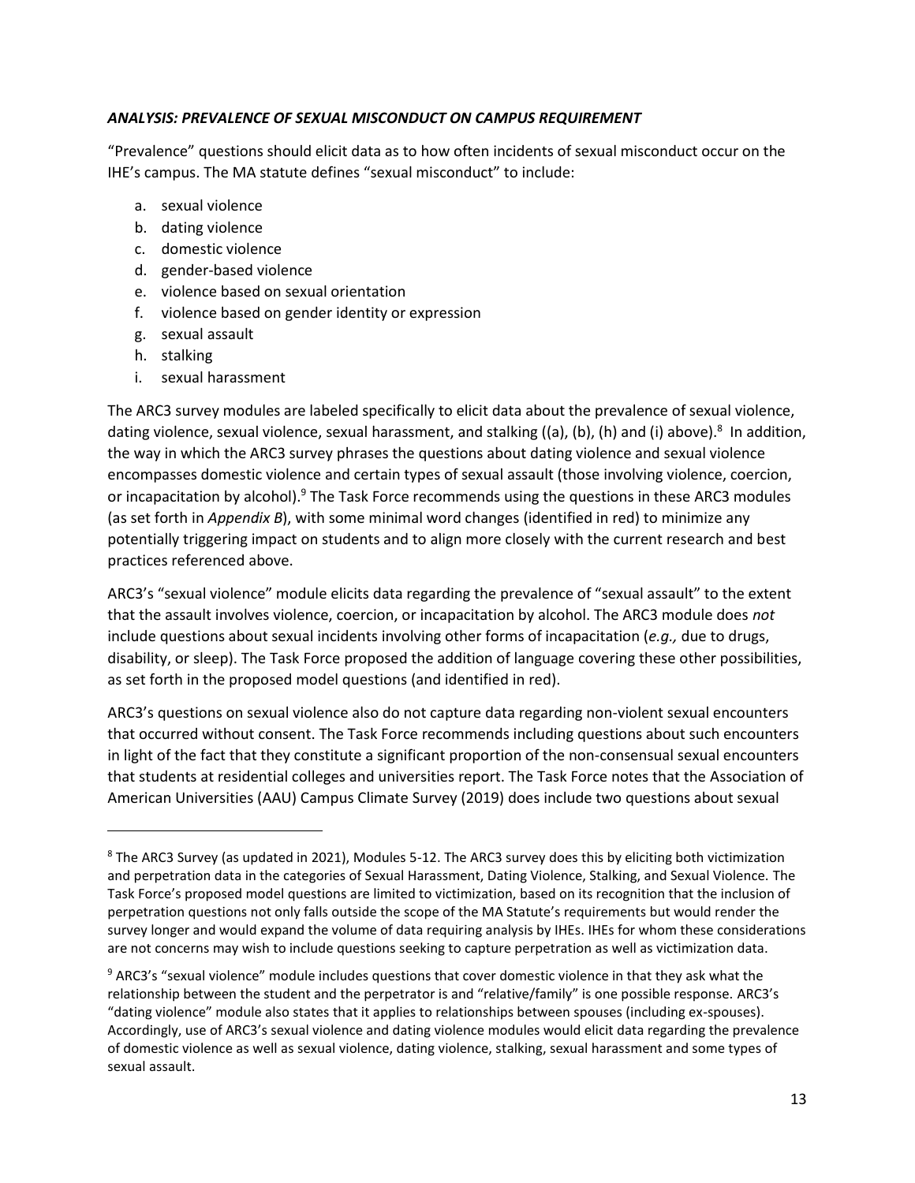***ANALYSIS: PREVALENCE OF SEXUAL MISCONDUCT ON CAMPUS REQUIREMENT***

"Prevalence" questions should elicit data as to how often incidents of sexual misconduct occur on the IHE's campus. The MA statute defines "sexual misconduct" to include:

a. sexual violence
b. dating violence
c. domestic violence
d. gender-based violence
e. violence based on sexual orientation
f. violence based on gender identity or expression
g. sexual assault
h. stalking
i. sexual harassment

The ARC3 survey modules are labeled specifically to elicit data about the prevalence of sexual violence, dating violence, sexual violence, sexual harassment, and stalking ((a), (b), (h) and (i) above).[8] In addition, the way in which the ARC3 survey phrases the questions about dating violence and sexual violence encompasses domestic violence and certain types of sexual assault (those involving violence, coercion, or incapacitation by alcohol).[9] The Task Force recommends using the questions in these ARC3 modules (as set forth in *Appendix B*), with some minimal word changes (identified in red) to minimize any potentially triggering impact on students and to align more closely with the current research and best practices referenced above.

ARC3's "sexual violence" module elicits data regarding the prevalence of "sexual assault" to the extent that the assault involves violence, coercion, or incapacitation by alcohol. The ARC3 module does *not* include questions about sexual incidents involving other forms of incapacitation (*e.g.,* due to drugs, disability, or sleep). The Task Force proposed the addition of language covering these other possibilities, as set forth in the proposed model questions (and identified in red).

ARC3's questions on sexual violence also do not capture data regarding non-violent sexual encounters that occurred without consent. The Task Force recommends including questions about such encounters in light of the fact that they constitute a significant proportion of the non-consensual sexual encounters that students at residential colleges and universities report. The Task Force notes that the Association of American Universities (AAU) Campus Climate Survey (2019) does include two questions about sexual

---

[8] The ARC3 Survey (as updated in 2021), Modules 5-12. The ARC3 survey does this by eliciting both victimization and perpetration data in the categories of Sexual Harassment, Dating Violence, Stalking, and Sexual Violence. The Task Force's proposed model questions are limited to victimization, based on its recognition that the inclusion of perpetration questions not only falls outside the scope of the MA Statute's requirements but would render the survey longer and would expand the volume of data requiring analysis by IHEs. IHEs for whom these considerations are not concerns may wish to include questions seeking to capture perpetration as well as victimization data.

[9] ARC3's "sexual violence" module includes questions that cover domestic violence in that they ask what the relationship between the student and the perpetrator is and "relative/family" is one possible response. ARC3's "dating violence" module also states that it applies to relationships between spouses (including ex-spouses). Accordingly, use of ARC3's sexual violence and dating violence modules would elicit data regarding the prevalence of domestic violence as well as sexual violence, dating violence, stalking, sexual harassment and some types of sexual assault.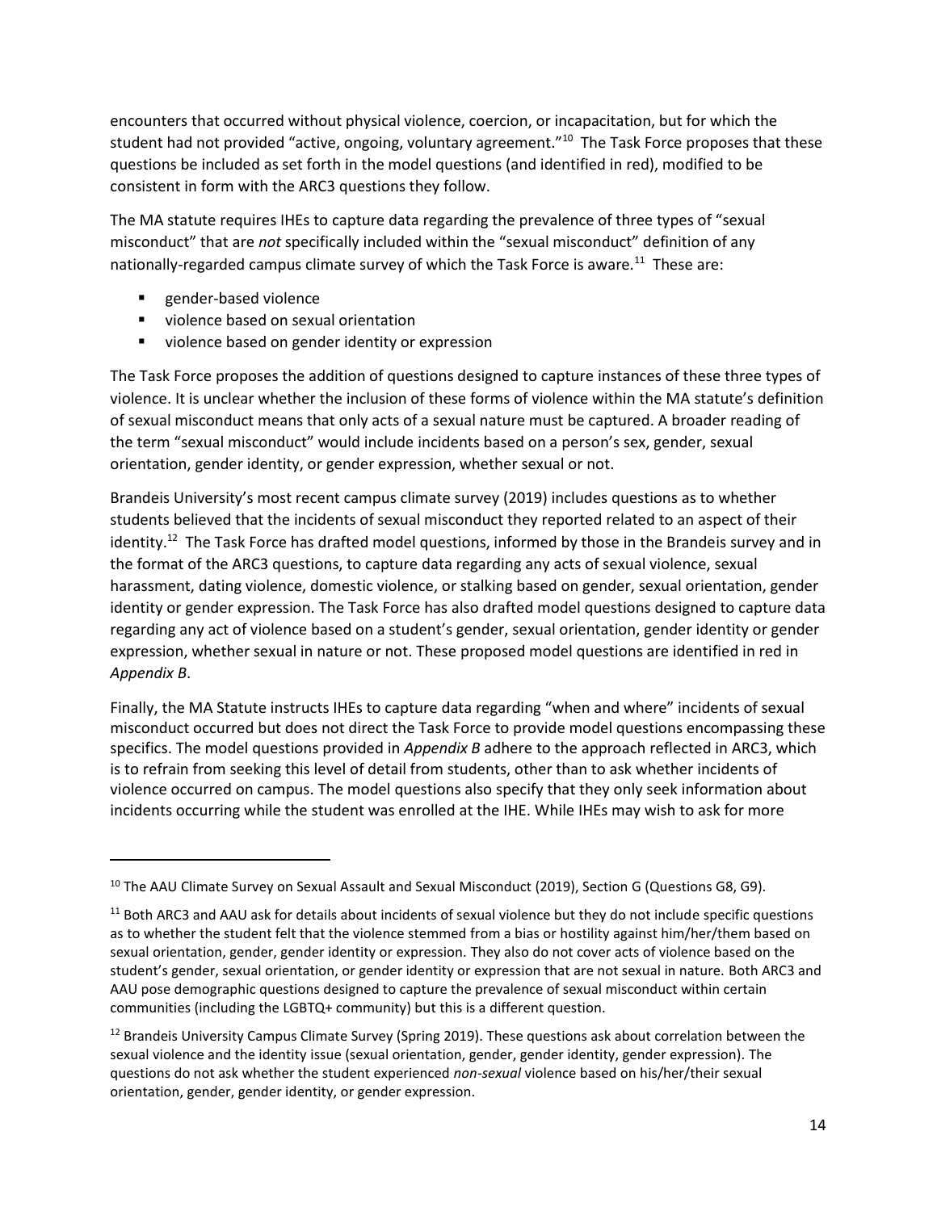encounters that occurred without physical violence, coercion, or incapacitation, but for which the student had not provided "active, ongoing, voluntary agreement."[10] The Task Force proposes that these questions be included as set forth in the model questions (and identified in red), modified to be consistent in form with the ARC3 questions they follow.

The MA statute requires IHEs to capture data regarding the prevalence of three types of "sexual misconduct" that are *not* specifically included within the "sexual misconduct" definition of any nationally-regarded campus climate survey of which the Task Force is aware.[11] These are:

- gender-based violence
- violence based on sexual orientation
- violence based on gender identity or expression

The Task Force proposes the addition of questions designed to capture instances of these three types of violence. It is unclear whether the inclusion of these forms of violence within the MA statute's definition of sexual misconduct means that only acts of a sexual nature must be captured. A broader reading of the term "sexual misconduct" would include incidents based on a person's sex, gender, sexual orientation, gender identity, or gender expression, whether sexual or not.

Brandeis University's most recent campus climate survey (2019) includes questions as to whether students believed that the incidents of sexual misconduct they reported related to an aspect of their identity.[12] The Task Force has drafted model questions, informed by those in the Brandeis survey and in the format of the ARC3 questions, to capture data regarding any acts of sexual violence, sexual harassment, dating violence, domestic violence, or stalking based on gender, sexual orientation, gender identity or gender expression. The Task Force has also drafted model questions designed to capture data regarding any act of violence based on a student's gender, sexual orientation, gender identity or gender expression, whether sexual in nature or not. These proposed model questions are identified in red in *Appendix B*.

Finally, the MA Statute instructs IHEs to capture data regarding "when and where" incidents of sexual misconduct occurred but does not direct the Task Force to provide model questions encompassing these specifics. The model questions provided in *Appendix B* adhere to the approach reflected in ARC3, which is to refrain from seeking this level of detail from students, other than to ask whether incidents of violence occurred on campus. The model questions also specify that they only seek information about incidents occurring while the student was enrolled at the IHE. While IHEs may wish to ask for more

---

[10] The AAU Climate Survey on Sexual Assault and Sexual Misconduct (2019), Section G (Questions G8, G9).

[11] Both ARC3 and AAU ask for details about incidents of sexual violence but they do not include specific questions as to whether the student felt that the violence stemmed from a bias or hostility against him/her/them based on sexual orientation, gender, gender identity or expression. They also do not cover acts of violence based on the student's gender, sexual orientation, or gender identity or expression that are not sexual in nature. Both ARC3 and AAU pose demographic questions designed to capture the prevalence of sexual misconduct within certain communities (including the LGBTQ+ community) but this is a different question.

[12] Brandeis University Campus Climate Survey (Spring 2019). These questions ask about correlation between the sexual violence and the identity issue (sexual orientation, gender, gender identity, gender expression). The questions do not ask whether the student experienced *non-sexual* violence based on his/her/their sexual orientation, gender, gender identity, or gender expression.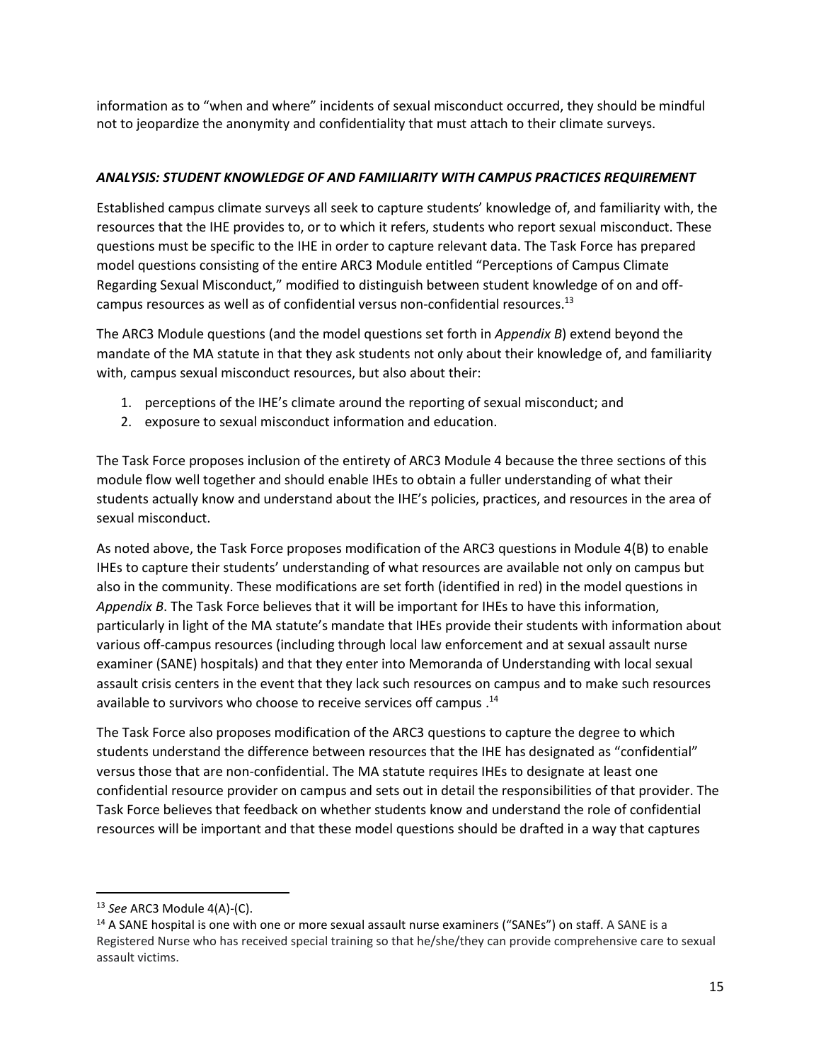information as to "when and where" incidents of sexual misconduct occurred, they should be mindful not to jeopardize the anonymity and confidentiality that must attach to their climate surveys.

### ***ANALYSIS: STUDENT KNOWLEDGE OF AND FAMILIARITY WITH CAMPUS PRACTICES REQUIREMENT***

Established campus climate surveys all seek to capture students' knowledge of, and familiarity with, the resources that the IHE provides to, or to which it refers, students who report sexual misconduct. These questions must be specific to the IHE in order to capture relevant data. The Task Force has prepared model questions consisting of the entire ARC3 Module entitled "Perceptions of Campus Climate Regarding Sexual Misconduct," modified to distinguish between student knowledge of on and off-campus resources as well as of confidential versus non-confidential resources.[13]

The ARC3 Module questions (and the model questions set forth in *Appendix B*) extend beyond the mandate of the MA statute in that they ask students not only about their knowledge of, and familiarity with, campus sexual misconduct resources, but also about their:

1. perceptions of the IHE's climate around the reporting of sexual misconduct; and
2. exposure to sexual misconduct information and education.

The Task Force proposes inclusion of the entirety of ARC3 Module 4 because the three sections of this module flow well together and should enable IHEs to obtain a fuller understanding of what their students actually know and understand about the IHE's policies, practices, and resources in the area of sexual misconduct.

As noted above, the Task Force proposes modification of the ARC3 questions in Module 4(B) to enable IHEs to capture their students' understanding of what resources are available not only on campus but also in the community. These modifications are set forth (identified in red) in the model questions in *Appendix B*. The Task Force believes that it will be important for IHEs to have this information, particularly in light of the MA statute's mandate that IHEs provide their students with information about various off-campus resources (including through local law enforcement and at sexual assault nurse examiner (SANE) hospitals) and that they enter into Memoranda of Understanding with local sexual assault crisis centers in the event that they lack such resources on campus and to make such resources available to survivors who choose to receive services off campus .[14]

The Task Force also proposes modification of the ARC3 questions to capture the degree to which students understand the difference between resources that the IHE has designated as "confidential" versus those that are non-confidential. The MA statute requires IHEs to designate at least one confidential resource provider on campus and sets out in detail the responsibilities of that provider. The Task Force believes that feedback on whether students know and understand the role of confidential resources will be important and that these model questions should be drafted in a way that captures

---

[13] *See* ARC3 Module 4(A)-(C).

[14] A SANE hospital is one with one or more sexual assault nurse examiners ("SANEs") on staff. A SANE is a Registered Nurse who has received special training so that he/she/they can provide comprehensive care to sexual assault victims.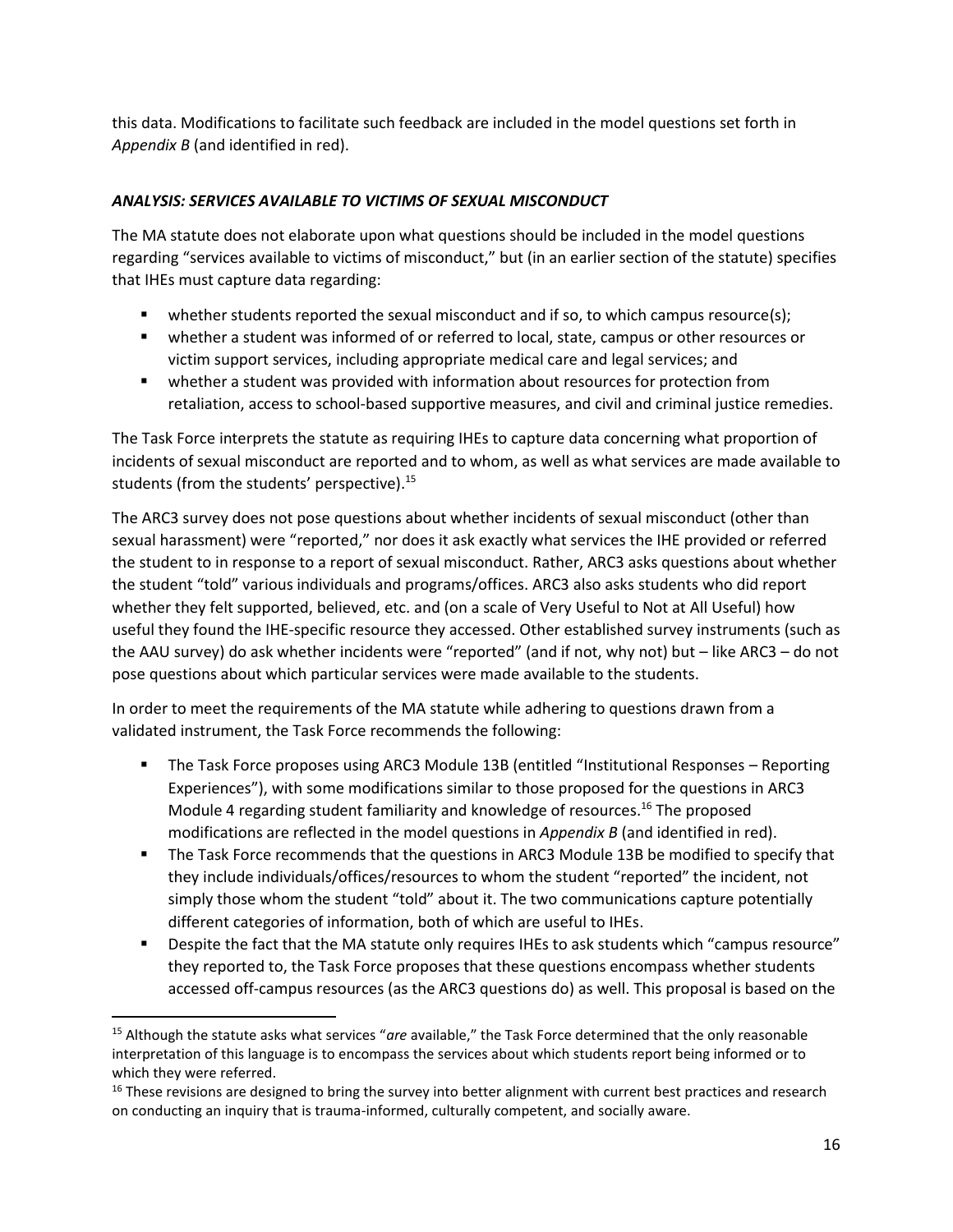this data. Modifications to facilitate such feedback are included in the model questions set forth in *Appendix B* (and identified in red).

### *ANALYSIS: SERVICES AVAILABLE TO VICTIMS OF SEXUAL MISCONDUCT*

The MA statute does not elaborate upon what questions should be included in the model questions regarding "services available to victims of misconduct," but (in an earlier section of the statute) specifies that IHEs must capture data regarding:

- whether students reported the sexual misconduct and if so, to which campus resource(s);
- whether a student was informed of or referred to local, state, campus or other resources or victim support services, including appropriate medical care and legal services; and
- whether a student was provided with information about resources for protection from retaliation, access to school-based supportive measures, and civil and criminal justice remedies.

The Task Force interprets the statute as requiring IHEs to capture data concerning what proportion of incidents of sexual misconduct are reported and to whom, as well as what services are made available to students (from the students' perspective).[15]

The ARC3 survey does not pose questions about whether incidents of sexual misconduct (other than sexual harassment) were "reported," nor does it ask exactly what services the IHE provided or referred the student to in response to a report of sexual misconduct. Rather, ARC3 asks questions about whether the student "told" various individuals and programs/offices. ARC3 also asks students who did report whether they felt supported, believed, etc. and (on a scale of Very Useful to Not at All Useful) how useful they found the IHE-specific resource they accessed. Other established survey instruments (such as the AAU survey) do ask whether incidents were "reported" (and if not, why not) but – like ARC3 – do not pose questions about which particular services were made available to the students.

In order to meet the requirements of the MA statute while adhering to questions drawn from a validated instrument, the Task Force recommends the following:

- The Task Force proposes using ARC3 Module 13B (entitled "Institutional Responses – Reporting Experiences"), with some modifications similar to those proposed for the questions in ARC3 Module 4 regarding student familiarity and knowledge of resources.[16] The proposed modifications are reflected in the model questions in *Appendix B* (and identified in red).
- The Task Force recommends that the questions in ARC3 Module 13B be modified to specify that they include individuals/offices/resources to whom the student "reported" the incident, not simply those whom the student "told" about it. The two communications capture potentially different categories of information, both of which are useful to IHEs.
- Despite the fact that the MA statute only requires IHEs to ask students which "campus resource" they reported to, the Task Force proposes that these questions encompass whether students accessed off-campus resources (as the ARC3 questions do) as well. This proposal is based on the

[15] Although the statute asks what services "*are* available," the Task Force determined that the only reasonable interpretation of this language is to encompass the services about which students report being informed or to which they were referred.

[16] These revisions are designed to bring the survey into better alignment with current best practices and research on conducting an inquiry that is trauma-informed, culturally competent, and socially aware.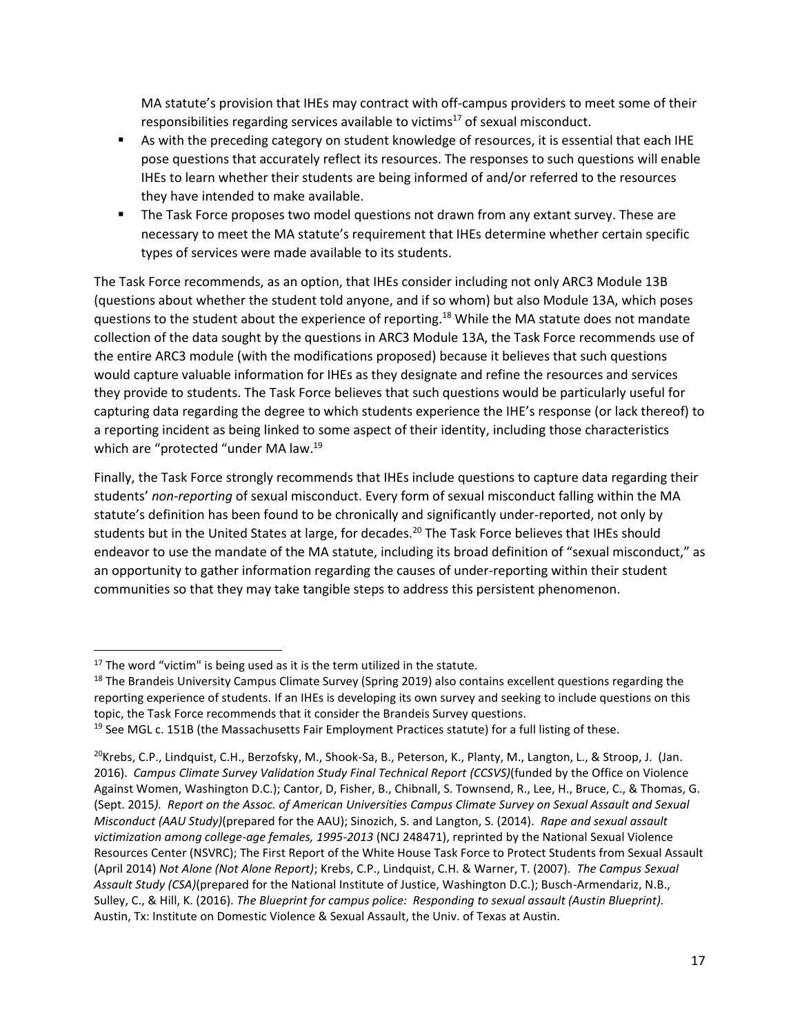MA statute's provision that IHEs may contract with off-campus providers to meet some of their responsibilities regarding services available to victims[17] of sexual misconduct.

- As with the preceding category on student knowledge of resources, it is essential that each IHE pose questions that accurately reflect its resources. The responses to such questions will enable IHEs to learn whether their students are being informed of and/or referred to the resources they have intended to make available.
- The Task Force proposes two model questions not drawn from any extant survey. These are necessary to meet the MA statute's requirement that IHEs determine whether certain specific types of services were made available to its students.

The Task Force recommends, as an option, that IHEs consider including not only ARC3 Module 13B (questions about whether the student told anyone, and if so whom) but also Module 13A, which poses questions to the student about the experience of reporting.[18] While the MA statute does not mandate collection of the data sought by the questions in ARC3 Module 13A, the Task Force recommends use of the entire ARC3 module (with the modifications proposed) because it believes that such questions would capture valuable information for IHEs as they designate and refine the resources and services they provide to students. The Task Force believes that such questions would be particularly useful for capturing data regarding the degree to which students experience the IHE's response (or lack thereof) to a reporting incident as being linked to some aspect of their identity, including those characteristics which are "protected "under MA law.[19]

Finally, the Task Force strongly recommends that IHEs include questions to capture data regarding their students' *non-reporting* of sexual misconduct. Every form of sexual misconduct falling within the MA statute's definition has been found to be chronically and significantly under-reported, not only by students but in the United States at large, for decades.[20] The Task Force believes that IHEs should endeavor to use the mandate of the MA statute, including its broad definition of "sexual misconduct," as an opportunity to gather information regarding the causes of under-reporting within their student communities so that they may take tangible steps to address this persistent phenomenon.

---

[17] The word "victim" is being used as it is the term utilized in the statute.

[18] The Brandeis University Campus Climate Survey (Spring 2019) also contains excellent questions regarding the reporting experience of students. If an IHEs is developing its own survey and seeking to include questions on this topic, the Task Force recommends that it consider the Brandeis Survey questions.

[19] See MGL c. 151B (the Massachusetts Fair Employment Practices statute) for a full listing of these.

[20] Krebs, C.P., Lindquist, C.H., Berzofsky, M., Shook-Sa, B., Peterson, K., Planty, M., Langton, L., & Stroop, J. (Jan. 2016). *Campus Climate Survey Validation Study Final Technical Report (CCSVS)*(funded by the Office on Violence Against Women, Washington D.C.); Cantor, D, Fisher, B., Chibnall, S. Townsend, R., Lee, H., Bruce, C., & Thomas, G. (Sept. 2015*). Report on the Assoc. of American Universities Campus Climate Survey on Sexual Assault and Sexual Misconduct (AAU Study)*(prepared for the AAU); Sinozich, S. and Langton, S. (2014). *Rape and sexual assault victimization among college-age females, 1995-2013* (NCJ 248471), reprinted by the National Sexual Violence Resources Center (NSVRC); The First Report of the White House Task Force to Protect Students from Sexual Assault (April 2014) *Not Alone (Not Alone Report)*; Krebs, C.P., Lindquist, C.H. & Warner, T. (2007). *The Campus Sexual Assault Study (CSA)*(prepared for the National Institute of Justice, Washington D.C.); Busch-Armendariz, N.B., Sulley, C., & Hill, K. (2016). *The Blueprint for campus police: Responding to sexual assault (Austin Blueprint).* Austin, Tx: Institute on Domestic Violence & Sexual Assault, the Univ. of Texas at Austin.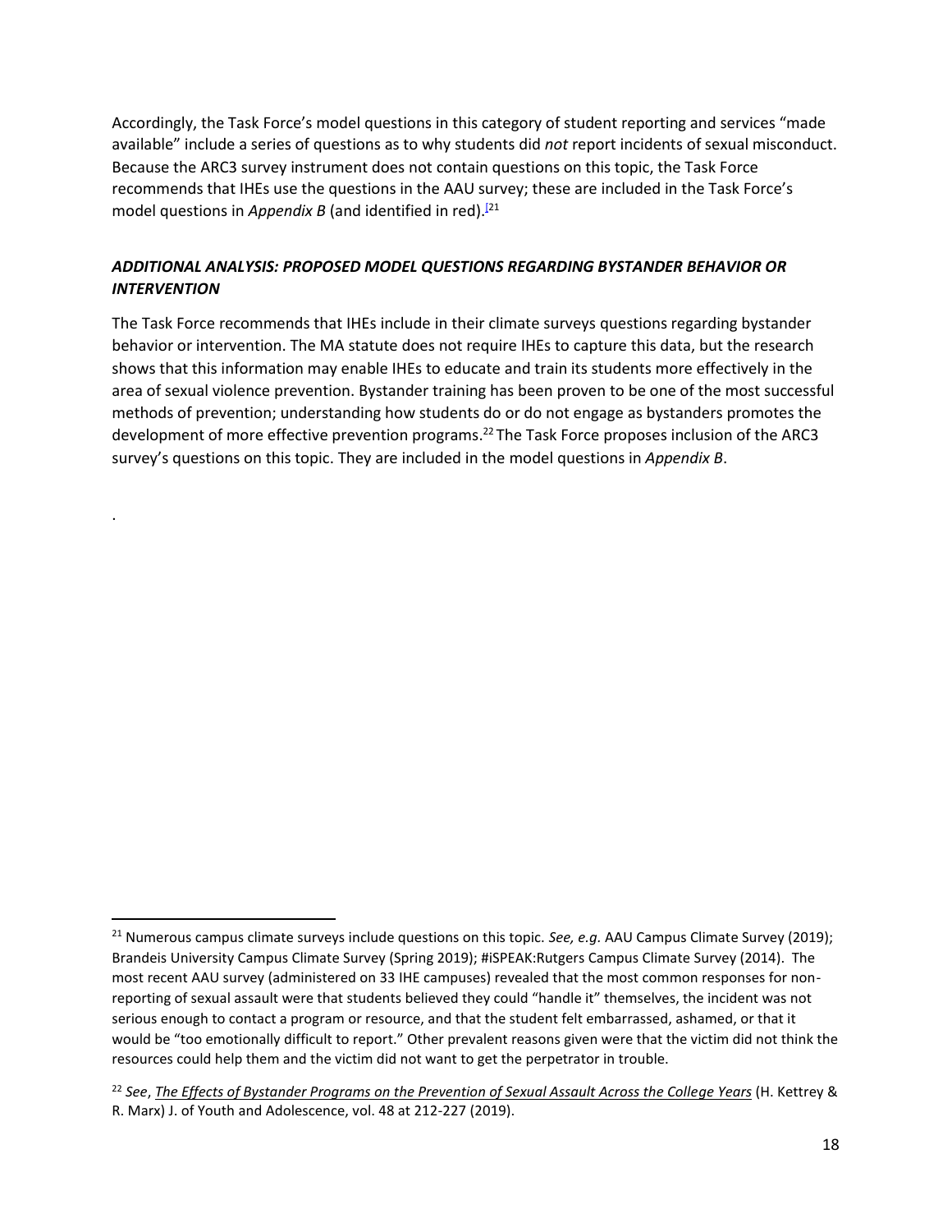Accordingly, the Task Force's model questions in this category of student reporting and services "made available" include a series of questions as to why students did *not* report incidents of sexual misconduct. Because the ARC3 survey instrument does not contain questions on this topic, the Task Force recommends that IHEs use the questions in the AAU survey; these are included in the Task Force's model questions in *Appendix B* (and identified in red).[21]

### *ADDITIONAL ANALYSIS: PROPOSED MODEL QUESTIONS REGARDING BYSTANDER BEHAVIOR OR INTERVENTION*

The Task Force recommends that IHEs include in their climate surveys questions regarding bystander behavior or intervention. The MA statute does not require IHEs to capture this data, but the research shows that this information may enable IHEs to educate and train its students more effectively in the area of sexual violence prevention. Bystander training has been proven to be one of the most successful methods of prevention; understanding how students do or do not engage as bystanders promotes the development of more effective prevention programs.[22] The Task Force proposes inclusion of the ARC3 survey's questions on this topic. They are included in the model questions in *Appendix B*.

.

---

[21] Numerous campus climate surveys include questions on this topic. *See, e.g.* AAU Campus Climate Survey (2019); Brandeis University Campus Climate Survey (Spring 2019); #iSPEAK:Rutgers Campus Climate Survey (2014). The most recent AAU survey (administered on 33 IHE campuses) revealed that the most common responses for non-reporting of sexual assault were that students believed they could "handle it" themselves, the incident was not serious enough to contact a program or resource, and that the student felt embarrassed, ashamed, or that it would be "too emotionally difficult to report." Other prevalent reasons given were that the victim did not think the resources could help them and the victim did not want to get the perpetrator in trouble.

[22] *See*, *The Effects of Bystander Programs on the Prevention of Sexual Assault Across the College Years* (H. Kettrey & R. Marx) J. of Youth and Adolescence, vol. 48 at 212-227 (2019).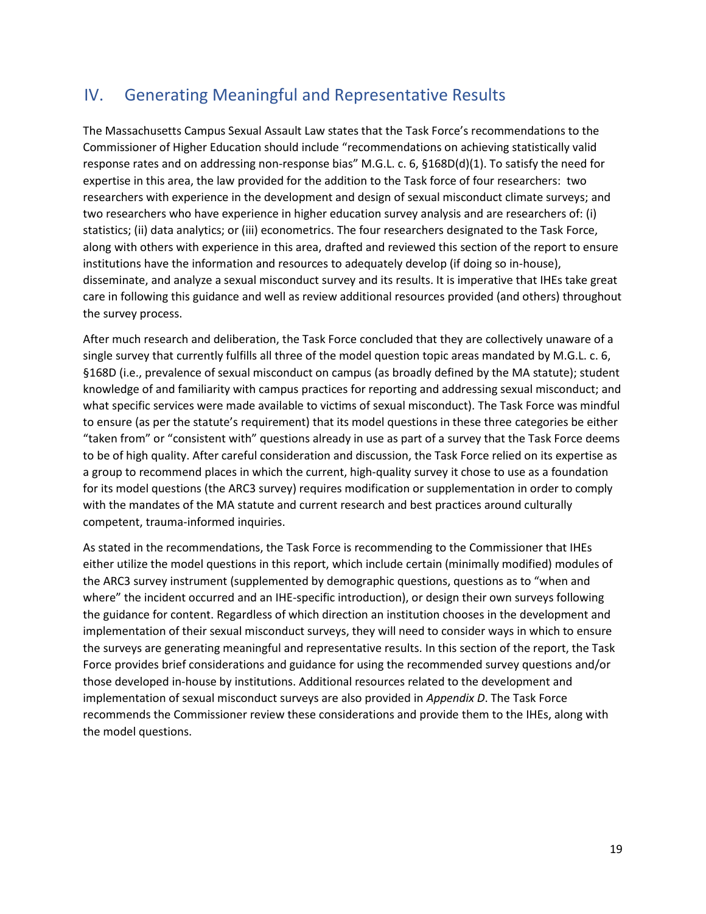## IV. Generating Meaningful and Representative Results

The Massachusetts Campus Sexual Assault Law states that the Task Force's recommendations to the Commissioner of Higher Education should include "recommendations on achieving statistically valid response rates and on addressing non-response bias" M.G.L. c. 6, §168D(d)(1). To satisfy the need for expertise in this area, the law provided for the addition to the Task force of four researchers: two researchers with experience in the development and design of sexual misconduct climate surveys; and two researchers who have experience in higher education survey analysis and are researchers of: (i) statistics; (ii) data analytics; or (iii) econometrics. The four researchers designated to the Task Force, along with others with experience in this area, drafted and reviewed this section of the report to ensure institutions have the information and resources to adequately develop (if doing so in-house), disseminate, and analyze a sexual misconduct survey and its results. It is imperative that IHEs take great care in following this guidance and well as review additional resources provided (and others) throughout the survey process.

After much research and deliberation, the Task Force concluded that they are collectively unaware of a single survey that currently fulfills all three of the model question topic areas mandated by M.G.L. c. 6, §168D (i.e., prevalence of sexual misconduct on campus (as broadly defined by the MA statute); student knowledge of and familiarity with campus practices for reporting and addressing sexual misconduct; and what specific services were made available to victims of sexual misconduct). The Task Force was mindful to ensure (as per the statute's requirement) that its model questions in these three categories be either "taken from" or "consistent with" questions already in use as part of a survey that the Task Force deems to be of high quality. After careful consideration and discussion, the Task Force relied on its expertise as a group to recommend places in which the current, high-quality survey it chose to use as a foundation for its model questions (the ARC3 survey) requires modification or supplementation in order to comply with the mandates of the MA statute and current research and best practices around culturally competent, trauma-informed inquiries.

As stated in the recommendations, the Task Force is recommending to the Commissioner that IHEs either utilize the model questions in this report, which include certain (minimally modified) modules of the ARC3 survey instrument (supplemented by demographic questions, questions as to "when and where" the incident occurred and an IHE-specific introduction), or design their own surveys following the guidance for content. Regardless of which direction an institution chooses in the development and implementation of their sexual misconduct surveys, they will need to consider ways in which to ensure the surveys are generating meaningful and representative results. In this section of the report, the Task Force provides brief considerations and guidance for using the recommended survey questions and/or those developed in-house by institutions. Additional resources related to the development and implementation of sexual misconduct surveys are also provided in *Appendix D*. The Task Force recommends the Commissioner review these considerations and provide them to the IHEs, along with the model questions.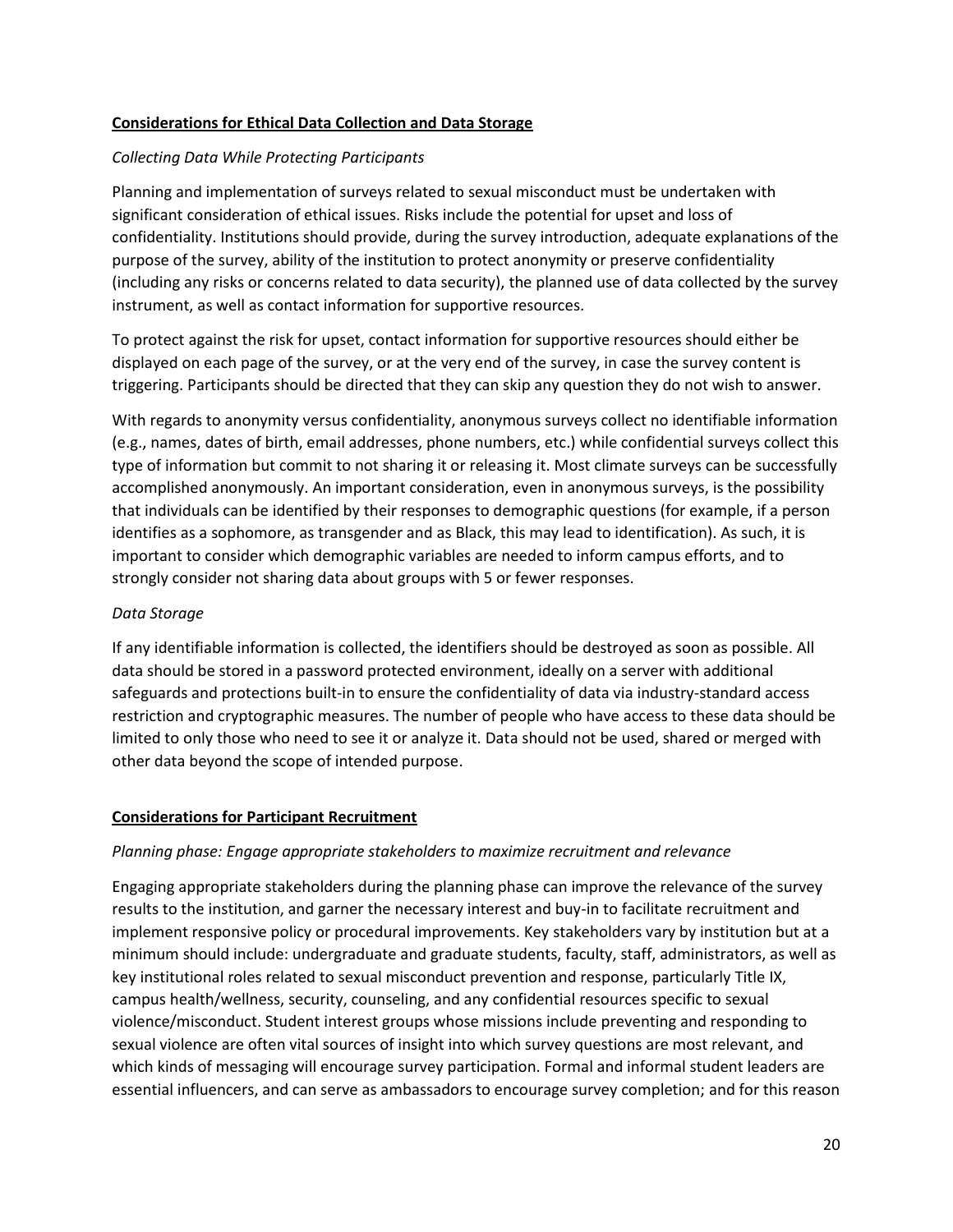**Considerations for Ethical Data Collection and Data Storage**

*Collecting Data While Protecting Participants*

Planning and implementation of surveys related to sexual misconduct must be undertaken with significant consideration of ethical issues. Risks include the potential for upset and loss of confidentiality. Institutions should provide, during the survey introduction, adequate explanations of the purpose of the survey, ability of the institution to protect anonymity or preserve confidentiality (including any risks or concerns related to data security), the planned use of data collected by the survey instrument, as well as contact information for supportive resources.

To protect against the risk for upset, contact information for supportive resources should either be displayed on each page of the survey, or at the very end of the survey, in case the survey content is triggering. Participants should be directed that they can skip any question they do not wish to answer.

With regards to anonymity versus confidentiality, anonymous surveys collect no identifiable information (e.g., names, dates of birth, email addresses, phone numbers, etc.) while confidential surveys collect this type of information but commit to not sharing it or releasing it. Most climate surveys can be successfully accomplished anonymously. An important consideration, even in anonymous surveys, is the possibility that individuals can be identified by their responses to demographic questions (for example, if a person identifies as a sophomore, as transgender and as Black, this may lead to identification). As such, it is important to consider which demographic variables are needed to inform campus efforts, and to strongly consider not sharing data about groups with 5 or fewer responses.

*Data Storage*

If any identifiable information is collected, the identifiers should be destroyed as soon as possible. All data should be stored in a password protected environment, ideally on a server with additional safeguards and protections built-in to ensure the confidentiality of data via industry-standard access restriction and cryptographic measures. The number of people who have access to these data should be limited to only those who need to see it or analyze it. Data should not be used, shared or merged with other data beyond the scope of intended purpose.

**Considerations for Participant Recruitment**

*Planning phase: Engage appropriate stakeholders to maximize recruitment and relevance*

Engaging appropriate stakeholders during the planning phase can improve the relevance of the survey results to the institution, and garner the necessary interest and buy-in to facilitate recruitment and implement responsive policy or procedural improvements. Key stakeholders vary by institution but at a minimum should include: undergraduate and graduate students, faculty, staff, administrators, as well as key institutional roles related to sexual misconduct prevention and response, particularly Title IX, campus health/wellness, security, counseling, and any confidential resources specific to sexual violence/misconduct. Student interest groups whose missions include preventing and responding to sexual violence are often vital sources of insight into which survey questions are most relevant, and which kinds of messaging will encourage survey participation. Formal and informal student leaders are essential influencers, and can serve as ambassadors to encourage survey completion; and for this reason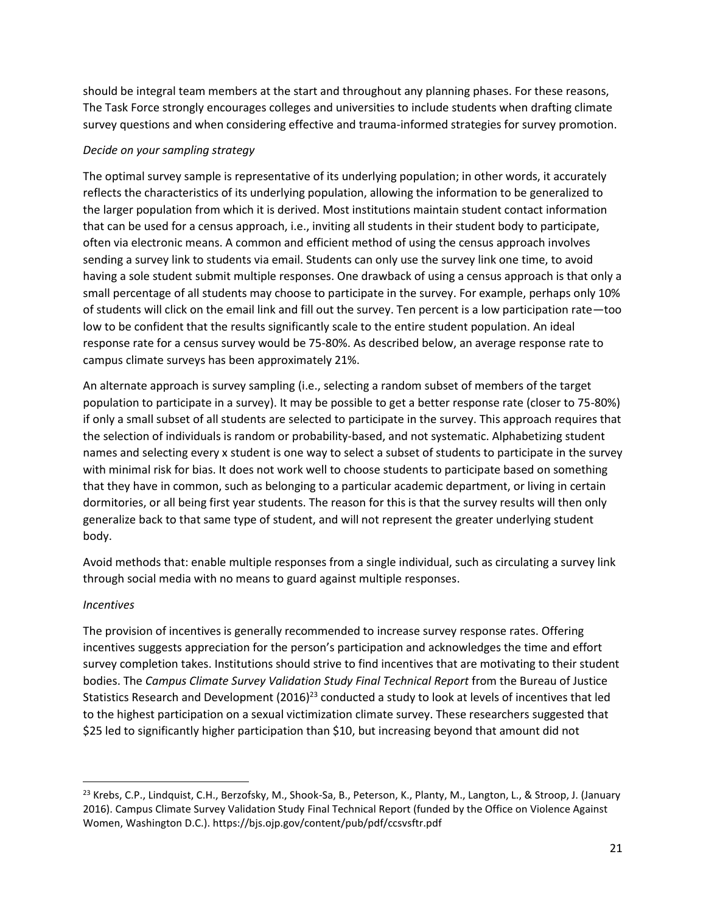should be integral team members at the start and throughout any planning phases. For these reasons, The Task Force strongly encourages colleges and universities to include students when drafting climate survey questions and when considering effective and trauma-informed strategies for survey promotion.

*Decide on your sampling strategy*

The optimal survey sample is representative of its underlying population; in other words, it accurately reflects the characteristics of its underlying population, allowing the information to be generalized to the larger population from which it is derived. Most institutions maintain student contact information that can be used for a census approach, i.e., inviting all students in their student body to participate, often via electronic means. A common and efficient method of using the census approach involves sending a survey link to students via email. Students can only use the survey link one time, to avoid having a sole student submit multiple responses. One drawback of using a census approach is that only a small percentage of all students may choose to participate in the survey. For example, perhaps only 10% of students will click on the email link and fill out the survey. Ten percent is a low participation rate—too low to be confident that the results significantly scale to the entire student population. An ideal response rate for a census survey would be 75-80%. As described below, an average response rate to campus climate surveys has been approximately 21%.

An alternate approach is survey sampling (i.e., selecting a random subset of members of the target population to participate in a survey). It may be possible to get a better response rate (closer to 75-80%) if only a small subset of all students are selected to participate in the survey. This approach requires that the selection of individuals is random or probability-based, and not systematic. Alphabetizing student names and selecting every x student is one way to select a subset of students to participate in the survey with minimal risk for bias. It does not work well to choose students to participate based on something that they have in common, such as belonging to a particular academic department, or living in certain dormitories, or all being first year students. The reason for this is that the survey results will then only generalize back to that same type of student, and will not represent the greater underlying student body.

Avoid methods that: enable multiple responses from a single individual, such as circulating a survey link through social media with no means to guard against multiple responses.

*Incentives*

The provision of incentives is generally recommended to increase survey response rates. Offering incentives suggests appreciation for the person's participation and acknowledges the time and effort survey completion takes. Institutions should strive to find incentives that are motivating to their student bodies. The *Campus Climate Survey Validation Study Final Technical Report* from the Bureau of Justice Statistics Research and Development (2016)[23] conducted a study to look at levels of incentives that led to the highest participation on a sexual victimization climate survey. These researchers suggested that $25 led to significantly higher participation than $10, but increasing beyond that amount did not

[23] Krebs, C.P., Lindquist, C.H., Berzofsky, M., Shook-Sa, B., Peterson, K., Planty, M., Langton, L., & Stroop, J. (January 2016). Campus Climate Survey Validation Study Final Technical Report (funded by the Office on Violence Against Women, Washington D.C.). https://bjs.ojp.gov/content/pub/pdf/ccsvsftr.pdf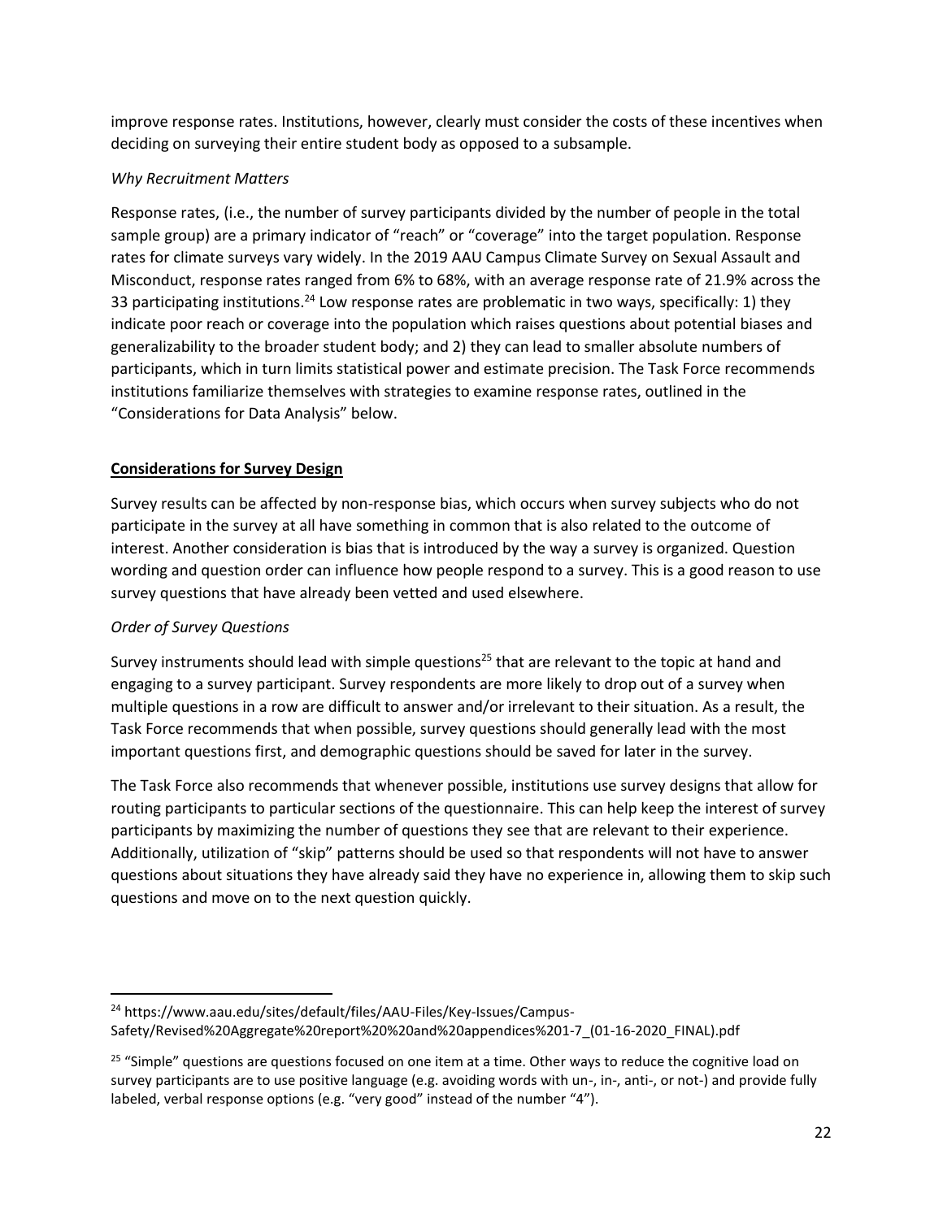improve response rates. Institutions, however, clearly must consider the costs of these incentives when deciding on surveying their entire student body as opposed to a subsample.

*Why Recruitment Matters*

Response rates, (i.e., the number of survey participants divided by the number of people in the total sample group) are a primary indicator of "reach" or "coverage" into the target population. Response rates for climate surveys vary widely. In the 2019 AAU Campus Climate Survey on Sexual Assault and Misconduct, response rates ranged from 6% to 68%, with an average response rate of 21.9% across the 33 participating institutions.[24] Low response rates are problematic in two ways, specifically: 1) they indicate poor reach or coverage into the population which raises questions about potential biases and generalizability to the broader student body; and 2) they can lead to smaller absolute numbers of participants, which in turn limits statistical power and estimate precision. The Task Force recommends institutions familiarize themselves with strategies to examine response rates, outlined in the "Considerations for Data Analysis" below.

**Considerations for Survey Design**

Survey results can be affected by non-response bias, which occurs when survey subjects who do not participate in the survey at all have something in common that is also related to the outcome of interest. Another consideration is bias that is introduced by the way a survey is organized. Question wording and question order can influence how people respond to a survey. This is a good reason to use survey questions that have already been vetted and used elsewhere.

*Order of Survey Questions*

Survey instruments should lead with simple questions[25] that are relevant to the topic at hand and engaging to a survey participant. Survey respondents are more likely to drop out of a survey when multiple questions in a row are difficult to answer and/or irrelevant to their situation. As a result, the Task Force recommends that when possible, survey questions should generally lead with the most important questions first, and demographic questions should be saved for later in the survey.

The Task Force also recommends that whenever possible, institutions use survey designs that allow for routing participants to particular sections of the questionnaire. This can help keep the interest of survey participants by maximizing the number of questions they see that are relevant to their experience. Additionally, utilization of "skip" patterns should be used so that respondents will not have to answer questions about situations they have already said they have no experience in, allowing them to skip such questions and move on to the next question quickly.

---

[24] https://www.aau.edu/sites/default/files/AAU-Files/Key-Issues/Campus-Safety/Revised%20Aggregate%20report%20%20and%20appendices%201-7_(01-16-2020_FINAL).pdf

[25] "Simple" questions are questions focused on one item at a time. Other ways to reduce the cognitive load on survey participants are to use positive language (e.g. avoiding words with un-, in-, anti-, or not-) and provide fully labeled, verbal response options (e.g. "very good" instead of the number "4").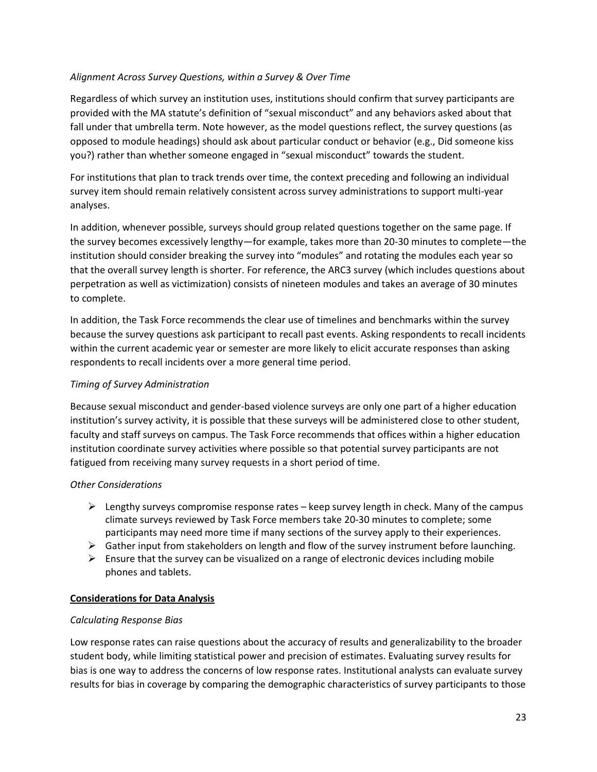*Alignment Across Survey Questions, within a Survey & Over Time*

Regardless of which survey an institution uses, institutions should confirm that survey participants are provided with the MA statute's definition of "sexual misconduct" and any behaviors asked about that fall under that umbrella term. Note however, as the model questions reflect, the survey questions (as opposed to module headings) should ask about particular conduct or behavior (e.g., Did someone kiss you?) rather than whether someone engaged in "sexual misconduct" towards the student.

For institutions that plan to track trends over time, the context preceding and following an individual survey item should remain relatively consistent across survey administrations to support multi-year analyses.

In addition, whenever possible, surveys should group related questions together on the same page. If the survey becomes excessively lengthy—for example, takes more than 20-30 minutes to complete—the institution should consider breaking the survey into "modules" and rotating the modules each year so that the overall survey length is shorter. For reference, the ARC3 survey (which includes questions about perpetration as well as victimization) consists of nineteen modules and takes an average of 30 minutes to complete.

In addition, the Task Force recommends the clear use of timelines and benchmarks within the survey because the survey questions ask participant to recall past events. Asking respondents to recall incidents within the current academic year or semester are more likely to elicit accurate responses than asking respondents to recall incidents over a more general time period.

*Timing of Survey Administration*

Because sexual misconduct and gender-based violence surveys are only one part of a higher education institution's survey activity, it is possible that these surveys will be administered close to other student, faculty and staff surveys on campus. The Task Force recommends that offices within a higher education institution coordinate survey activities where possible so that potential survey participants are not fatigued from receiving many survey requests in a short period of time.

*Other Considerations*

- Lengthy surveys compromise response rates – keep survey length in check. Many of the campus climate surveys reviewed by Task Force members take 20-30 minutes to complete; some participants may need more time if many sections of the survey apply to their experiences.
- Gather input from stakeholders on length and flow of the survey instrument before launching.
- Ensure that the survey can be visualized on a range of electronic devices including mobile phones and tablets.

**<u>Considerations for Data Analysis</u>**

*Calculating Response Bias*

Low response rates can raise questions about the accuracy of results and generalizability to the broader student body, while limiting statistical power and precision of estimates. Evaluating survey results for bias is one way to address the concerns of low response rates. Institutional analysts can evaluate survey results for bias in coverage by comparing the demographic characteristics of survey participants to those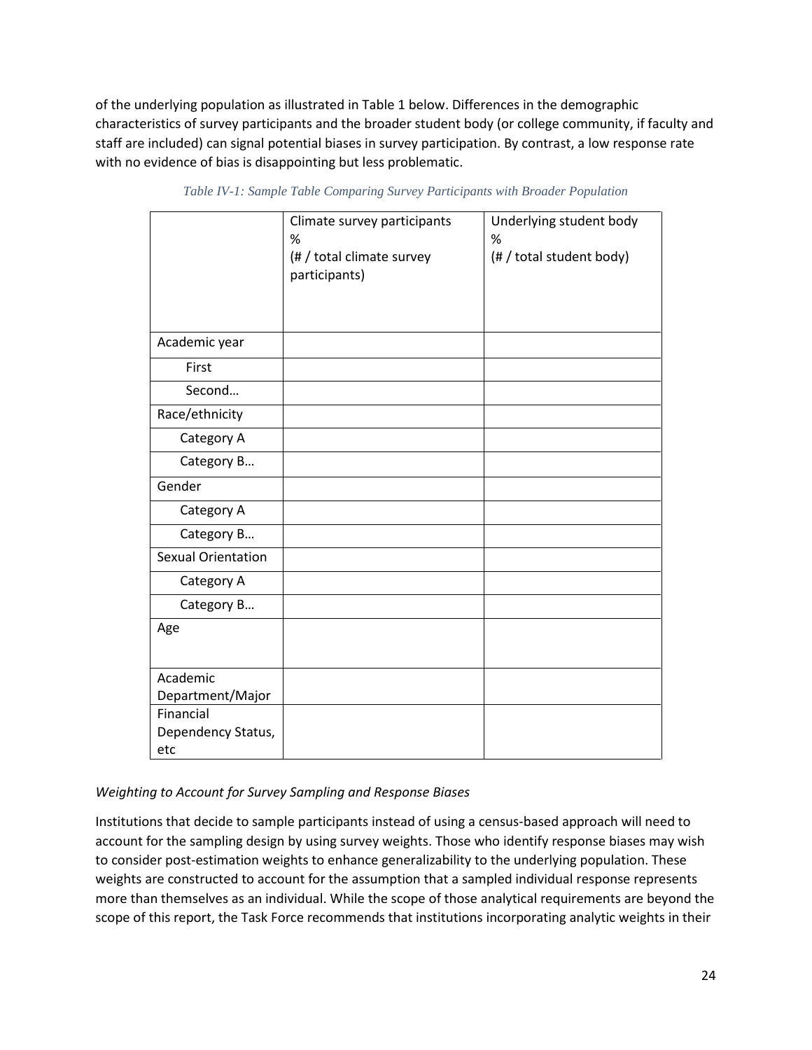of the underlying population as illustrated in Table 1 below. Differences in the demographic characteristics of survey participants and the broader student body (or college community, if faculty and staff are included) can signal potential biases in survey participation. By contrast, a low response rate with no evidence of bias is disappointing but less problematic.

*Table IV-1: Sample Table Comparing Survey Participants with Broader Population*

| | Climate survey participants %<br>(# / total climate survey participants) | Underlying student body %<br>(# / total student body) |
|---|---|---|
| Academic year | | |
| First | | |
| Second… | | |
| Race/ethnicity | | |
| Category A | | |
| Category B… | | |
| Gender | | |
| Category A | | |
| Category B… | | |
| Sexual Orientation | | |
| Category A | | |
| Category B… | | |
| Age | | |
| Academic Department/Major | | |
| Financial Dependency Status, etc | | |

*Weighting to Account for Survey Sampling and Response Biases*

Institutions that decide to sample participants instead of using a census-based approach will need to account for the sampling design by using survey weights. Those who identify response biases may wish to consider post-estimation weights to enhance generalizability to the underlying population. These weights are constructed to account for the assumption that a sampled individual response represents more than themselves as an individual. While the scope of those analytical requirements are beyond the scope of this report, the Task Force recommends that institutions incorporating analytic weights in their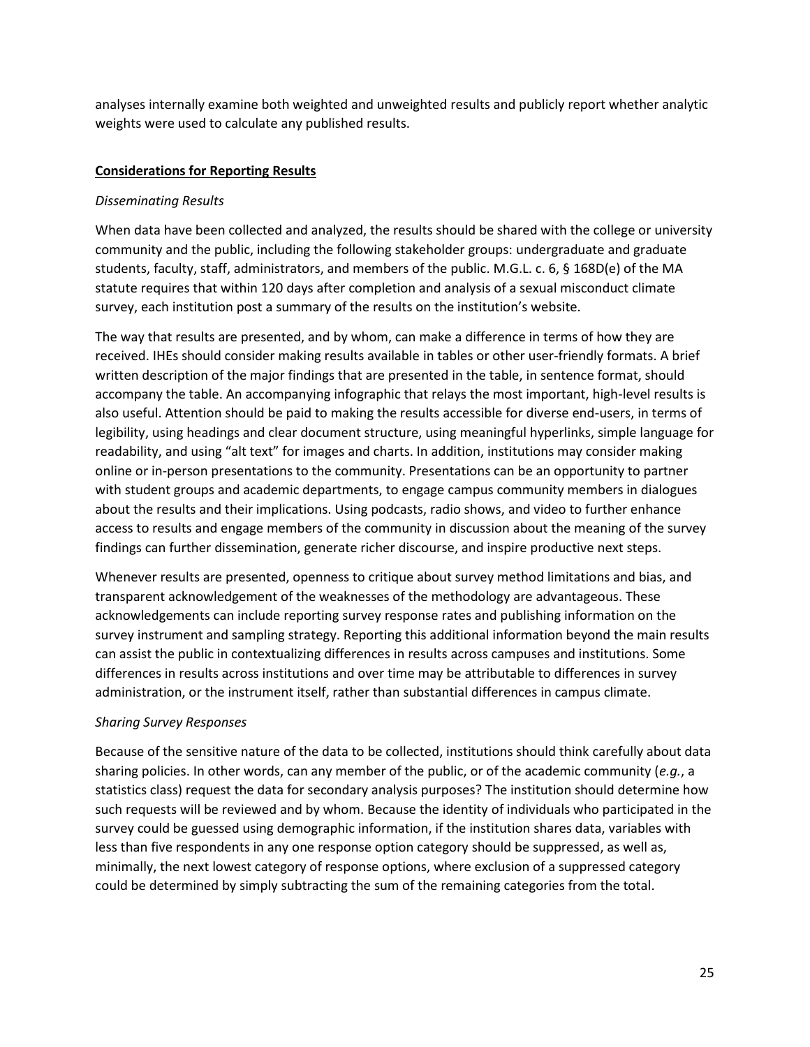analyses internally examine both weighted and unweighted results and publicly report whether analytic weights were used to calculate any published results.

## **Considerations for Reporting Results**

### *Disseminating Results*

When data have been collected and analyzed, the results should be shared with the college or university community and the public, including the following stakeholder groups: undergraduate and graduate students, faculty, staff, administrators, and members of the public. M.G.L. c. 6, § 168D(e) of the MA statute requires that within 120 days after completion and analysis of a sexual misconduct climate survey, each institution post a summary of the results on the institution's website.

The way that results are presented, and by whom, can make a difference in terms of how they are received. IHEs should consider making results available in tables or other user-friendly formats. A brief written description of the major findings that are presented in the table, in sentence format, should accompany the table. An accompanying infographic that relays the most important, high-level results is also useful. Attention should be paid to making the results accessible for diverse end-users, in terms of legibility, using headings and clear document structure, using meaningful hyperlinks, simple language for readability, and using "alt text" for images and charts. In addition, institutions may consider making online or in-person presentations to the community. Presentations can be an opportunity to partner with student groups and academic departments, to engage campus community members in dialogues about the results and their implications. Using podcasts, radio shows, and video to further enhance access to results and engage members of the community in discussion about the meaning of the survey findings can further dissemination, generate richer discourse, and inspire productive next steps.

Whenever results are presented, openness to critique about survey method limitations and bias, and transparent acknowledgement of the weaknesses of the methodology are advantageous. These acknowledgements can include reporting survey response rates and publishing information on the survey instrument and sampling strategy. Reporting this additional information beyond the main results can assist the public in contextualizing differences in results across campuses and institutions. Some differences in results across institutions and over time may be attributable to differences in survey administration, or the instrument itself, rather than substantial differences in campus climate.

### *Sharing Survey Responses*

Because of the sensitive nature of the data to be collected, institutions should think carefully about data sharing policies. In other words, can any member of the public, or of the academic community (*e.g.*, a statistics class) request the data for secondary analysis purposes? The institution should determine how such requests will be reviewed and by whom. Because the identity of individuals who participated in the survey could be guessed using demographic information, if the institution shares data, variables with less than five respondents in any one response option category should be suppressed, as well as, minimally, the next lowest category of response options, where exclusion of a suppressed category could be determined by simply subtracting the sum of the remaining categories from the total.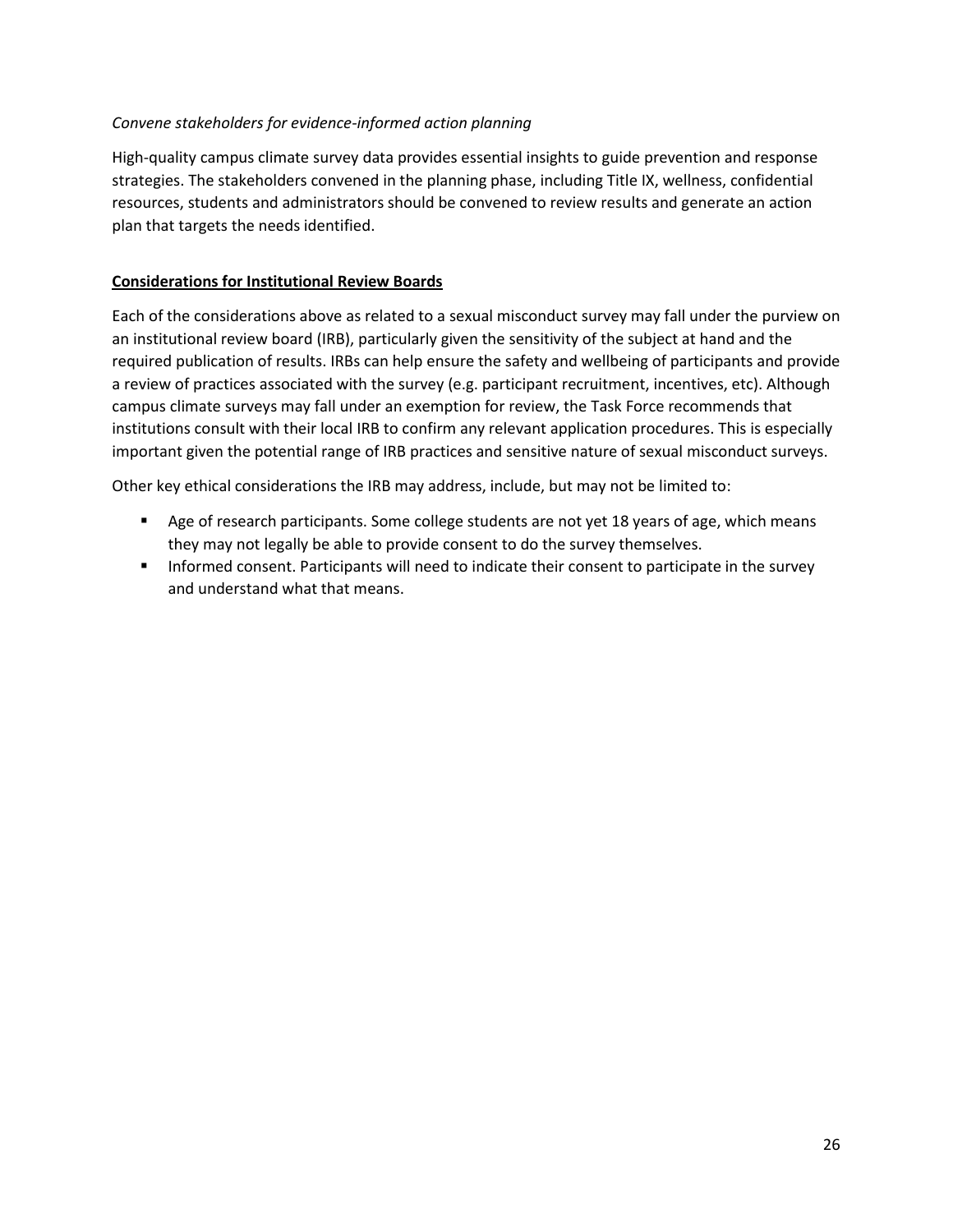*Convene stakeholders for evidence-informed action planning*

High-quality campus climate survey data provides essential insights to guide prevention and response strategies. The stakeholders convened in the planning phase, including Title IX, wellness, confidential resources, students and administrators should be convened to review results and generate an action plan that targets the needs identified.

**Considerations for Institutional Review Boards**

Each of the considerations above as related to a sexual misconduct survey may fall under the purview on an institutional review board (IRB), particularly given the sensitivity of the subject at hand and the required publication of results. IRBs can help ensure the safety and wellbeing of participants and provide a review of practices associated with the survey (e.g. participant recruitment, incentives, etc). Although campus climate surveys may fall under an exemption for review, the Task Force recommends that institutions consult with their local IRB to confirm any relevant application procedures. This is especially important given the potential range of IRB practices and sensitive nature of sexual misconduct surveys.

Other key ethical considerations the IRB may address, include, but may not be limited to:

- Age of research participants. Some college students are not yet 18 years of age, which means they may not legally be able to provide consent to do the survey themselves.
- Informed consent. Participants will need to indicate their consent to participate in the survey and understand what that means.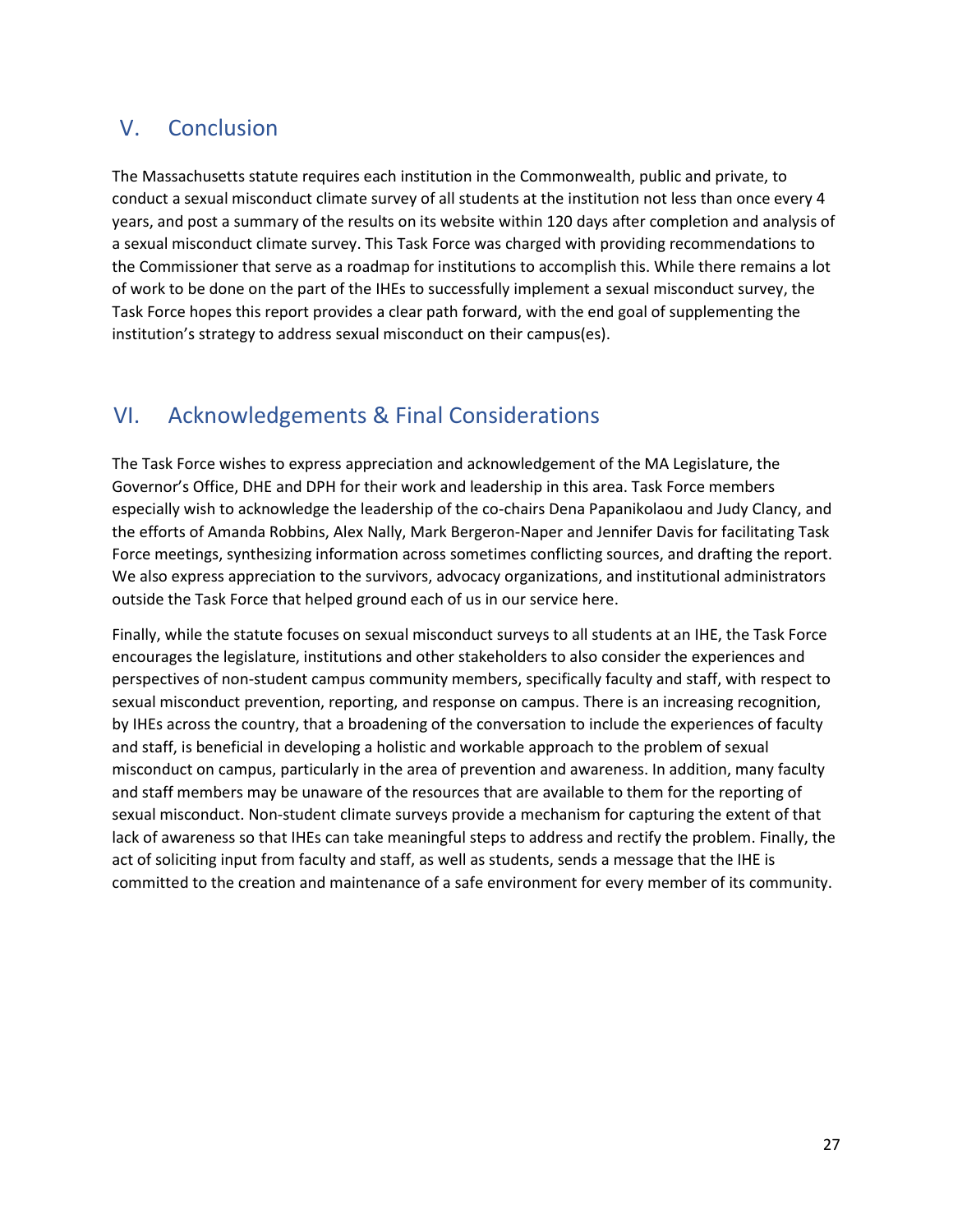## V. Conclusion

The Massachusetts statute requires each institution in the Commonwealth, public and private, to conduct a sexual misconduct climate survey of all students at the institution not less than once every 4 years, and post a summary of the results on its website within 120 days after completion and analysis of a sexual misconduct climate survey. This Task Force was charged with providing recommendations to the Commissioner that serve as a roadmap for institutions to accomplish this. While there remains a lot of work to be done on the part of the IHEs to successfully implement a sexual misconduct survey, the Task Force hopes this report provides a clear path forward, with the end goal of supplementing the institution's strategy to address sexual misconduct on their campus(es).

## VI. Acknowledgements & Final Considerations

The Task Force wishes to express appreciation and acknowledgement of the MA Legislature, the Governor's Office, DHE and DPH for their work and leadership in this area. Task Force members especially wish to acknowledge the leadership of the co-chairs Dena Papanikolaou and Judy Clancy, and the efforts of Amanda Robbins, Alex Nally, Mark Bergeron-Naper and Jennifer Davis for facilitating Task Force meetings, synthesizing information across sometimes conflicting sources, and drafting the report. We also express appreciation to the survivors, advocacy organizations, and institutional administrators outside the Task Force that helped ground each of us in our service here.

Finally, while the statute focuses on sexual misconduct surveys to all students at an IHE, the Task Force encourages the legislature, institutions and other stakeholders to also consider the experiences and perspectives of non-student campus community members, specifically faculty and staff, with respect to sexual misconduct prevention, reporting, and response on campus. There is an increasing recognition, by IHEs across the country, that a broadening of the conversation to include the experiences of faculty and staff, is beneficial in developing a holistic and workable approach to the problem of sexual misconduct on campus, particularly in the area of prevention and awareness. In addition, many faculty and staff members may be unaware of the resources that are available to them for the reporting of sexual misconduct. Non-student climate surveys provide a mechanism for capturing the extent of that lack of awareness so that IHEs can take meaningful steps to address and rectify the problem. Finally, the act of soliciting input from faculty and staff, as well as students, sends a message that the IHE is committed to the creation and maintenance of a safe environment for every member of its community.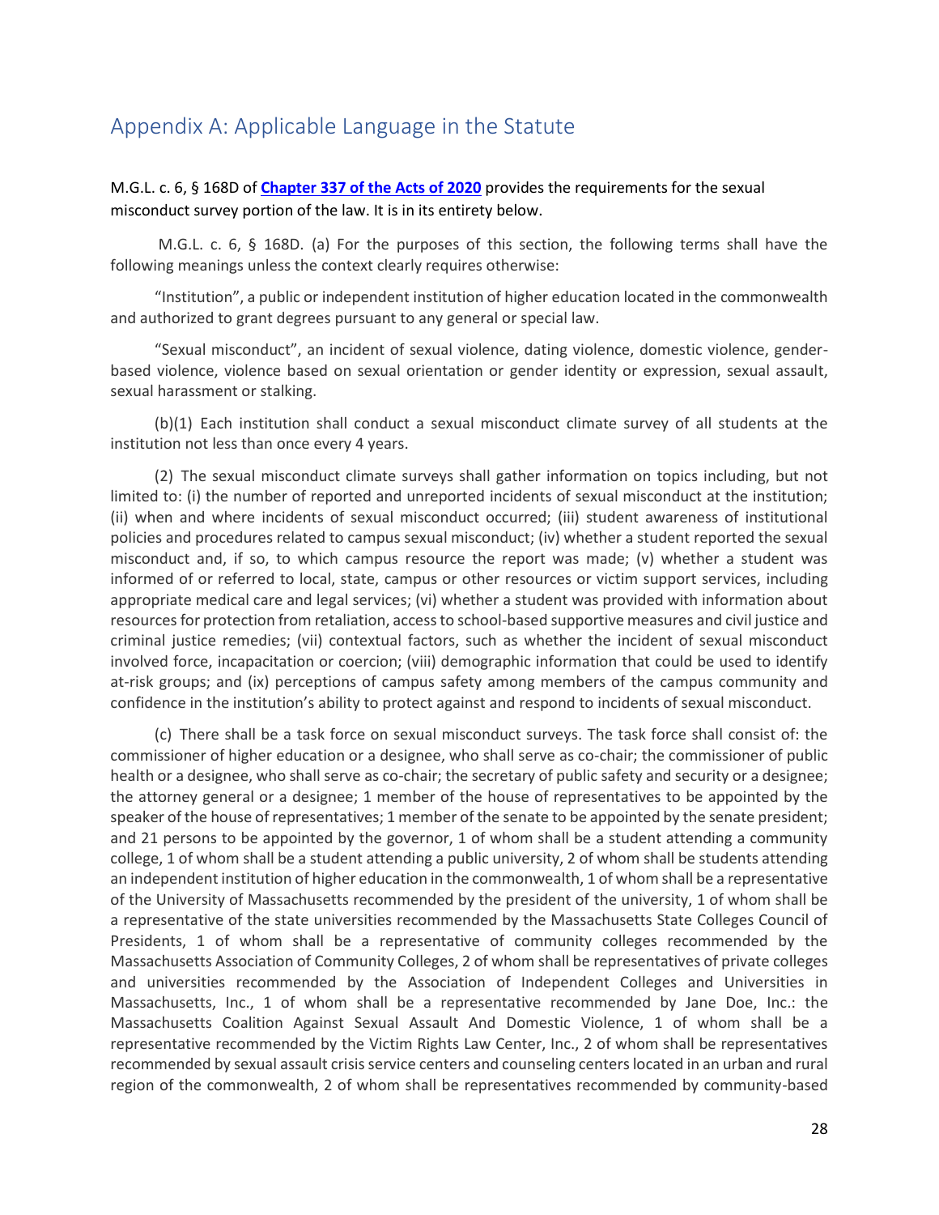## Appendix A: Applicable Language in the Statute

M.G.L. c. 6, § 168D of **[Chapter 337 of the Acts of 2020](#)** provides the requirements for the sexual misconduct survey portion of the law. It is in its entirety below.

M.G.L. c. 6, § 168D. (a) For the purposes of this section, the following terms shall have the following meanings unless the context clearly requires otherwise:

"Institution", a public or independent institution of higher education located in the commonwealth and authorized to grant degrees pursuant to any general or special law.

"Sexual misconduct", an incident of sexual violence, dating violence, domestic violence, gender-based violence, violence based on sexual orientation or gender identity or expression, sexual assault, sexual harassment or stalking.

(b)(1) Each institution shall conduct a sexual misconduct climate survey of all students at the institution not less than once every 4 years.

(2) The sexual misconduct climate surveys shall gather information on topics including, but not limited to: (i) the number of reported and unreported incidents of sexual misconduct at the institution; (ii) when and where incidents of sexual misconduct occurred; (iii) student awareness of institutional policies and procedures related to campus sexual misconduct; (iv) whether a student reported the sexual misconduct and, if so, to which campus resource the report was made; (v) whether a student was informed of or referred to local, state, campus or other resources or victim support services, including appropriate medical care and legal services; (vi) whether a student was provided with information about resources for protection from retaliation, access to school-based supportive measures and civil justice and criminal justice remedies; (vii) contextual factors, such as whether the incident of sexual misconduct involved force, incapacitation or coercion; (viii) demographic information that could be used to identify at-risk groups; and (ix) perceptions of campus safety among members of the campus community and confidence in the institution's ability to protect against and respond to incidents of sexual misconduct.

(c) There shall be a task force on sexual misconduct surveys. The task force shall consist of: the commissioner of higher education or a designee, who shall serve as co-chair; the commissioner of public health or a designee, who shall serve as co-chair; the secretary of public safety and security or a designee; the attorney general or a designee; 1 member of the house of representatives to be appointed by the speaker of the house of representatives; 1 member of the senate to be appointed by the senate president; and 21 persons to be appointed by the governor, 1 of whom shall be a student attending a community college, 1 of whom shall be a student attending a public university, 2 of whom shall be students attending an independent institution of higher education in the commonwealth, 1 of whom shall be a representative of the University of Massachusetts recommended by the president of the university, 1 of whom shall be a representative of the state universities recommended by the Massachusetts State Colleges Council of Presidents, 1 of whom shall be a representative of community colleges recommended by the Massachusetts Association of Community Colleges, 2 of whom shall be representatives of private colleges and universities recommended by the Association of Independent Colleges and Universities in Massachusetts, Inc., 1 of whom shall be a representative recommended by Jane Doe, Inc.: the Massachusetts Coalition Against Sexual Assault And Domestic Violence, 1 of whom shall be a representative recommended by the Victim Rights Law Center, Inc., 2 of whom shall be representatives recommended by sexual assault crisis service centers and counseling centers located in an urban and rural region of the commonwealth, 2 of whom shall be representatives recommended by community-based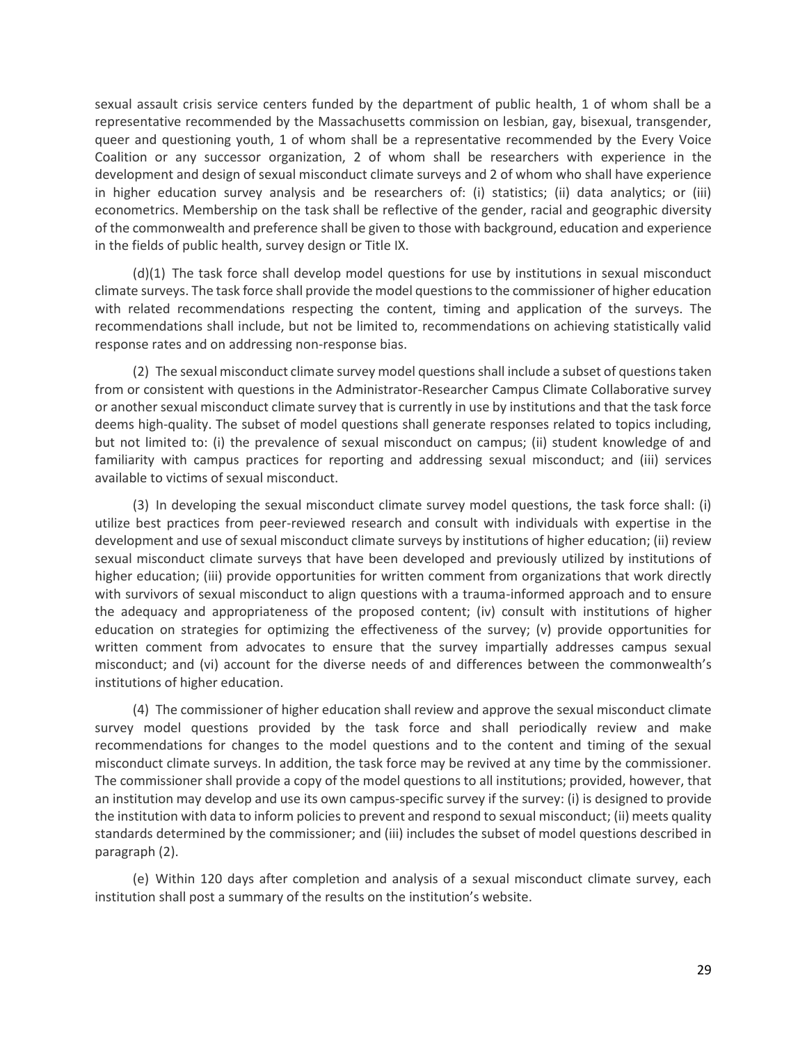sexual assault crisis service centers funded by the department of public health, 1 of whom shall be a representative recommended by the Massachusetts commission on lesbian, gay, bisexual, transgender, queer and questioning youth, 1 of whom shall be a representative recommended by the Every Voice Coalition or any successor organization, 2 of whom shall be researchers with experience in the development and design of sexual misconduct climate surveys and 2 of whom who shall have experience in higher education survey analysis and be researchers of: (i) statistics; (ii) data analytics; or (iii) econometrics. Membership on the task shall be reflective of the gender, racial and geographic diversity of the commonwealth and preference shall be given to those with background, education and experience in the fields of public health, survey design or Title IX.

(d)(1) The task force shall develop model questions for use by institutions in sexual misconduct climate surveys. The task force shall provide the model questions to the commissioner of higher education with related recommendations respecting the content, timing and application of the surveys. The recommendations shall include, but not be limited to, recommendations on achieving statistically valid response rates and on addressing non-response bias.

(2) The sexual misconduct climate survey model questions shall include a subset of questions taken from or consistent with questions in the Administrator-Researcher Campus Climate Collaborative survey or another sexual misconduct climate survey that is currently in use by institutions and that the task force deems high-quality. The subset of model questions shall generate responses related to topics including, but not limited to: (i) the prevalence of sexual misconduct on campus; (ii) student knowledge of and familiarity with campus practices for reporting and addressing sexual misconduct; and (iii) services available to victims of sexual misconduct.

(3) In developing the sexual misconduct climate survey model questions, the task force shall: (i) utilize best practices from peer-reviewed research and consult with individuals with expertise in the development and use of sexual misconduct climate surveys by institutions of higher education; (ii) review sexual misconduct climate surveys that have been developed and previously utilized by institutions of higher education; (iii) provide opportunities for written comment from organizations that work directly with survivors of sexual misconduct to align questions with a trauma-informed approach and to ensure the adequacy and appropriateness of the proposed content; (iv) consult with institutions of higher education on strategies for optimizing the effectiveness of the survey; (v) provide opportunities for written comment from advocates to ensure that the survey impartially addresses campus sexual misconduct; and (vi) account for the diverse needs of and differences between the commonwealth's institutions of higher education.

(4) The commissioner of higher education shall review and approve the sexual misconduct climate survey model questions provided by the task force and shall periodically review and make recommendations for changes to the model questions and to the content and timing of the sexual misconduct climate surveys. In addition, the task force may be revived at any time by the commissioner. The commissioner shall provide a copy of the model questions to all institutions; provided, however, that an institution may develop and use its own campus-specific survey if the survey: (i) is designed to provide the institution with data to inform policies to prevent and respond to sexual misconduct; (ii) meets quality standards determined by the commissioner; and (iii) includes the subset of model questions described in paragraph (2).

(e) Within 120 days after completion and analysis of a sexual misconduct climate survey, each institution shall post a summary of the results on the institution's website.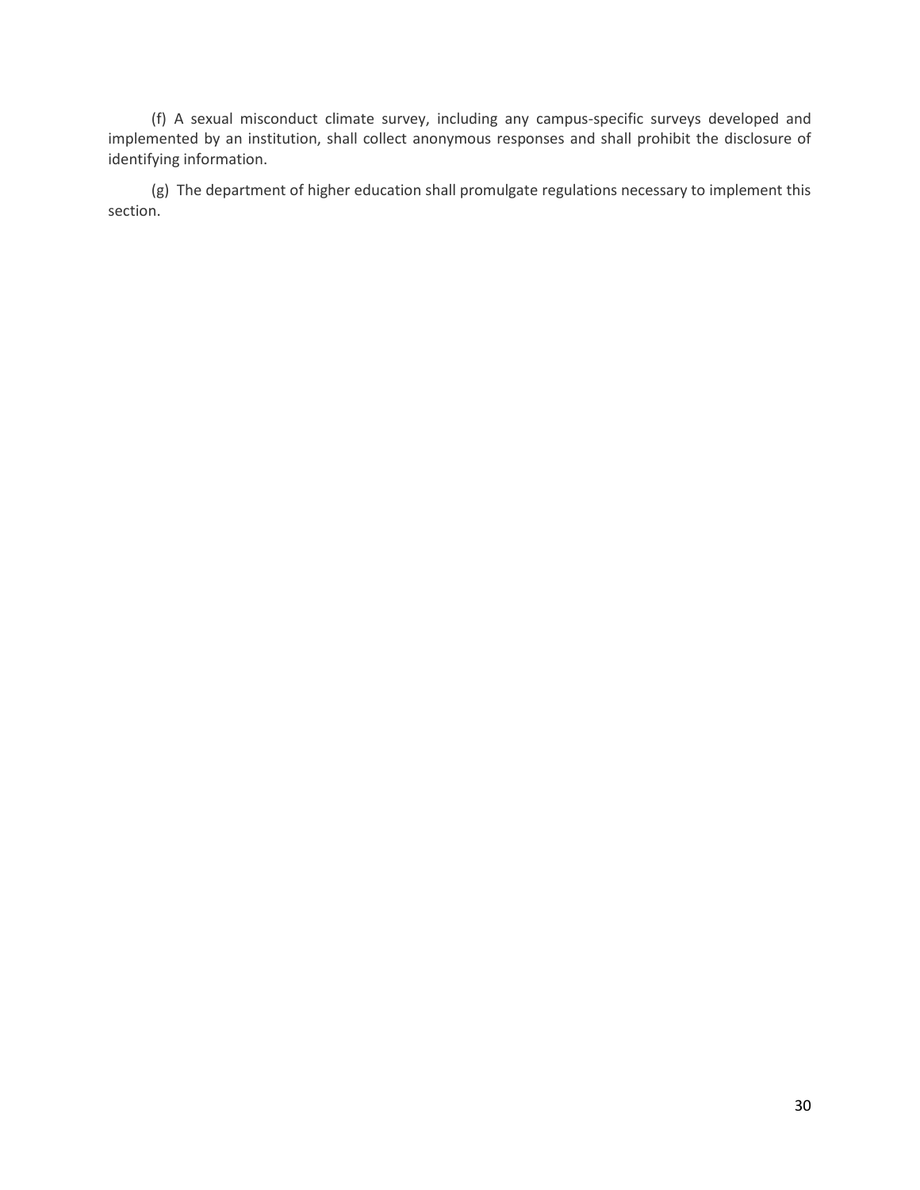(f) A sexual misconduct climate survey, including any campus-specific surveys developed and implemented by an institution, shall collect anonymous responses and shall prohibit the disclosure of identifying information.

(g) The department of higher education shall promulgate regulations necessary to implement this section.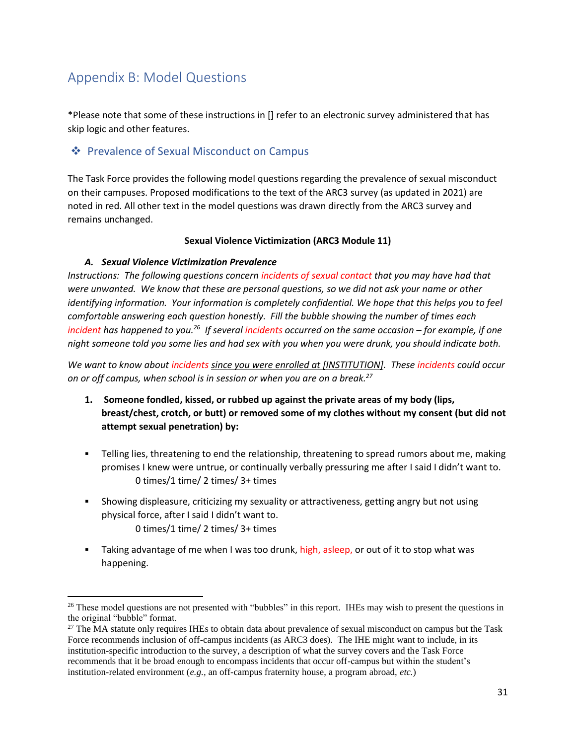# Appendix B: Model Questions

*Please note that some of these instructions in [] refer to an electronic survey administered that has skip logic and other features.

## ❖ Prevalence of Sexual Misconduct on Campus

The Task Force provides the following model questions regarding the prevalence of sexual misconduct on their campuses. Proposed modifications to the text of the ARC3 survey (as updated in 2021) are noted in red. All other text in the model questions was drawn directly from the ARC3 survey and remains unchanged.

**Sexual Violence Victimization (ARC3 Module 11)**

***A. Sexual Violence Victimization Prevalence***

*Instructions: The following questions concern incidents of sexual contact that you may have had that were unwanted. We know that these are personal questions, so we did not ask your name or other identifying information. Your information is completely confidential. We hope that this helps you to feel comfortable answering each question honestly. Fill the bubble showing the number of times each incident has happened to you.*[26] *If several incidents occurred on the same occasion – for example, if one night someone told you some lies and had sex with you when you were drunk, you should indicate both.*

*We want to know about incidents since you were enrolled at [INSTITUTION]. These incidents could occur on or off campus, when school is in session or when you are on a break.*[27]

1. **Someone fondled, kissed, or rubbed up against the private areas of my body (lips, breast/chest, crotch, or butt) or removed some of my clothes without my consent (but did not attempt sexual penetration) by:**

- Telling lies, threatening to end the relationship, threatening to spread rumors about me, making promises I knew were untrue, or continually verbally pressuring me after I said I didn't want to.
  0 times/1 time/ 2 times/ 3+ times
- Showing displeasure, criticizing my sexuality or attractiveness, getting angry but not using physical force, after I said I didn't want to.
  0 times/1 time/ 2 times/ 3+ times
- Taking advantage of me when I was too drunk, high, asleep, or out of it to stop what was happening.

---

[26] These model questions are not presented with "bubbles" in this report. IHEs may wish to present the questions in the original "bubble" format.

[27] The MA statute only requires IHEs to obtain data about prevalence of sexual misconduct on campus but the Task Force recommends inclusion of off-campus incidents (as ARC3 does). The IHE might want to include, in its institution-specific introduction to the survey, a description of what the survey covers and the Task Force recommends that it be broad enough to encompass incidents that occur off-campus but within the student's institution-related environment (*e.g.*, an off-campus fraternity house, a program abroad, *etc.*)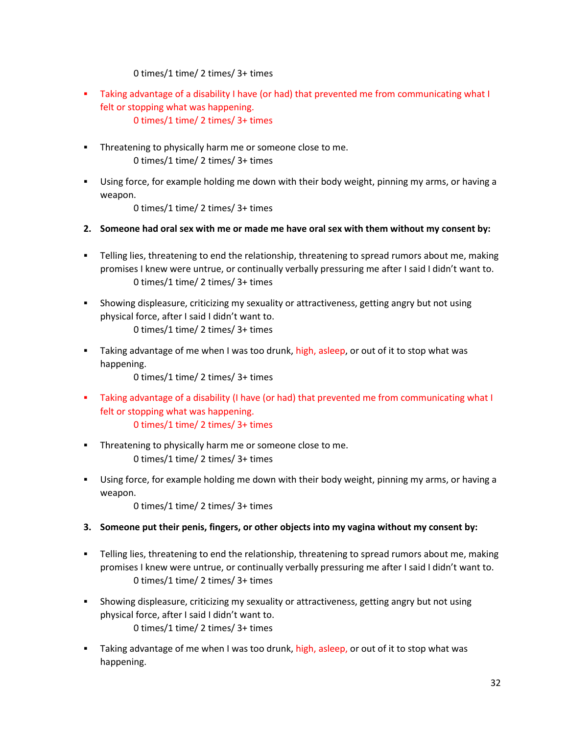0 times/1 time/ 2 times/ 3+ times

- Taking advantage of a disability I have (or had) that prevented me from communicating what I felt or stopping what was happening.
  0 times/1 time/ 2 times/ 3+ times

- Threatening to physically harm me or someone close to me.
  0 times/1 time/ 2 times/ 3+ times

- Using force, for example holding me down with their body weight, pinning my arms, or having a weapon.
  0 times/1 time/ 2 times/ 3+ times

**2. Someone had oral sex with me or made me have oral sex with them without my consent by:**

- Telling lies, threatening to end the relationship, threatening to spread rumors about me, making promises I knew were untrue, or continually verbally pressuring me after I said I didn't want to.
  0 times/1 time/ 2 times/ 3+ times

- Showing displeasure, criticizing my sexuality or attractiveness, getting angry but not using physical force, after I said I didn't want to.
  0 times/1 time/ 2 times/ 3+ times

- Taking advantage of me when I was too drunk, high, asleep, or out of it to stop what was happening.
  0 times/1 time/ 2 times/ 3+ times

- Taking advantage of a disability (I have (or had) that prevented me from communicating what I felt or stopping what was happening.
  0 times/1 time/ 2 times/ 3+ times

- Threatening to physically harm me or someone close to me.
  0 times/1 time/ 2 times/ 3+ times

- Using force, for example holding me down with their body weight, pinning my arms, or having a weapon.
  0 times/1 time/ 2 times/ 3+ times

**3. Someone put their penis, fingers, or other objects into my vagina without my consent by:**

- Telling lies, threatening to end the relationship, threatening to spread rumors about me, making promises I knew were untrue, or continually verbally pressuring me after I said I didn't want to.
  0 times/1 time/ 2 times/ 3+ times

- Showing displeasure, criticizing my sexuality or attractiveness, getting angry but not using physical force, after I said I didn't want to.
  0 times/1 time/ 2 times/ 3+ times

- Taking advantage of me when I was too drunk, high, asleep, or out of it to stop what was happening.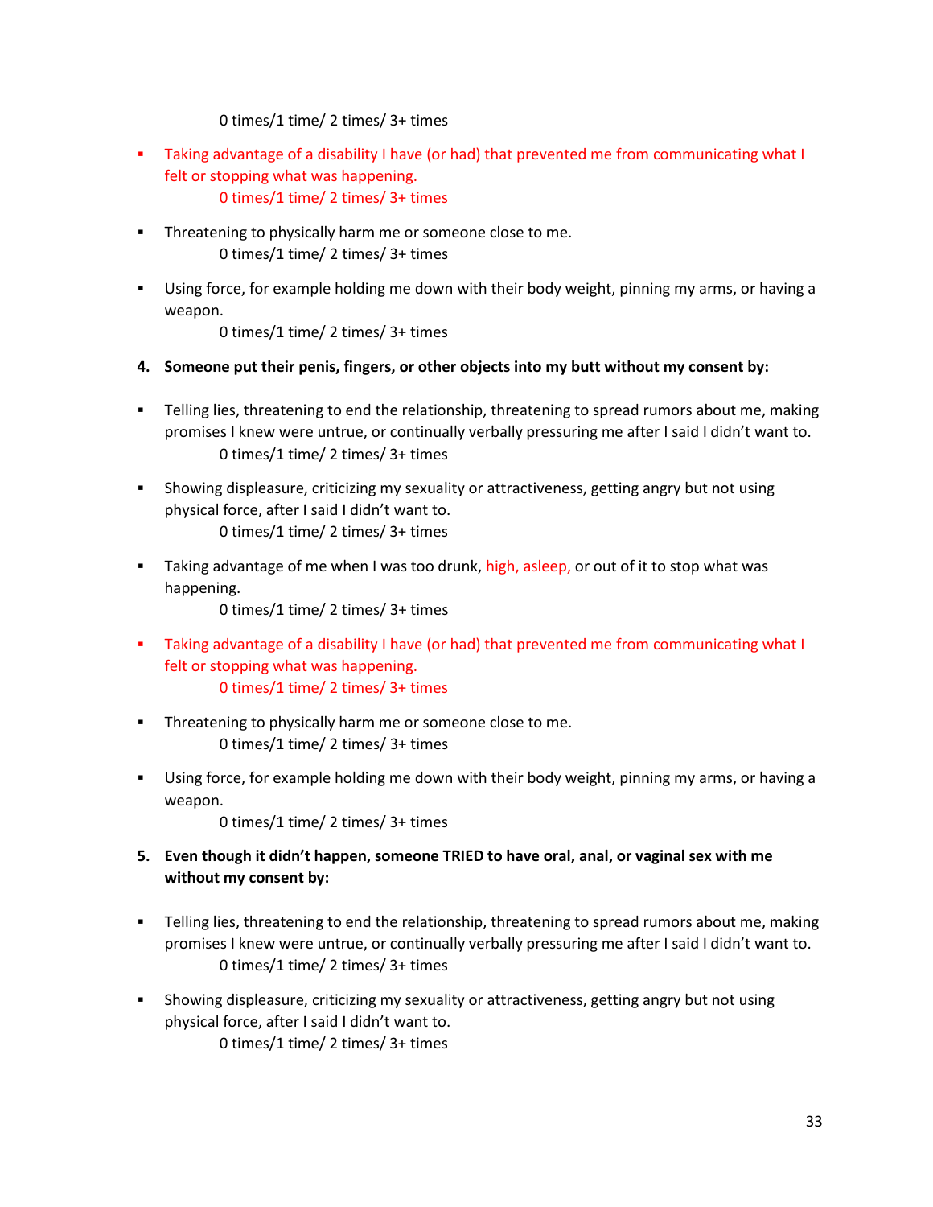0 times/1 time/ 2 times/ 3+ times

- Taking advantage of a disability I have (or had) that prevented me from communicating what I felt or stopping what was happening.
  0 times/1 time/ 2 times/ 3+ times

- Threatening to physically harm me or someone close to me.
  0 times/1 time/ 2 times/ 3+ times

- Using force, for example holding me down with their body weight, pinning my arms, or having a weapon.
  0 times/1 time/ 2 times/ 3+ times

**4. Someone put their penis, fingers, or other objects into my butt without my consent by:**

- Telling lies, threatening to end the relationship, threatening to spread rumors about me, making promises I knew were untrue, or continually verbally pressuring me after I said I didn't want to.
  0 times/1 time/ 2 times/ 3+ times

- Showing displeasure, criticizing my sexuality or attractiveness, getting angry but not using physical force, after I said I didn't want to.
  0 times/1 time/ 2 times/ 3+ times

- Taking advantage of me when I was too drunk, high, asleep, or out of it to stop what was happening.
  0 times/1 time/ 2 times/ 3+ times

- Taking advantage of a disability I have (or had) that prevented me from communicating what I felt or stopping what was happening.
  0 times/1 time/ 2 times/ 3+ times

- Threatening to physically harm me or someone close to me.
  0 times/1 time/ 2 times/ 3+ times

- Using force, for example holding me down with their body weight, pinning my arms, or having a weapon.
  0 times/1 time/ 2 times/ 3+ times

**5. Even though it didn't happen, someone TRIED to have oral, anal, or vaginal sex with me without my consent by:**

- Telling lies, threatening to end the relationship, threatening to spread rumors about me, making promises I knew were untrue, or continually verbally pressuring me after I said I didn't want to.
  0 times/1 time/ 2 times/ 3+ times

- Showing displeasure, criticizing my sexuality or attractiveness, getting angry but not using physical force, after I said I didn't want to.
  0 times/1 time/ 2 times/ 3+ times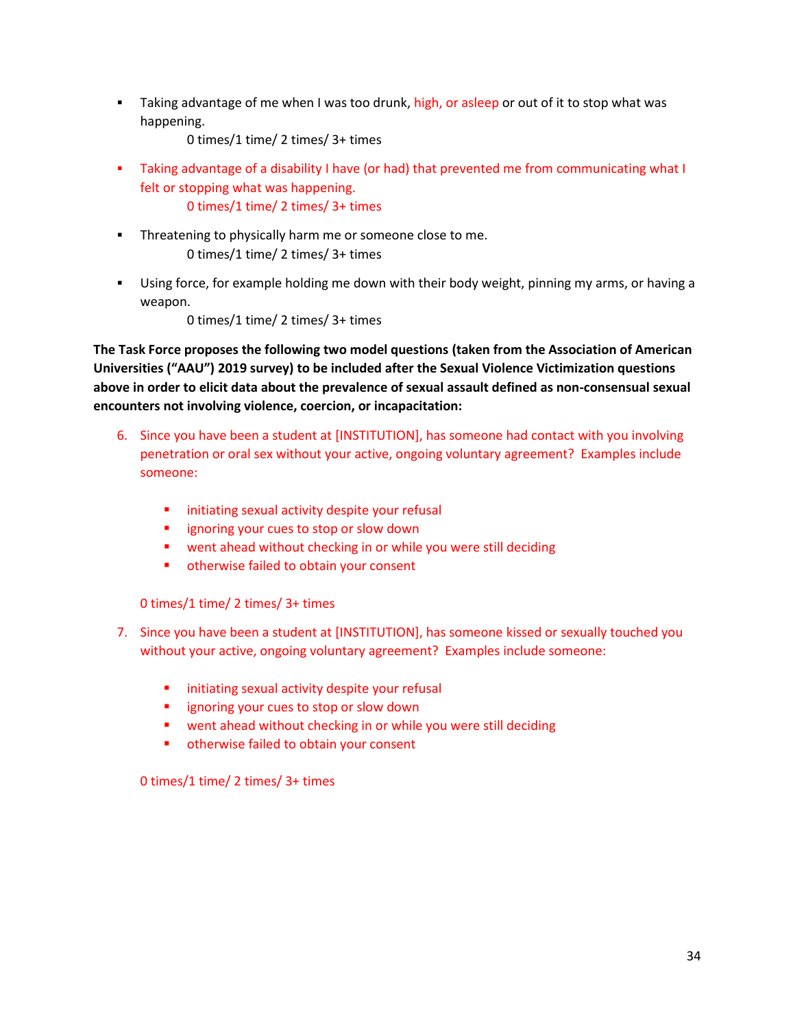- Taking advantage of me when I was too drunk, high, or asleep or out of it to stop what was happening.

  0 times/1 time/ 2 times/ 3+ times

- Taking advantage of a disability I have (or had) that prevented me from communicating what I felt or stopping what was happening.

  0 times/1 time/ 2 times/ 3+ times

- Threatening to physically harm me or someone close to me.

  0 times/1 time/ 2 times/ 3+ times

- Using force, for example holding me down with their body weight, pinning my arms, or having a weapon.

  0 times/1 time/ 2 times/ 3+ times

**The Task Force proposes the following two model questions (taken from the Association of American Universities ("AAU") 2019 survey) to be included after the Sexual Violence Victimization questions above in order to elicit data about the prevalence of sexual assault defined as non-consensual sexual encounters not involving violence, coercion, or incapacitation:**

6. Since you have been a student at [INSTITUTION], has someone had contact with you involving penetration or oral sex without your active, ongoing voluntary agreement? Examples include someone:

   - initiating sexual activity despite your refusal
   - ignoring your cues to stop or slow down
   - went ahead without checking in or while you were still deciding
   - otherwise failed to obtain your consent

   0 times/1 time/ 2 times/ 3+ times

7. Since you have been a student at [INSTITUTION], has someone kissed or sexually touched you without your active, ongoing voluntary agreement? Examples include someone:

   - initiating sexual activity despite your refusal
   - ignoring your cues to stop or slow down
   - went ahead without checking in or while you were still deciding
   - otherwise failed to obtain your consent

   0 times/1 time/ 2 times/ 3+ times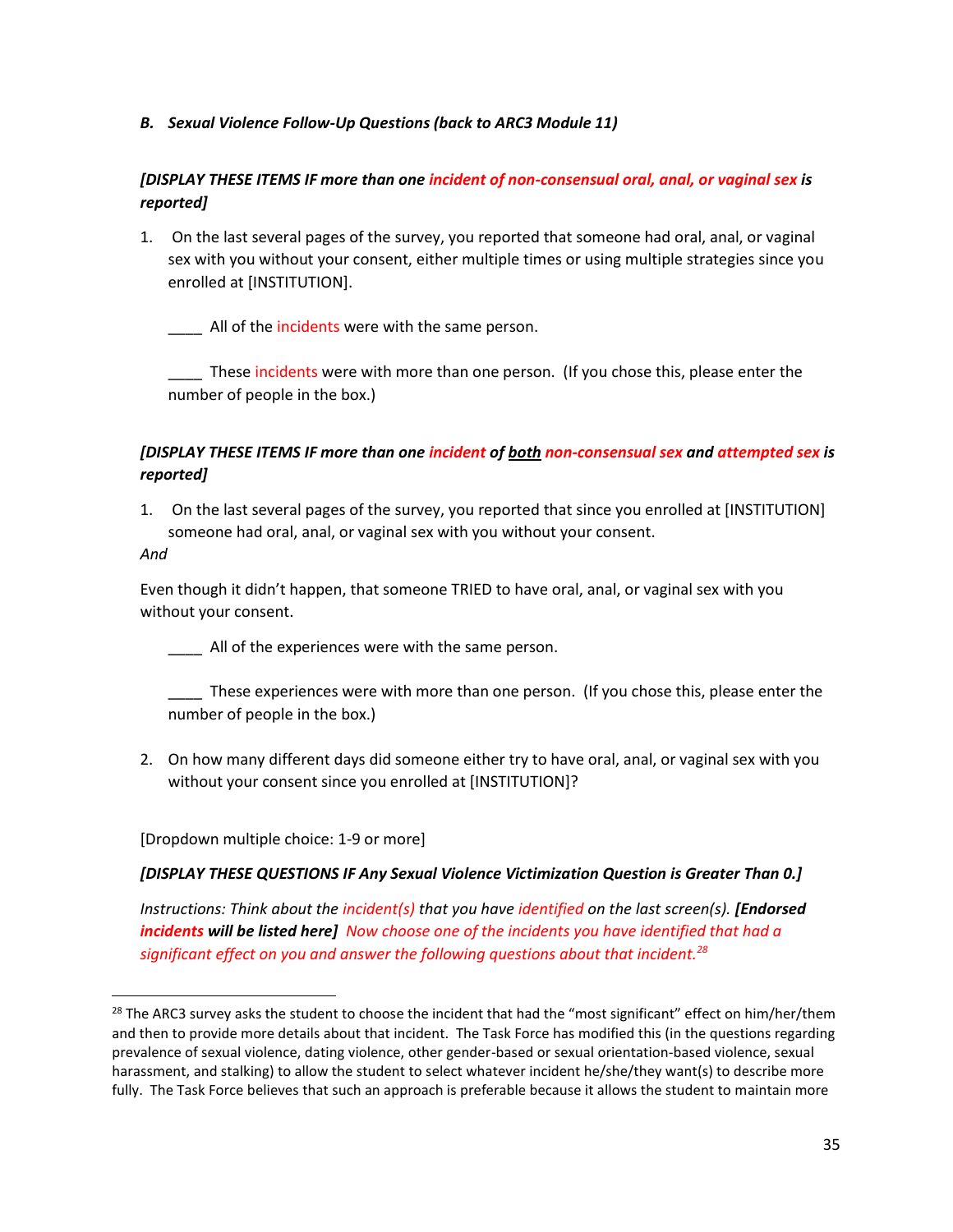*B. Sexual Violence Follow-Up Questions (back to ARC3 Module 11)*

***[DISPLAY THESE ITEMS IF more than one incident of non-consensual oral, anal, or vaginal sex is reported]***

1. On the last several pages of the survey, you reported that someone had oral, anal, or vaginal sex with you without your consent, either multiple times or using multiple strategies since you enrolled at [INSTITUTION].

   ____ All of the incidents were with the same person.

   ____ These incidents were with more than one person. (If you chose this, please enter the number of people in the box.)

***[DISPLAY THESE ITEMS IF more than one incident of both non-consensual sex and attempted sex is reported]***

1. On the last several pages of the survey, you reported that since you enrolled at [INSTITUTION] someone had oral, anal, or vaginal sex with you without your consent.

*And*

Even though it didn't happen, that someone TRIED to have oral, anal, or vaginal sex with you without your consent.

   ____ All of the experiences were with the same person.

   ____ These experiences were with more than one person. (If you chose this, please enter the number of people in the box.)

2. On how many different days did someone either try to have oral, anal, or vaginal sex with you without your consent since you enrolled at [INSTITUTION]?

[Dropdown multiple choice: 1-9 or more]

***[DISPLAY THESE QUESTIONS IF Any Sexual Violence Victimization Question is Greater Than 0.]***

*Instructions: Think about the incident(s) that you have identified on the last screen(s).* ***[Endorsed incidents will be listed here]*** *Now choose one of the incidents you have identified that had a significant effect on you and answer the following questions about that incident.*[28]

---

[28] The ARC3 survey asks the student to choose the incident that had the "most significant" effect on him/her/them and then to provide more details about that incident. The Task Force has modified this (in the questions regarding prevalence of sexual violence, dating violence, other gender-based or sexual orientation-based violence, sexual harassment, and stalking) to allow the student to select whatever incident he/she/they want(s) to describe more fully. The Task Force believes that such an approach is preferable because it allows the student to maintain more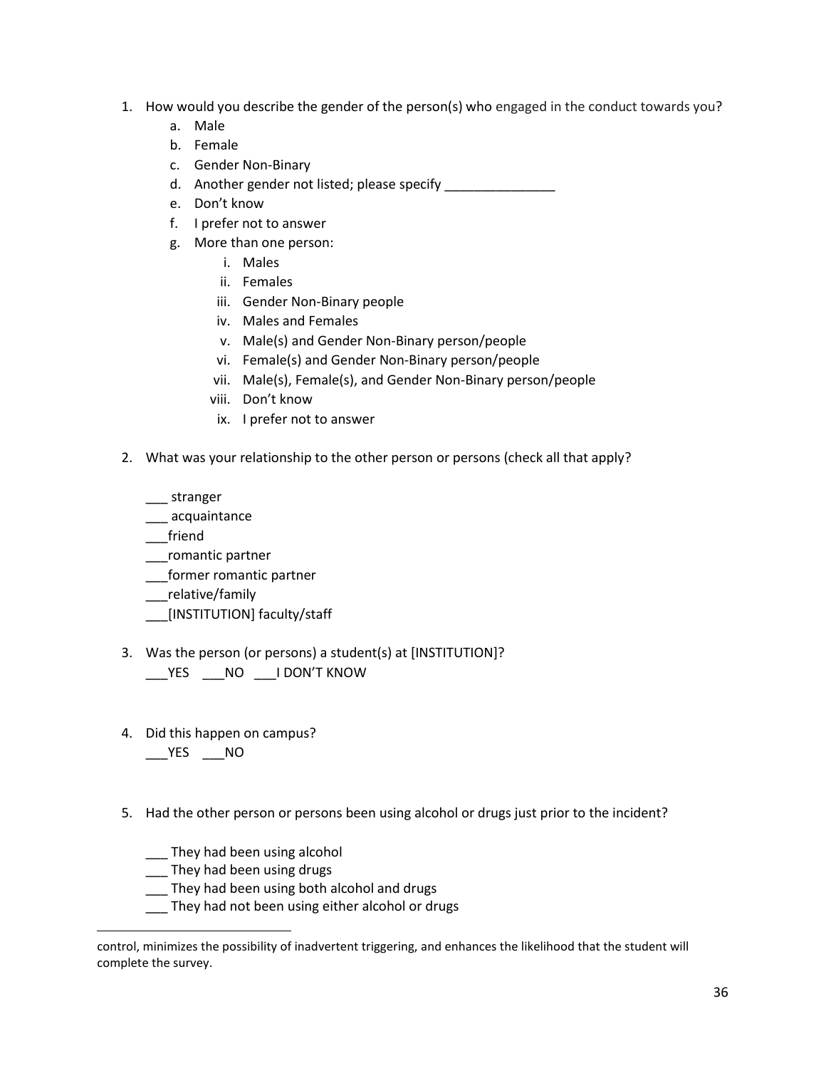1. How would you describe the gender of the person(s) who engaged in the conduct towards you?
    a. Male
    b. Female
    c. Gender Non-Binary
    d. Another gender not listed; please specify _______________
    e. Don't know
    f. I prefer not to answer
    g. More than one person:
        i. Males
        ii. Females
        iii. Gender Non-Binary people
        iv. Males and Females
        v. Male(s) and Gender Non-Binary person/people
        vi. Female(s) and Gender Non-Binary person/people
        vii. Male(s), Female(s), and Gender Non-Binary person/people
        viii. Don't know
        ix. I prefer not to answer

2. What was your relationship to the other person or persons (check all that apply?

    ___ stranger
    ___ acquaintance
    ___friend
    ___romantic partner
    ___former romantic partner
    ___relative/family
    ___[INSTITUTION] faculty/staff

3. Was the person (or persons) a student(s) at [INSTITUTION]?
    ___YES ___NO ___I DON'T KNOW

4. Did this happen on campus?
    ___YES ___NO

5. Had the other person or persons been using alcohol or drugs just prior to the incident?

    ___ They had been using alcohol
    ___ They had been using drugs
    ___ They had been using both alcohol and drugs
    ___ They had not been using either alcohol or drugs

---

control, minimizes the possibility of inadvertent triggering, and enhances the likelihood that the student will complete the survey.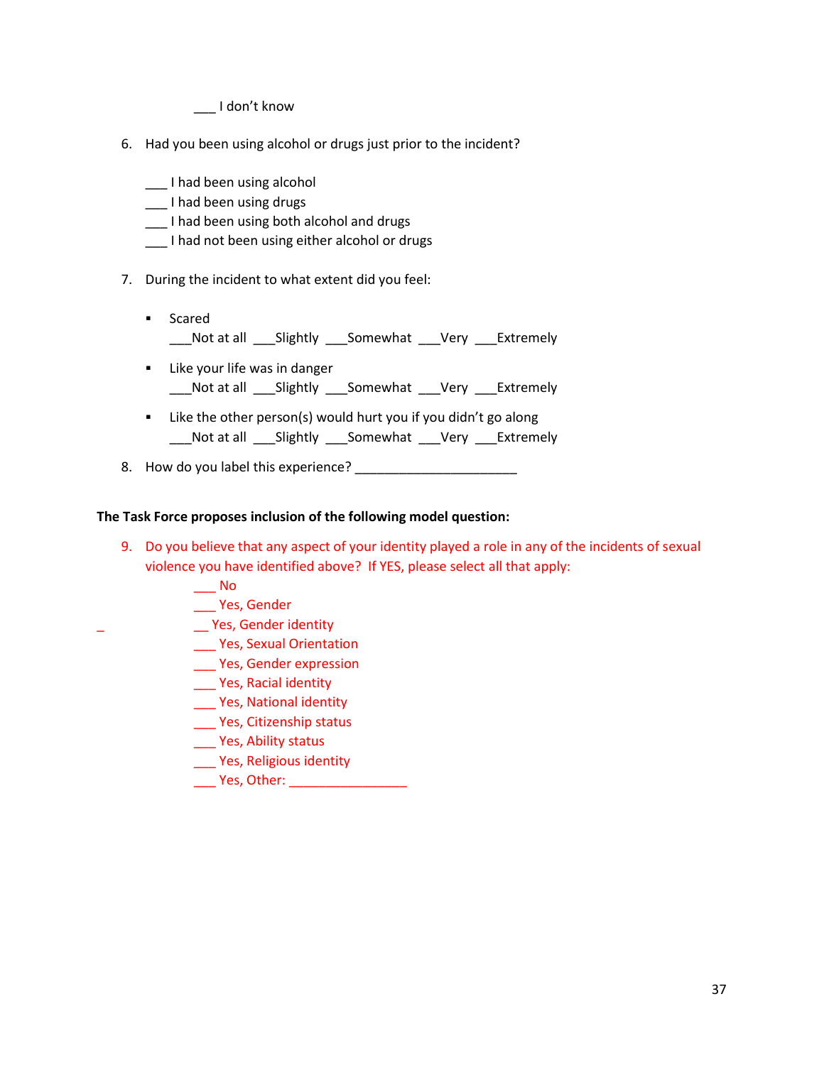___ I don't know

6. Had you been using alcohol or drugs just prior to the incident?

   ___ I had been using alcohol
   ___ I had been using drugs
   ___ I had been using both alcohol and drugs
   ___ I had not been using either alcohol or drugs

7. During the incident to what extent did you feel:

   - Scared
     ___Not at all ___Slightly ___Somewhat ___Very ___Extremely
   - Like your life was in danger
     ___Not at all ___Slightly ___Somewhat ___Very ___Extremely
   - Like the other person(s) would hurt you if you didn't go along
     ___Not at all ___Slightly ___Somewhat ___Very ___Extremely

8. How do you label this experience? _______________________

**The Task Force proposes inclusion of the following model question:**

9. Do you believe that any aspect of your identity played a role in any of the incidents of sexual violence you have identified above? If YES, please select all that apply:

   ___ No
   ___ Yes, Gender
   _ __ Yes, Gender identity
   ___ Yes, Sexual Orientation
   ___ Yes, Gender expression
   ___ Yes, Racial identity
   ___ Yes, National identity
   ___ Yes, Citizenship status
   ___ Yes, Ability status
   ___ Yes, Religious identity
   ___ Yes, Other: _________________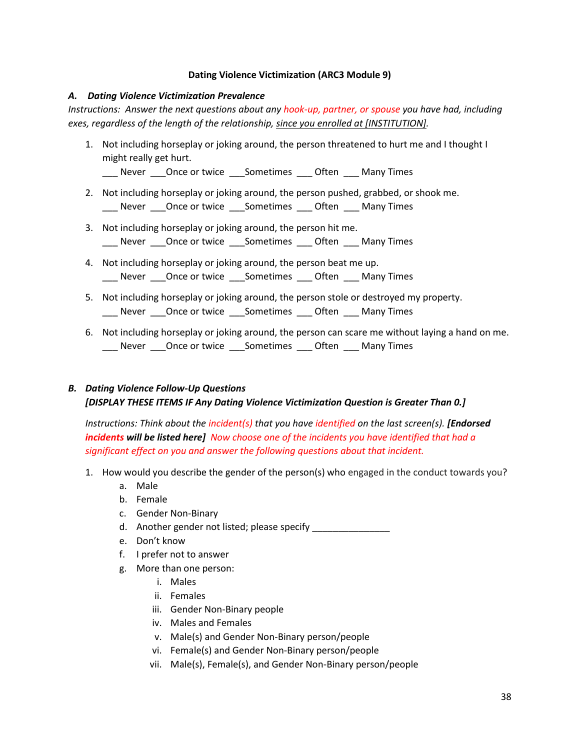**Dating Violence Victimization (ARC3 Module 9)**

***A. Dating Violence Victimization Prevalence***

*Instructions: Answer the next questions about any hook-up, partner, or spouse you have had, including exes, regardless of the length of the relationship, <u>since you enrolled at [INSTITUTION]</u>.*

1. Not including horseplay or joking around, the person threatened to hurt me and I thought I might really get hurt.
   ___ Never ___Once or twice ___Sometimes ___ Often ___ Many Times
2. Not including horseplay or joking around, the person pushed, grabbed, or shook me.
   ___ Never ___Once or twice ___Sometimes ___ Often ___ Many Times
3. Not including horseplay or joking around, the person hit me.
   ___ Never ___Once or twice ___Sometimes ___ Often ___ Many Times
4. Not including horseplay or joking around, the person beat me up.
   ___ Never ___Once or twice ___Sometimes ___ Often ___ Many Times
5. Not including horseplay or joking around, the person stole or destroyed my property.
   ___ Never ___Once or twice ___Sometimes ___ Often ___ Many Times
6. Not including horseplay or joking around, the person can scare me without laying a hand on me.
   ___ Never ___Once or twice ___Sometimes ___ Often ___ Many Times

***B. Dating Violence Follow-Up Questions***
***[DISPLAY THESE ITEMS IF Any Dating Violence Victimization Question is Greater Than 0.]***

*Instructions: Think about the incident(s) that you have identified on the last screen(s).* ***[Endorsed incidents will be listed here]*** *Now choose one of the incidents you have identified that had a significant effect on you and answer the following questions about that incident.*

1. How would you describe the gender of the person(s) who engaged in the conduct towards you?
   a. Male
   b. Female
   c. Gender Non-Binary
   d. Another gender not listed; please specify _______________
   e. Don't know
   f. I prefer not to answer
   g. More than one person:
      i. Males
      ii. Females
      iii. Gender Non-Binary people
      iv. Males and Females
      v. Male(s) and Gender Non-Binary person/people
      vi. Female(s) and Gender Non-Binary person/people
      vii. Male(s), Female(s), and Gender Non-Binary person/people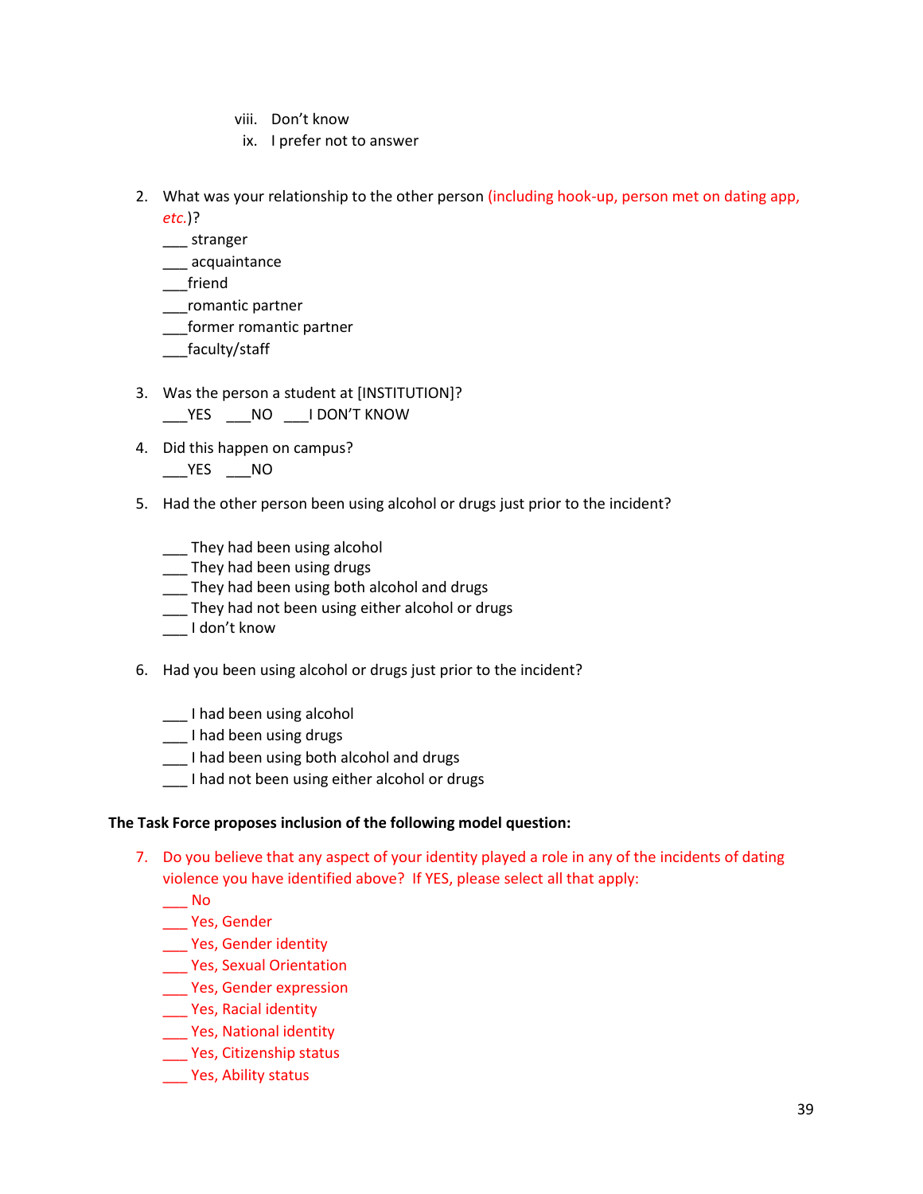viii. Don't know
ix. I prefer not to answer

2. What was your relationship to the other person (including hook-up, person met on dating app, *etc.*)?
   ___ stranger
   ___ acquaintance
   ___friend
   ___romantic partner
   ___former romantic partner
   ___faculty/staff

3. Was the person a student at [INSTITUTION]?
   ___YES ___NO ___I DON'T KNOW

4. Did this happen on campus?
   ___YES ___NO

5. Had the other person been using alcohol or drugs just prior to the incident?

   ___ They had been using alcohol
   ___ They had been using drugs
   ___ They had been using both alcohol and drugs
   ___ They had not been using either alcohol or drugs
   ___ I don't know

6. Had you been using alcohol or drugs just prior to the incident?

   ___ I had been using alcohol
   ___ I had been using drugs
   ___ I had been using both alcohol and drugs
   ___ I had not been using either alcohol or drugs

**The Task Force proposes inclusion of the following model question:**

7. Do you believe that any aspect of your identity played a role in any of the incidents of dating violence you have identified above? If YES, please select all that apply:
   ___ No
   ___ Yes, Gender
   ___ Yes, Gender identity
   ___ Yes, Sexual Orientation
   ___ Yes, Gender expression
   ___ Yes, Racial identity
   ___ Yes, National identity
   ___ Yes, Citizenship status
   ___ Yes, Ability status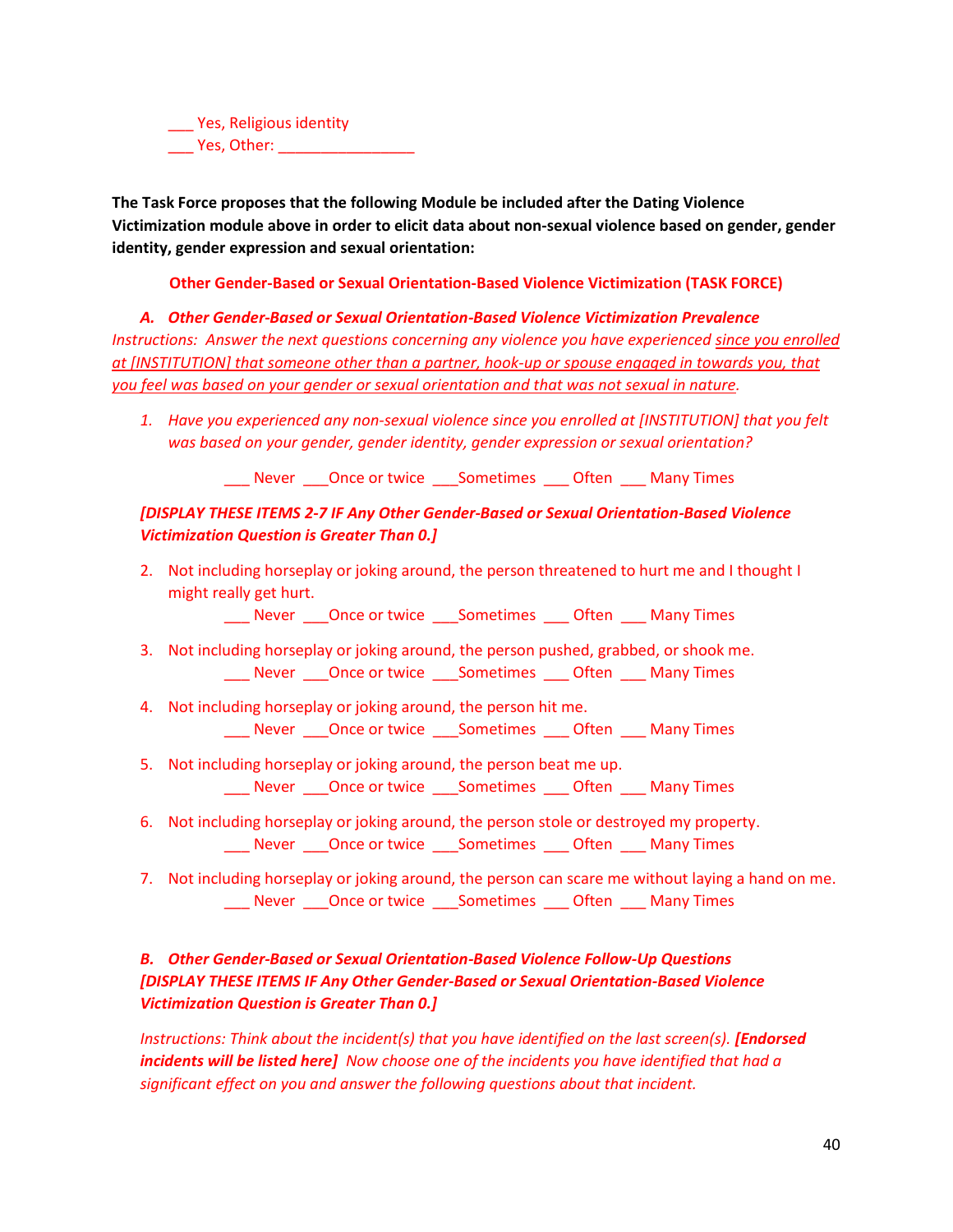___ Yes, Religious identity
___ Yes, Other: ________________

**The Task Force proposes that the following Module be included after the Dating Violence Victimization module above in order to elicit data about non-sexual violence based on gender, gender identity, gender expression and sexual orientation:**

**Other Gender-Based or Sexual Orientation-Based Violence Victimization (TASK FORCE)**

***A. Other Gender-Based or Sexual Orientation-Based Violence Victimization Prevalence***

*Instructions: Answer the next questions concerning any violence you have experienced <u>since you enrolled at [INSTITUTION] that someone other than a partner, hook-up or spouse engaged in towards you, that you feel was based on your gender or sexual orientation and that was not sexual in nature</u>.*

1. *Have you experienced any non-sexual violence since you enrolled at [INSTITUTION] that you felt was based on your gender, gender identity, gender expression or sexual orientation?*

   ___ Never ___Once or twice ___Sometimes ___ Often ___ Many Times

***[DISPLAY THESE ITEMS 2-7 IF Any Other Gender-Based or Sexual Orientation-Based Violence Victimization Question is Greater Than 0.]***

2. Not including horseplay or joking around, the person threatened to hurt me and I thought I might really get hurt.

   ___ Never ___Once or twice ___Sometimes ___ Often ___ Many Times

3. Not including horseplay or joking around, the person pushed, grabbed, or shook me.

   ___ Never ___Once or twice ___Sometimes ___ Often ___ Many Times

4. Not including horseplay or joking around, the person hit me.

   ___ Never ___Once or twice ___Sometimes ___ Often ___ Many Times

5. Not including horseplay or joking around, the person beat me up.

   ___ Never ___Once or twice ___Sometimes ___ Often ___ Many Times

6. Not including horseplay or joking around, the person stole or destroyed my property.

   ___ Never ___Once or twice ___Sometimes ___ Often ___ Many Times

7. Not including horseplay or joking around, the person can scare me without laying a hand on me.

   ___ Never ___Once or twice ___Sometimes ___ Often ___ Many Times

***B. Other Gender-Based or Sexual Orientation-Based Violence Follow-Up Questions***
***[DISPLAY THESE ITEMS IF Any Other Gender-Based or Sexual Orientation-Based Violence Victimization Question is Greater Than 0.]***

*Instructions: Think about the incident(s) that you have identified on the last screen(s).* ***[Endorsed incidents will be listed here]*** *Now choose one of the incidents you have identified that had a significant effect on you and answer the following questions about that incident.*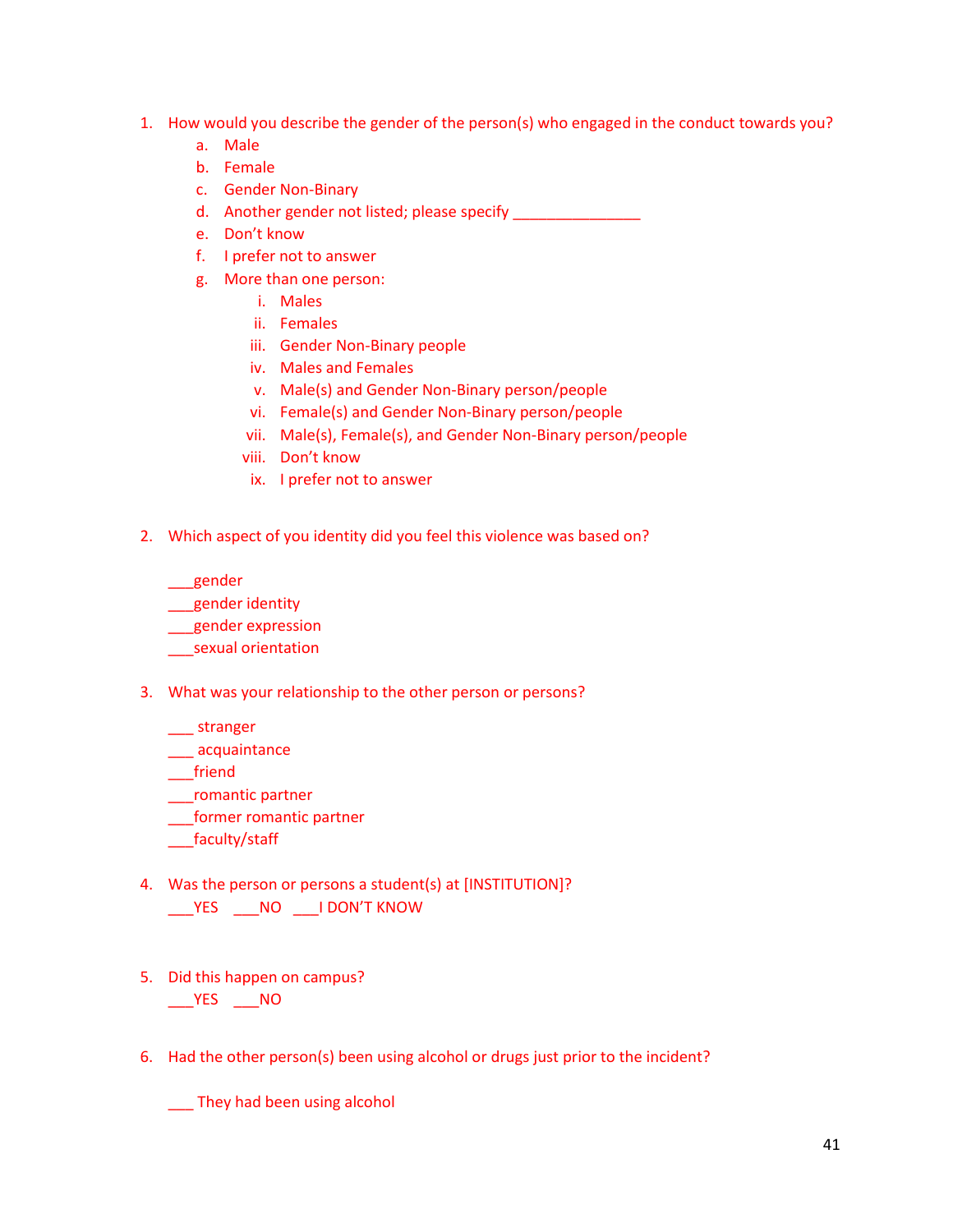1. How would you describe the gender of the person(s) who engaged in the conduct towards you?
    a. Male
    b. Female
    c. Gender Non-Binary
    d. Another gender not listed; please specify _______________
    e. Don't know
    f. I prefer not to answer
    g. More than one person:
        i. Males
        ii. Females
        iii. Gender Non-Binary people
        iv. Males and Females
        v. Male(s) and Gender Non-Binary person/people
        vi. Female(s) and Gender Non-Binary person/people
        vii. Male(s), Female(s), and Gender Non-Binary person/people
        viii. Don't know
        ix. I prefer not to answer

2. Which aspect of you identity did you feel this violence was based on?

    ___gender
    ___gender identity
    ___gender expression
    ___sexual orientation

3. What was your relationship to the other person or persons?

    ___ stranger
    ___ acquaintance
    ___friend
    ___romantic partner
    ___former romantic partner
    ___faculty/staff

4. Was the person or persons a student(s) at [INSTITUTION]?
    ___YES ___NO ___I DON'T KNOW

5. Did this happen on campus?
    ___YES ___NO

6. Had the other person(s) been using alcohol or drugs just prior to the incident?

    ___ They had been using alcohol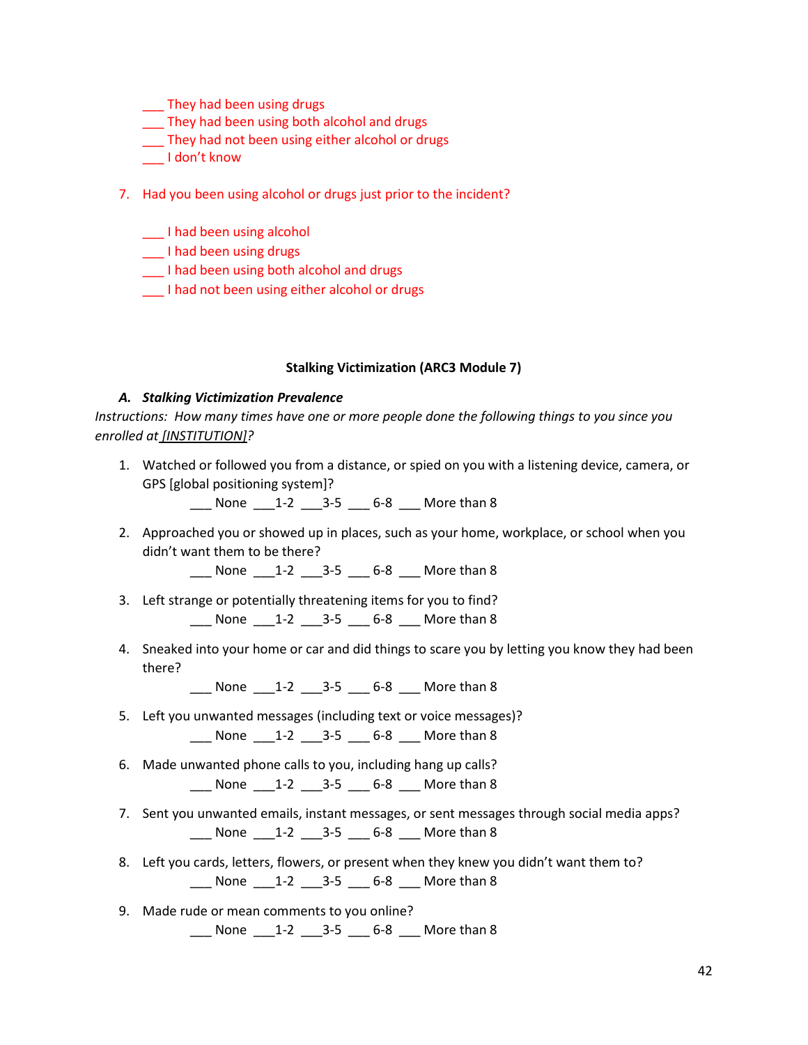___ They had been using drugs
___ They had been using both alcohol and drugs
___ They had not been using either alcohol or drugs
___ I don't know

7. Had you been using alcohol or drugs just prior to the incident?

    ___ I had been using alcohol
    ___ I had been using drugs
    ___ I had been using both alcohol and drugs
    ___ I had not been using either alcohol or drugs

### Stalking Victimization (ARC3 Module 7)

***A. Stalking Victimization Prevalence***

*Instructions: How many times have one or more people done the following things to you since you enrolled at [INSTITUTION]?*

1. Watched or followed you from a distance, or spied on you with a listening device, camera, or GPS [global positioning system]?
    ___ None ___1-2 ___3-5 ___ 6-8 ___ More than 8

2. Approached you or showed up in places, such as your home, workplace, or school when you didn't want them to be there?
    ___ None ___1-2 ___3-5 ___ 6-8 ___ More than 8

3. Left strange or potentially threatening items for you to find?
    ___ None ___1-2 ___3-5 ___ 6-8 ___ More than 8

4. Sneaked into your home or car and did things to scare you by letting you know they had been there?
    ___ None ___1-2 ___3-5 ___ 6-8 ___ More than 8

5. Left you unwanted messages (including text or voice messages)?
    ___ None ___1-2 ___3-5 ___ 6-8 ___ More than 8

6. Made unwanted phone calls to you, including hang up calls?
    ___ None ___1-2 ___3-5 ___ 6-8 ___ More than 8

7. Sent you unwanted emails, instant messages, or sent messages through social media apps?
    ___ None ___1-2 ___3-5 ___ 6-8 ___ More than 8

8. Left you cards, letters, flowers, or present when they knew you didn't want them to?
    ___ None ___1-2 ___3-5 ___ 6-8 ___ More than 8

9. Made rude or mean comments to you online?
    ___ None ___1-2 ___3-5 ___ 6-8 ___ More than 8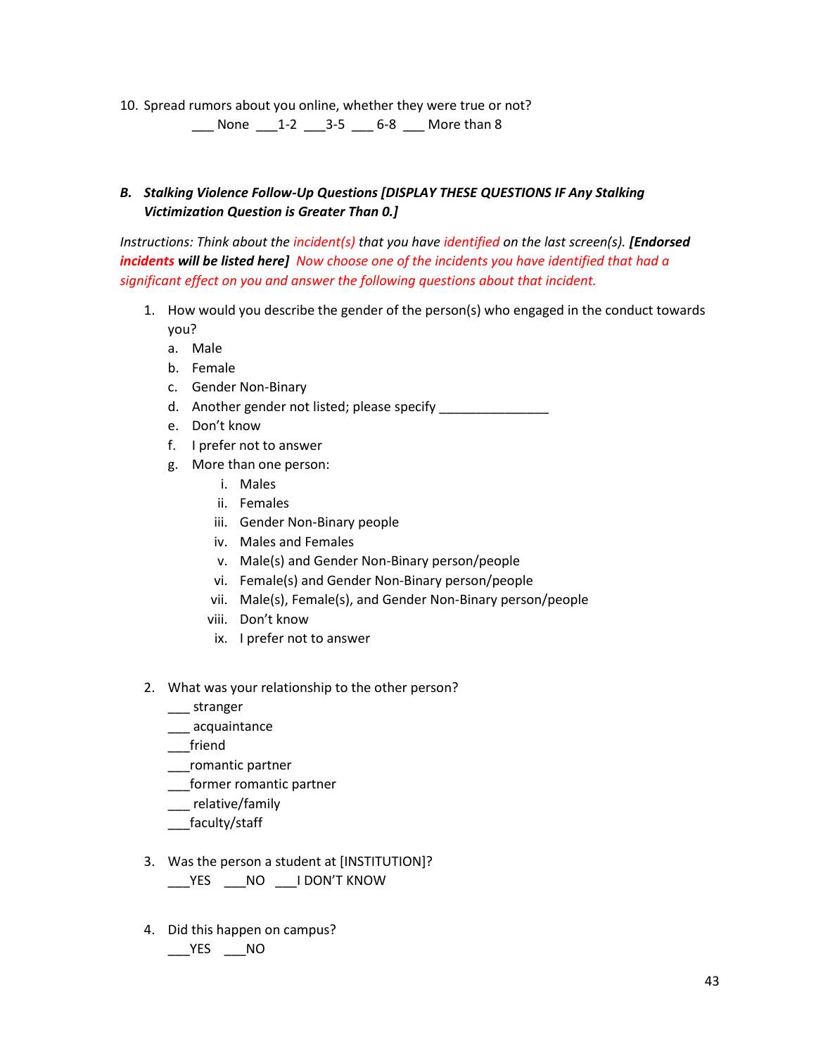10. Spread rumors about you online, whether they were true or not?

    ___ None ___1-2 ___3-5 ___ 6-8 ___ More than 8

***B. Stalking Violence Follow-Up Questions [DISPLAY THESE QUESTIONS IF Any Stalking Victimization Question is Greater Than 0.]***

*Instructions: Think about the incident(s) that you have identified on the last screen(s).* ***[Endorsed incidents will be listed here]*** *Now choose one of the incidents you have identified that had a significant effect on you and answer the following questions about that incident.*

1. How would you describe the gender of the person(s) who engaged in the conduct towards you?
   a. Male
   b. Female
   c. Gender Non-Binary
   d. Another gender not listed; please specify _______________
   e. Don't know
   f. I prefer not to answer
   g. More than one person:
      i. Males
      ii. Females
      iii. Gender Non-Binary people
      iv. Males and Females
      v. Male(s) and Gender Non-Binary person/people
      vi. Female(s) and Gender Non-Binary person/people
      vii. Male(s), Female(s), and Gender Non-Binary person/people
      viii. Don't know
      ix. I prefer not to answer

2. What was your relationship to the other person?

   ___ stranger
   ___ acquaintance
   ___friend
   ___romantic partner
   ___former romantic partner
   ___ relative/family
   ___faculty/staff

3. Was the person a student at [INSTITUTION]?

   ___YES ___NO ___I DON'T KNOW

4. Did this happen on campus?

   ___YES ___NO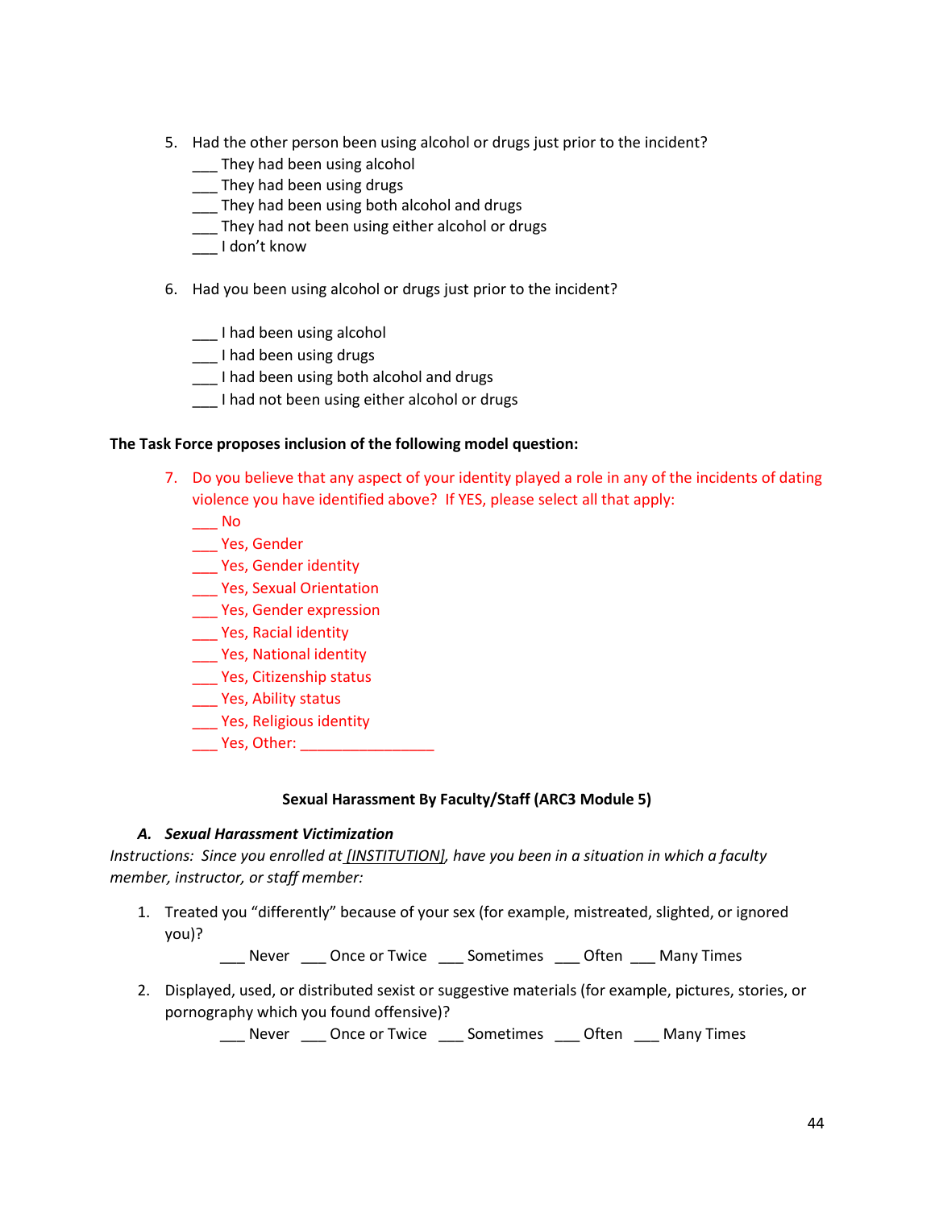5. Had the other person been using alcohol or drugs just prior to the incident?
   ___ They had been using alcohol
   ___ They had been using drugs
   ___ They had been using both alcohol and drugs
   ___ They had not been using either alcohol or drugs
   ___ I don't know

6. Had you been using alcohol or drugs just prior to the incident?

   ___ I had been using alcohol
   ___ I had been using drugs
   ___ I had been using both alcohol and drugs
   ___ I had not been using either alcohol or drugs

**The Task Force proposes inclusion of the following model question:**

7. Do you believe that any aspect of your identity played a role in any of the incidents of dating violence you have identified above? If YES, please select all that apply:
   ___ No
   ___ Yes, Gender
   ___ Yes, Gender identity
   ___ Yes, Sexual Orientation
   ___ Yes, Gender expression
   ___ Yes, Racial identity
   ___ Yes, National identity
   ___ Yes, Citizenship status
   ___ Yes, Ability status
   ___ Yes, Religious identity
   ___ Yes, Other: ________________

## Sexual Harassment By Faculty/Staff (ARC3 Module 5)

### *A. Sexual Harassment Victimization*

*Instructions: Since you enrolled at [INSTITUTION], have you been in a situation in which a faculty member, instructor, or staff member:*

1. Treated you "differently" because of your sex (for example, mistreated, slighted, or ignored you)?
   ___ Never ___ Once or Twice ___ Sometimes ___ Often ___ Many Times

2. Displayed, used, or distributed sexist or suggestive materials (for example, pictures, stories, or pornography which you found offensive)?
   ___ Never ___ Once or Twice ___ Sometimes ___ Often ___ Many Times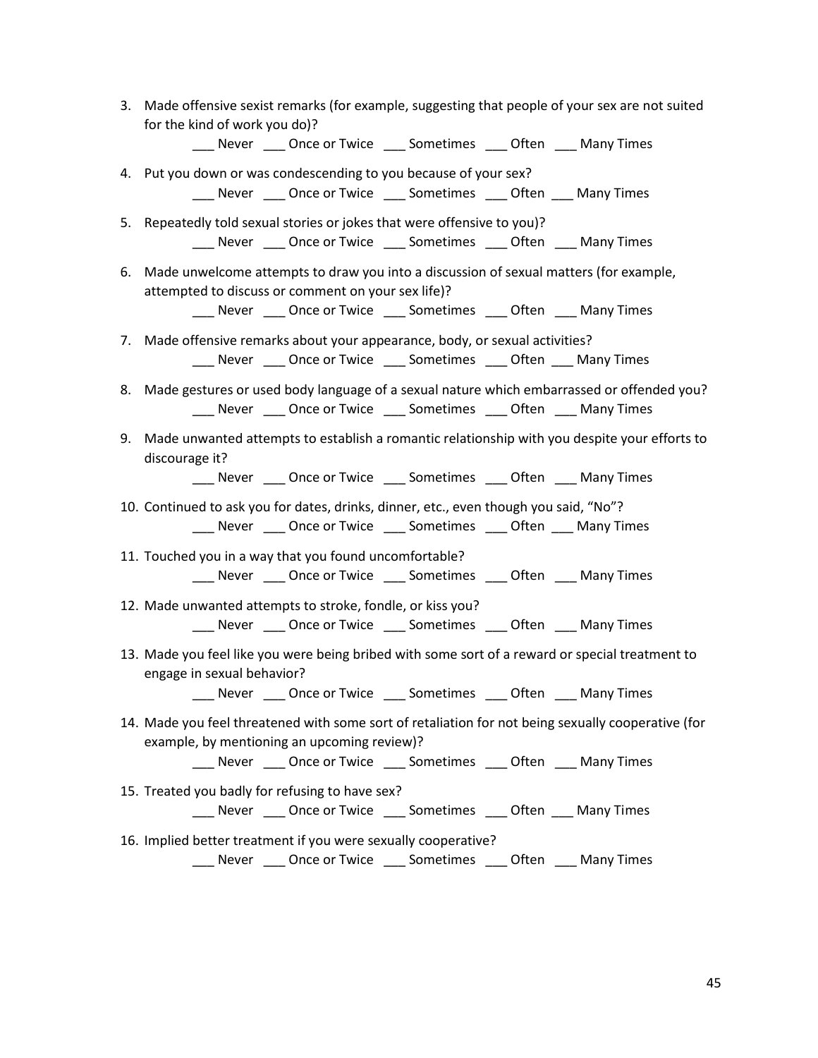3. Made offensive sexist remarks (for example, suggesting that people of your sex are not suited for the kind of work you do)?
   ___ Never ___ Once or Twice ___ Sometimes ___ Often ___ Many Times

4. Put you down or was condescending to you because of your sex?
   ___ Never ___ Once or Twice ___ Sometimes ___ Often ___ Many Times

5. Repeatedly told sexual stories or jokes that were offensive to you)?
   ___ Never ___ Once or Twice ___ Sometimes ___ Often ___ Many Times

6. Made unwelcome attempts to draw you into a discussion of sexual matters (for example, attempted to discuss or comment on your sex life)?
   ___ Never ___ Once or Twice ___ Sometimes ___ Often ___ Many Times

7. Made offensive remarks about your appearance, body, or sexual activities?
   ___ Never ___ Once or Twice ___ Sometimes ___ Often ___ Many Times

8. Made gestures or used body language of a sexual nature which embarrassed or offended you?
   ___ Never ___ Once or Twice ___ Sometimes ___ Often ___ Many Times

9. Made unwanted attempts to establish a romantic relationship with you despite your efforts to discourage it?
   ___ Never ___ Once or Twice ___ Sometimes ___ Often ___ Many Times

10. Continued to ask you for dates, drinks, dinner, etc., even though you said, "No"?
    ___ Never ___ Once or Twice ___ Sometimes ___ Often ___ Many Times

11. Touched you in a way that you found uncomfortable?
    ___ Never ___ Once or Twice ___ Sometimes ___ Often ___ Many Times

12. Made unwanted attempts to stroke, fondle, or kiss you?
    ___ Never ___ Once or Twice ___ Sometimes ___ Often ___ Many Times

13. Made you feel like you were being bribed with some sort of a reward or special treatment to engage in sexual behavior?
    ___ Never ___ Once or Twice ___ Sometimes ___ Often ___ Many Times

14. Made you feel threatened with some sort of retaliation for not being sexually cooperative (for example, by mentioning an upcoming review)?
    ___ Never ___ Once or Twice ___ Sometimes ___ Often ___ Many Times

15. Treated you badly for refusing to have sex?
    ___ Never ___ Once or Twice ___ Sometimes ___ Often ___ Many Times

16. Implied better treatment if you were sexually cooperative?
    ___ Never ___ Once or Twice ___ Sometimes ___ Often ___ Many Times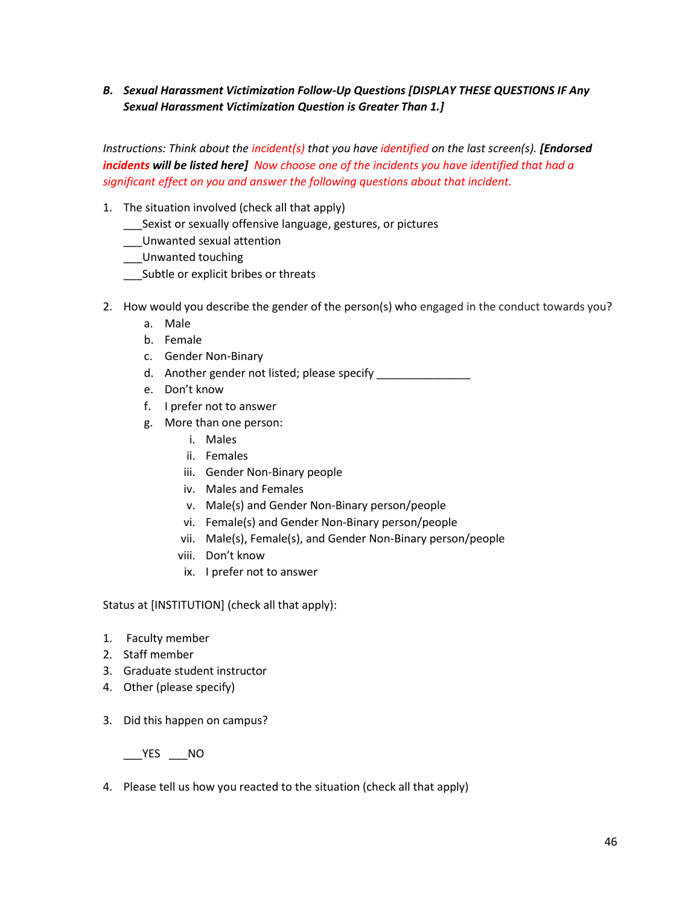***B. Sexual Harassment Victimization Follow-Up Questions [DISPLAY THESE QUESTIONS IF Any Sexual Harassment Victimization Question is Greater Than 1.]***

*Instructions: Think about the incident(s) that you have identified on the last screen(s).* ***[Endorsed incidents will be listed here]*** *Now choose one of the incidents you have identified that had a significant effect on you and answer the following questions about that incident.*

1. The situation involved (check all that apply)
   ___Sexist or sexually offensive language, gestures, or pictures
   ___Unwanted sexual attention
   ___Unwanted touching
   ___Subtle or explicit bribes or threats

2. How would you describe the gender of the person(s) who engaged in the conduct towards you?
   a. Male
   b. Female
   c. Gender Non-Binary
   d. Another gender not listed; please specify _______________
   e. Don't know
   f. I prefer not to answer
   g. More than one person:
      i. Males
      ii. Females
      iii. Gender Non-Binary people
      iv. Males and Females
      v. Male(s) and Gender Non-Binary person/people
      vi. Female(s) and Gender Non-Binary person/people
      vii. Male(s), Female(s), and Gender Non-Binary person/people
      viii. Don't know
      ix. I prefer not to answer

Status at [INSTITUTION] (check all that apply):

1. Faculty member
2. Staff member
3. Graduate student instructor
4. Other (please specify)

3. Did this happen on campus?

   ___YES ___NO

4. Please tell us how you reacted to the situation (check all that apply)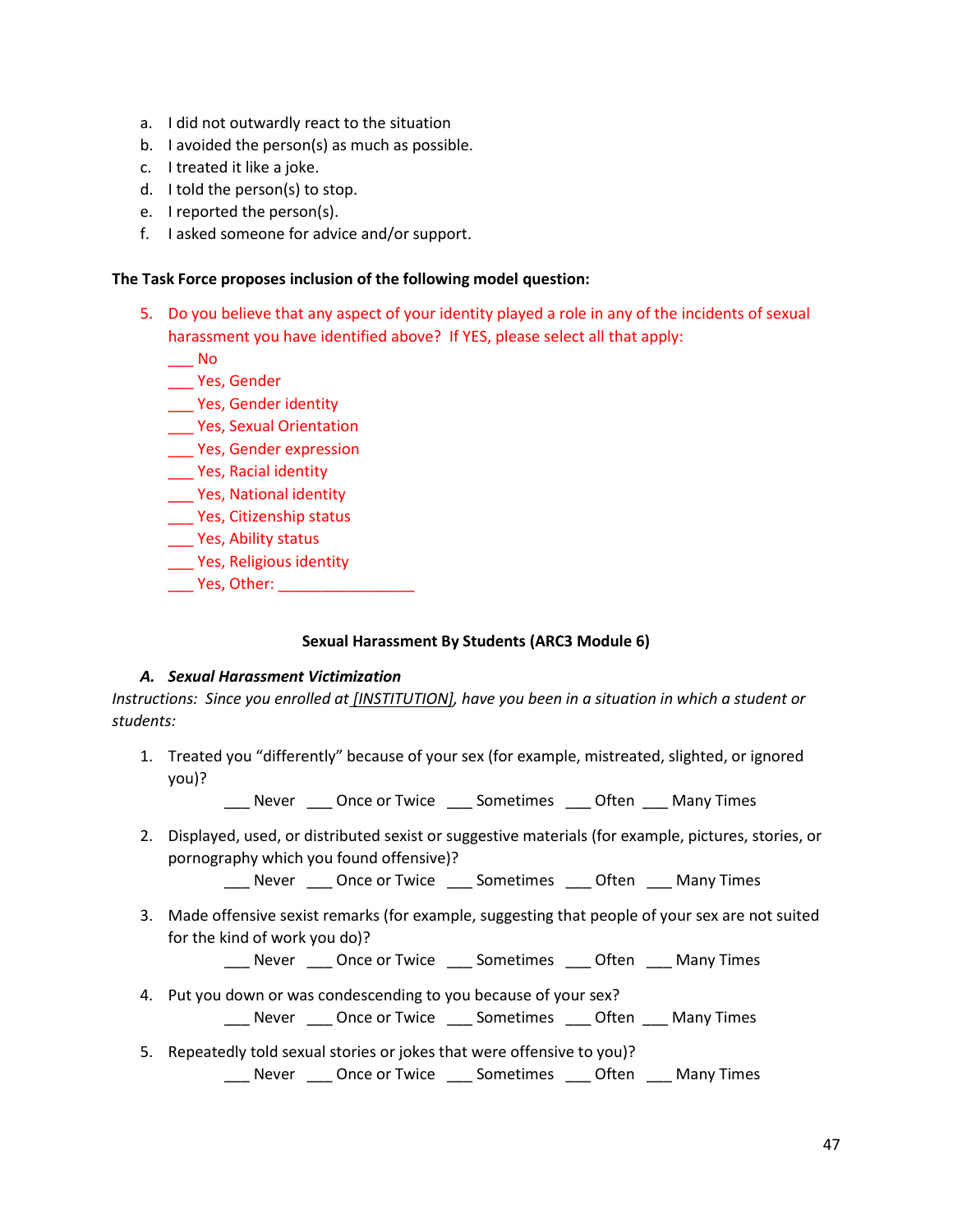a. I did not outwardly react to the situation
b. I avoided the person(s) as much as possible.
c. I treated it like a joke.
d. I told the person(s) to stop.
e. I reported the person(s).
f. I asked someone for advice and/or support.

**The Task Force proposes inclusion of the following model question:**

5. Do you believe that any aspect of your identity played a role in any of the incidents of sexual harassment you have identified above? If YES, please select all that apply:
   ___ No
   ___ Yes, Gender
   ___ Yes, Gender identity
   ___ Yes, Sexual Orientation
   ___ Yes, Gender expression
   ___ Yes, Racial identity
   ___ Yes, National identity
   ___ Yes, Citizenship status
   ___ Yes, Ability status
   ___ Yes, Religious identity
   ___ Yes, Other: ________________

**Sexual Harassment By Students (ARC3 Module 6)**

***A. Sexual Harassment Victimization***

*Instructions: Since you enrolled at [INSTITUTION], have you been in a situation in which a student or students:*

1. Treated you "differently" because of your sex (for example, mistreated, slighted, or ignored you)?
   ___ Never ___ Once or Twice ___ Sometimes ___ Often ___ Many Times

2. Displayed, used, or distributed sexist or suggestive materials (for example, pictures, stories, or pornography which you found offensive)?
   ___ Never ___ Once or Twice ___ Sometimes ___ Often ___ Many Times

3. Made offensive sexist remarks (for example, suggesting that people of your sex are not suited for the kind of work you do)?
   ___ Never ___ Once or Twice ___ Sometimes ___ Often ___ Many Times

4. Put you down or was condescending to you because of your sex?
   ___ Never ___ Once or Twice ___ Sometimes ___ Often ___ Many Times

5. Repeatedly told sexual stories or jokes that were offensive to you)?
   ___ Never ___ Once or Twice ___ Sometimes ___ Often ___ Many Times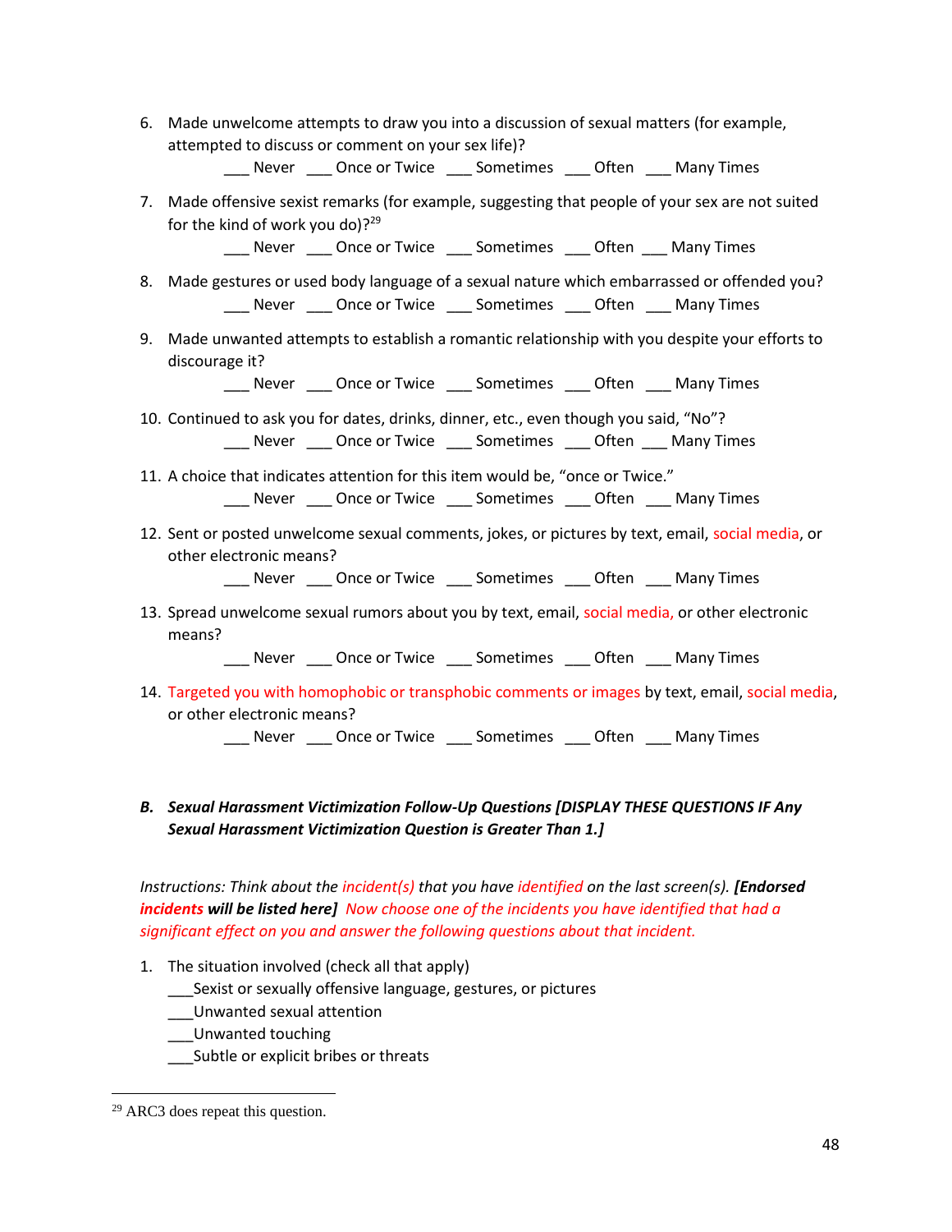6. Made unwelcome attempts to draw you into a discussion of sexual matters (for example, attempted to discuss or comment on your sex life)?
   ___ Never ___ Once or Twice ___ Sometimes ___ Often ___ Many Times

7. Made offensive sexist remarks (for example, suggesting that people of your sex are not suited for the kind of work you do)?[29]
   ___ Never ___ Once or Twice ___ Sometimes ___ Often ___ Many Times

8. Made gestures or used body language of a sexual nature which embarrassed or offended you?
   ___ Never ___ Once or Twice ___ Sometimes ___ Often ___ Many Times

9. Made unwanted attempts to establish a romantic relationship with you despite your efforts to discourage it?
   ___ Never ___ Once or Twice ___ Sometimes ___ Often ___ Many Times

10. Continued to ask you for dates, drinks, dinner, etc., even though you said, "No"?
    ___ Never ___ Once or Twice ___ Sometimes ___ Often ___ Many Times

11. A choice that indicates attention for this item would be, "once or Twice."
    ___ Never ___ Once or Twice ___ Sometimes ___ Often ___ Many Times

12. Sent or posted unwelcome sexual comments, jokes, or pictures by text, email, social media, or other electronic means?
    ___ Never ___ Once or Twice ___ Sometimes ___ Often ___ Many Times

13. Spread unwelcome sexual rumors about you by text, email, social media, or other electronic means?
    ___ Never ___ Once or Twice ___ Sometimes ___ Often ___ Many Times

14. Targeted you with homophobic or transphobic comments or images by text, email, social media, or other electronic means?
    ___ Never ___ Once or Twice ___ Sometimes ___ Often ___ Many Times

***B. Sexual Harassment Victimization Follow-Up Questions [DISPLAY THESE QUESTIONS IF Any Sexual Harassment Victimization Question is Greater Than 1.]***

*Instructions: Think about the incident(s) that you have identified on the last screen(s).* ***[Endorsed incidents will be listed here]*** *Now choose one of the incidents you have identified that had a significant effect on you and answer the following questions about that incident.*

1. The situation involved (check all that apply)
   ___Sexist or sexually offensive language, gestures, or pictures
   ___Unwanted sexual attention
   ___Unwanted touching
   ___Subtle or explicit bribes or threats

[29] ARC3 does repeat this question.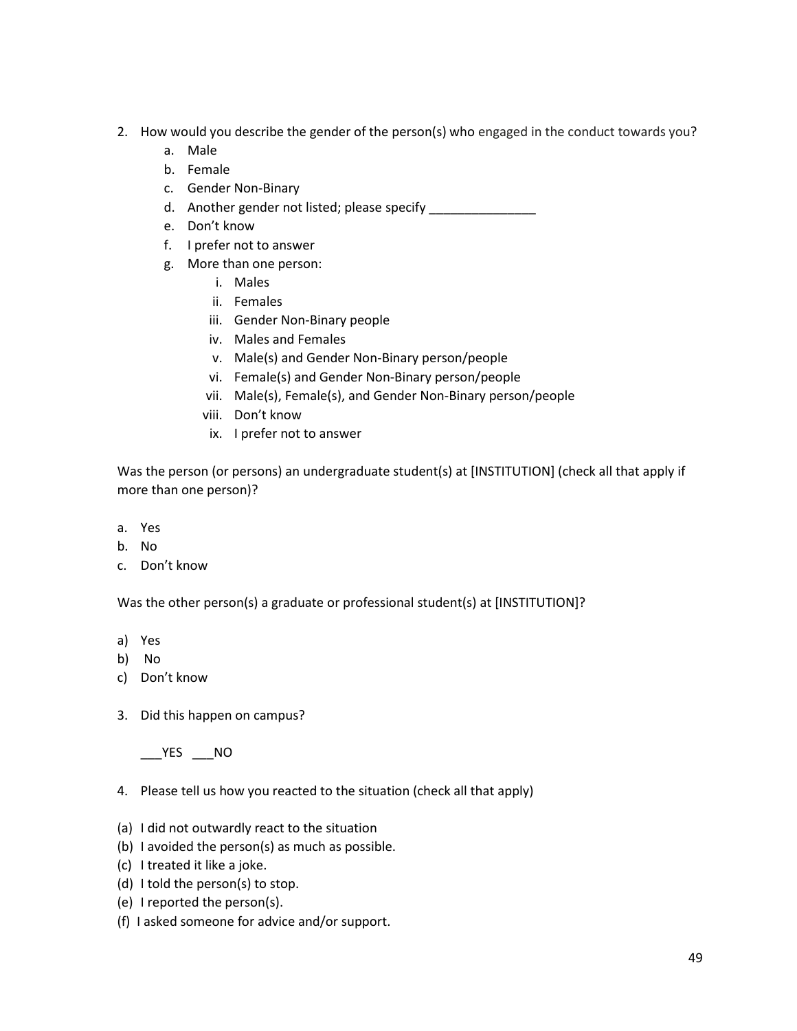2. How would you describe the gender of the person(s) who engaged in the conduct towards you?
   a. Male
   b. Female
   c. Gender Non-Binary
   d. Another gender not listed; please specify _______________
   e. Don't know
   f. I prefer not to answer
   g. More than one person:
      i. Males
      ii. Females
      iii. Gender Non-Binary people
      iv. Males and Females
      v. Male(s) and Gender Non-Binary person/people
      vi. Female(s) and Gender Non-Binary person/people
      vii. Male(s), Female(s), and Gender Non-Binary person/people
      viii. Don't know
      ix. I prefer not to answer

Was the person (or persons) an undergraduate student(s) at [INSTITUTION] (check all that apply if more than one person)?

a. Yes
b. No
c. Don't know

Was the other person(s) a graduate or professional student(s) at [INSTITUTION]?

a) Yes
b) No
c) Don't know

3. Did this happen on campus?

   ___YES ___NO

4. Please tell us how you reacted to the situation (check all that apply)

(a) I did not outwardly react to the situation
(b) I avoided the person(s) as much as possible.
(c) I treated it like a joke.
(d) I told the person(s) to stop.
(e) I reported the person(s).
(f) I asked someone for advice and/or support.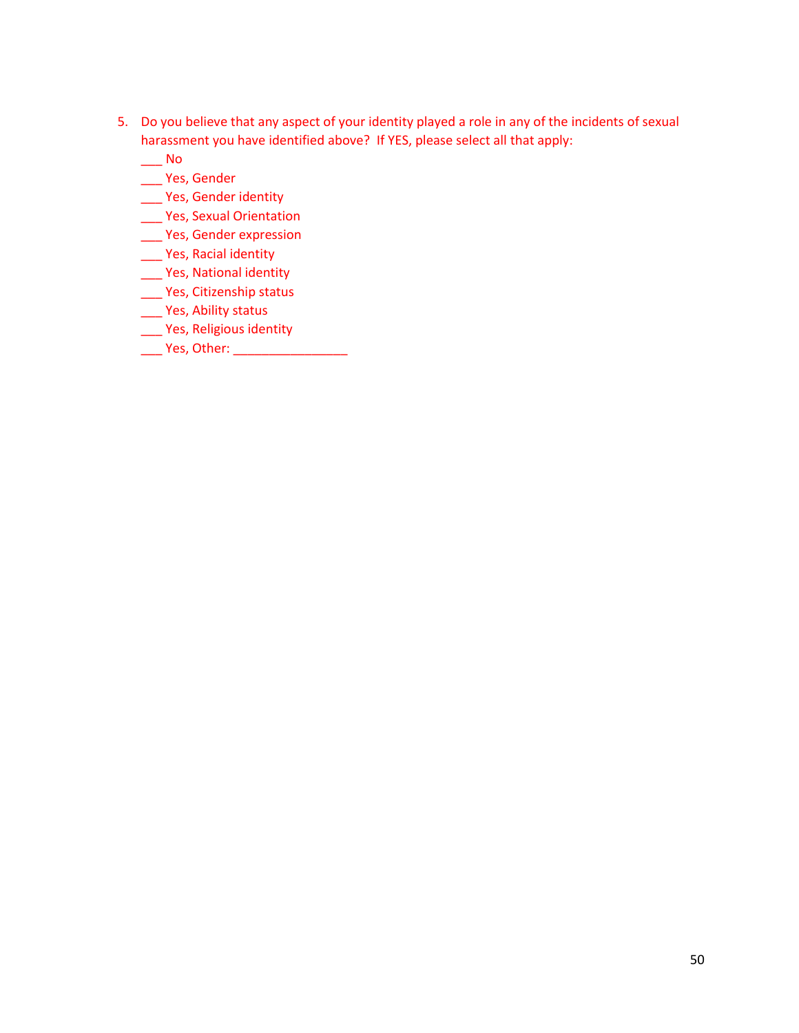5. Do you believe that any aspect of your identity played a role in any of the incidents of sexual harassment you have identified above? If YES, please select all that apply:

   ___ No
   ___ Yes, Gender
   ___ Yes, Gender identity
   ___ Yes, Sexual Orientation
   ___ Yes, Gender expression
   ___ Yes, Racial identity
   ___ Yes, National identity
   ___ Yes, Citizenship status
   ___ Yes, Ability status
   ___ Yes, Religious identity
   ___ Yes, Other: ________________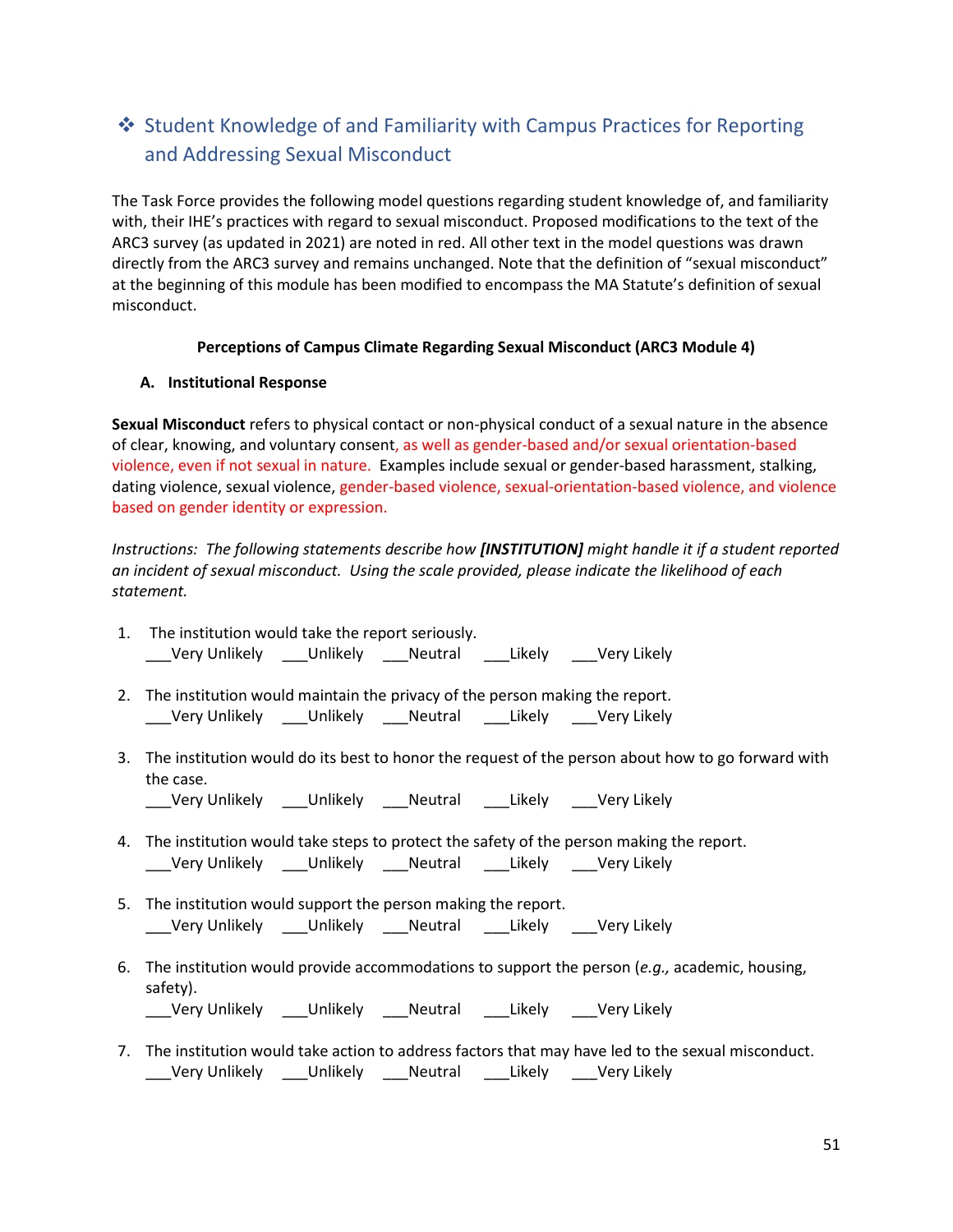## ❖ Student Knowledge of and Familiarity with Campus Practices for Reporting and Addressing Sexual Misconduct

The Task Force provides the following model questions regarding student knowledge of, and familiarity with, their IHE's practices with regard to sexual misconduct. Proposed modifications to the text of the ARC3 survey (as updated in 2021) are noted in red. All other text in the model questions was drawn directly from the ARC3 survey and remains unchanged. Note that the definition of "sexual misconduct" at the beginning of this module has been modified to encompass the MA Statute's definition of sexual misconduct.

**Perceptions of Campus Climate Regarding Sexual Misconduct (ARC3 Module 4)**

**A. Institutional Response**

**Sexual Misconduct** refers to physical contact or non-physical conduct of a sexual nature in the absence of clear, knowing, and voluntary consent, as well as gender-based and/or sexual orientation-based violence, even if not sexual in nature. Examples include sexual or gender-based harassment, stalking, dating violence, sexual violence, gender-based violence, sexual-orientation-based violence, and violence based on gender identity or expression.

*Instructions: The following statements describe how **[INSTITUTION]** might handle it if a student reported an incident of sexual misconduct. Using the scale provided, please indicate the likelihood of each statement.*

1. The institution would take the report seriously.
   ___Very Unlikely ___Unlikely ___Neutral ___Likely ___Very Likely

2. The institution would maintain the privacy of the person making the report.
   ___Very Unlikely ___Unlikely ___Neutral ___Likely ___Very Likely

3. The institution would do its best to honor the request of the person about how to go forward with the case.
   ___Very Unlikely ___Unlikely ___Neutral ___Likely ___Very Likely

4. The institution would take steps to protect the safety of the person making the report.
   ___Very Unlikely ___Unlikely ___Neutral ___Likely ___Very Likely

5. The institution would support the person making the report.
   ___Very Unlikely ___Unlikely ___Neutral ___Likely ___Very Likely

6. The institution would provide accommodations to support the person (*e.g.,* academic, housing, safety).
   ___Very Unlikely ___Unlikely ___Neutral ___Likely ___Very Likely

7. The institution would take action to address factors that may have led to the sexual misconduct.
   ___Very Unlikely ___Unlikely ___Neutral ___Likely ___Very Likely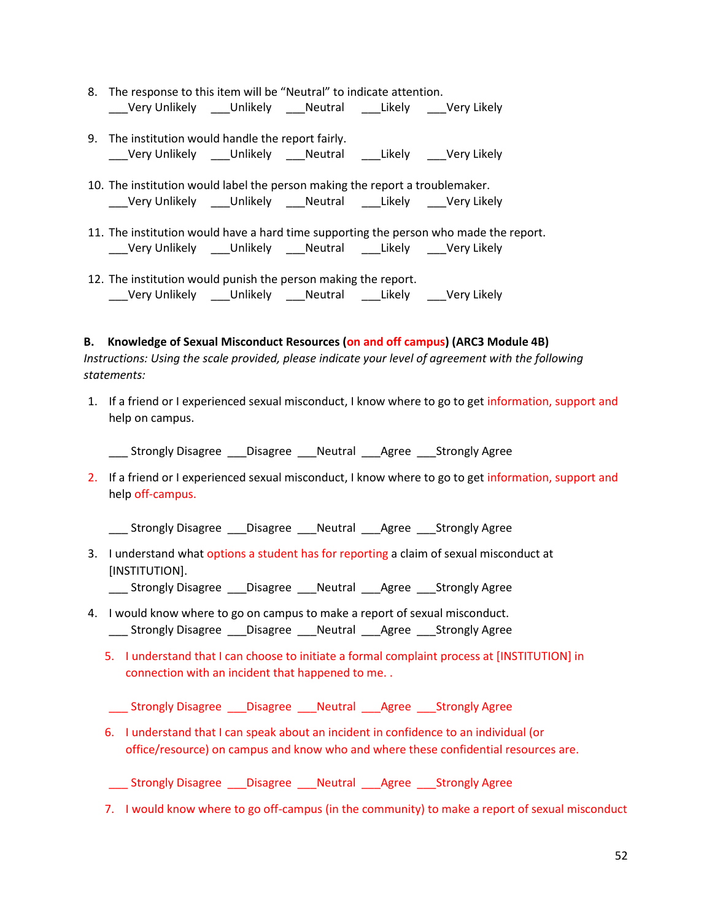8. The response to this item will be "Neutral" to indicate attention.
   ___Very Unlikely ___Unlikely ___Neutral ___Likely ___Very Likely

9. The institution would handle the report fairly.
   ___Very Unlikely ___Unlikely ___Neutral ___Likely ___Very Likely

10. The institution would label the person making the report a troublemaker.
   ___Very Unlikely ___Unlikely ___Neutral ___Likely ___Very Likely

11. The institution would have a hard time supporting the person who made the report.
   ___Very Unlikely ___Unlikely ___Neutral ___Likely ___Very Likely

12. The institution would punish the person making the report.
   ___Very Unlikely ___Unlikely ___Neutral ___Likely ___Very Likely

**B. Knowledge of Sexual Misconduct Resources (on and off campus) (ARC3 Module 4B)**

*Instructions: Using the scale provided, please indicate your level of agreement with the following statements:*

1. If a friend or I experienced sexual misconduct, I know where to go to get information, support and help on campus.

   ___ Strongly Disagree ___Disagree ___Neutral ___Agree ___Strongly Agree

2. If a friend or I experienced sexual misconduct, I know where to go to get information, support and help off-campus.

   ___ Strongly Disagree ___Disagree ___Neutral ___Agree ___Strongly Agree

3. I understand what options a student has for reporting a claim of sexual misconduct at [INSTITUTION].
   ___ Strongly Disagree ___Disagree ___Neutral ___Agree ___Strongly Agree

4. I would know where to go on campus to make a report of sexual misconduct.
   ___ Strongly Disagree ___Disagree ___Neutral ___Agree ___Strongly Agree

5. I understand that I can choose to initiate a formal complaint process at [INSTITUTION] in connection with an incident that happened to me. .

   ___ Strongly Disagree ___Disagree ___Neutral ___Agree ___Strongly Agree

6. I understand that I can speak about an incident in confidence to an individual (or office/resource) on campus and know who and where these confidential resources are.

   ___ Strongly Disagree ___Disagree ___Neutral ___Agree ___Strongly Agree

7. I would know where to go off-campus (in the community) to make a report of sexual misconduct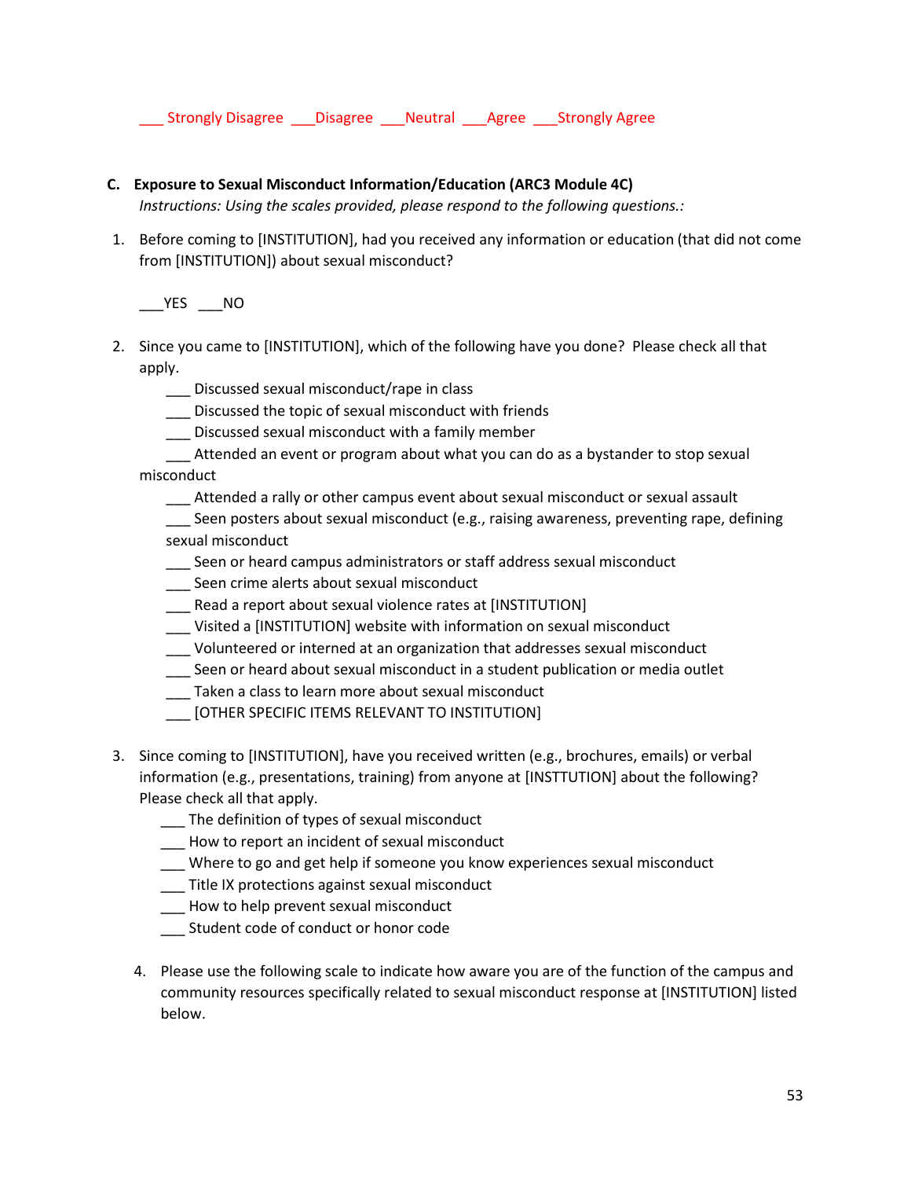___ Strongly Disagree ___Disagree ___Neutral ___Agree ___Strongly Agree

**C. Exposure to Sexual Misconduct Information/Education (ARC3 Module 4C)**

*Instructions: Using the scales provided, please respond to the following questions.:*

1. Before coming to [INSTITUTION], had you received any information or education (that did not come from [INSTITUTION]) about sexual misconduct?

   ___YES ___NO

2. Since you came to [INSTITUTION], which of the following have you done? Please check all that apply.

   ___ Discussed sexual misconduct/rape in class
   ___ Discussed the topic of sexual misconduct with friends
   ___ Discussed sexual misconduct with a family member
   ___ Attended an event or program about what you can do as a bystander to stop sexual misconduct
   ___ Attended a rally or other campus event about sexual misconduct or sexual assault
   ___ Seen posters about sexual misconduct (e.g., raising awareness, preventing rape, defining sexual misconduct
   ___ Seen or heard campus administrators or staff address sexual misconduct
   ___ Seen crime alerts about sexual misconduct
   ___ Read a report about sexual violence rates at [INSTITUTION]
   ___ Visited a [INSTITUTION] website with information on sexual misconduct
   ___ Volunteered or interned at an organization that addresses sexual misconduct
   ___ Seen or heard about sexual misconduct in a student publication or media outlet
   ___ Taken a class to learn more about sexual misconduct
   ___ [OTHER SPECIFIC ITEMS RELEVANT TO INSTITUTION]

3. Since coming to [INSTITUTION], have you received written (e.g., brochures, emails) or verbal information (e.g., presentations, training) from anyone at [INSTTUTION] about the following? Please check all that apply.

   ___ The definition of types of sexual misconduct
   ___ How to report an incident of sexual misconduct
   ___ Where to go and get help if someone you know experiences sexual misconduct
   ___ Title IX protections against sexual misconduct
   ___ How to help prevent sexual misconduct
   ___ Student code of conduct or honor code

4. Please use the following scale to indicate how aware you are of the function of the campus and community resources specifically related to sexual misconduct response at [INSTITUTION] listed below.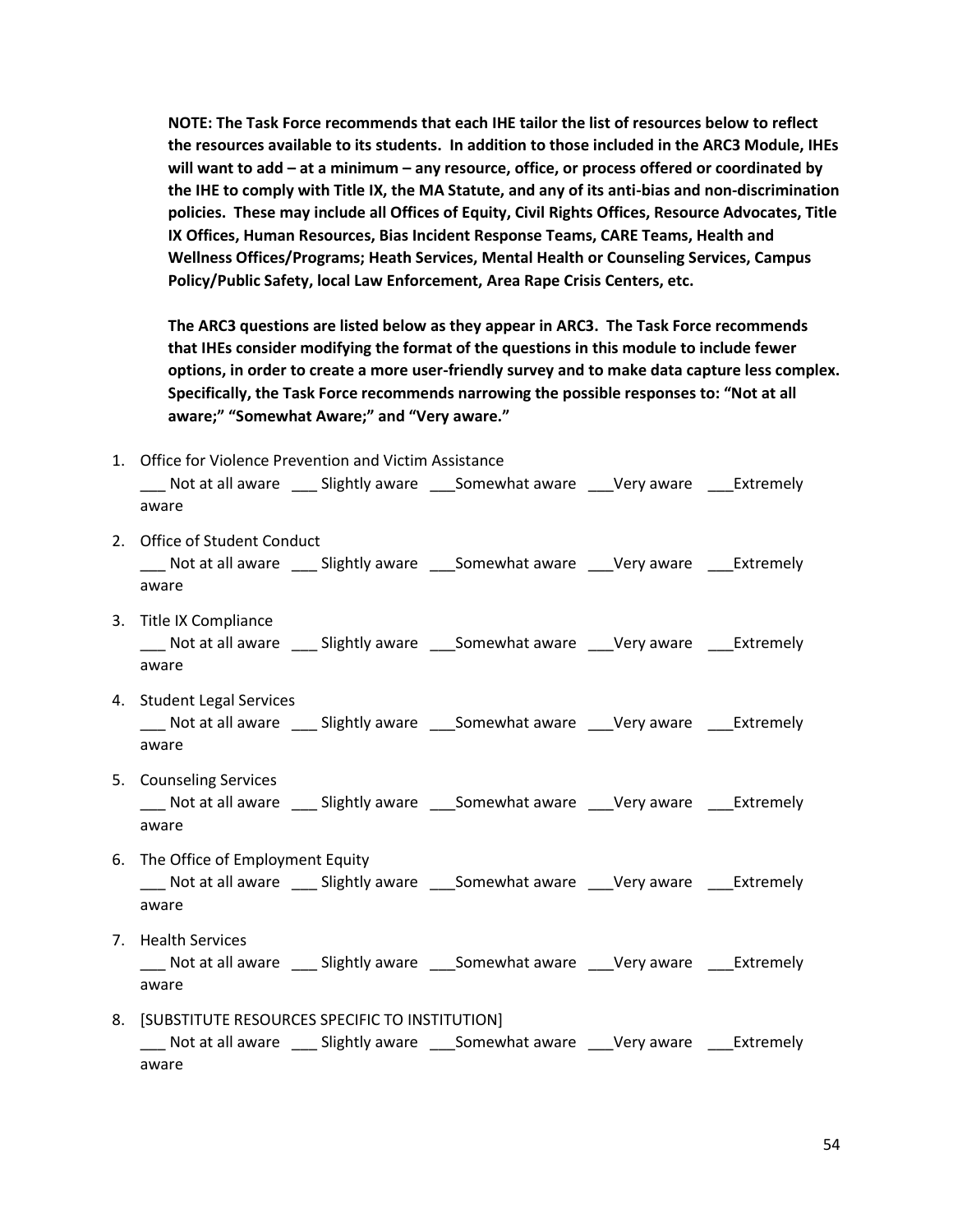**NOTE: The Task Force recommends that each IHE tailor the list of resources below to reflect the resources available to its students. In addition to those included in the ARC3 Module, IHEs will want to add – at a minimum – any resource, office, or process offered or coordinated by the IHE to comply with Title IX, the MA Statute, and any of its anti-bias and non-discrimination policies. These may include all Offices of Equity, Civil Rights Offices, Resource Advocates, Title IX Offices, Human Resources, Bias Incident Response Teams, CARE Teams, Health and Wellness Offices/Programs; Heath Services, Mental Health or Counseling Services, Campus Policy/Public Safety, local Law Enforcement, Area Rape Crisis Centers, etc.**

**The ARC3 questions are listed below as they appear in ARC3. The Task Force recommends that IHEs consider modifying the format of the questions in this module to include fewer options, in order to create a more user-friendly survey and to make data capture less complex. Specifically, the Task Force recommends narrowing the possible responses to: "Not at all aware;" "Somewhat Aware;" and "Very aware."**

1. Office for Violence Prevention and Victim Assistance
   ___ Not at all aware ___ Slightly aware ___Somewhat aware ___Very aware ___Extremely aware
2. Office of Student Conduct
   ___ Not at all aware ___ Slightly aware ___Somewhat aware ___Very aware ___Extremely aware
3. Title IX Compliance
   ___ Not at all aware ___ Slightly aware ___Somewhat aware ___Very aware ___Extremely aware
4. Student Legal Services
   ___ Not at all aware ___ Slightly aware ___Somewhat aware ___Very aware ___Extremely aware
5. Counseling Services
   ___ Not at all aware ___ Slightly aware ___Somewhat aware ___Very aware ___Extremely aware
6. The Office of Employment Equity
   ___ Not at all aware ___ Slightly aware ___Somewhat aware ___Very aware ___Extremely aware
7. Health Services
   ___ Not at all aware ___ Slightly aware ___Somewhat aware ___Very aware ___Extremely aware
8. [SUBSTITUTE RESOURCES SPECIFIC TO INSTITUTION]
   ___ Not at all aware ___ Slightly aware ___Somewhat aware ___Very aware ___Extremely aware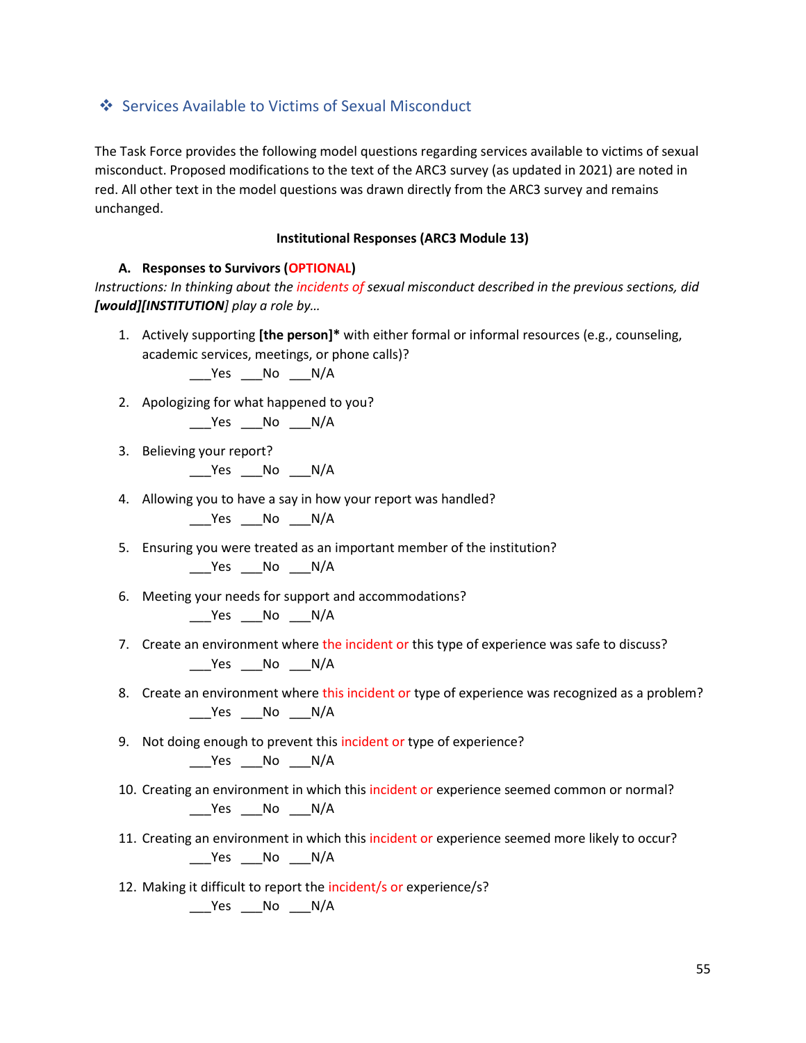## ❖ Services Available to Victims of Sexual Misconduct

The Task Force provides the following model questions regarding services available to victims of sexual misconduct. Proposed modifications to the text of the ARC3 survey (as updated in 2021) are noted in red. All other text in the model questions was drawn directly from the ARC3 survey and remains unchanged.

**Institutional Responses (ARC3 Module 13)**

**A. Responses to Survivors (OPTIONAL)**

*Instructions: In thinking about the incidents of sexual misconduct described in the previous sections, did* ***[would][INSTITUTION]*** *play a role by…*

1. Actively supporting **[the person]*** with either formal or informal resources (e.g., counseling, academic services, meetings, or phone calls)?
   ___Yes ___No ___N/A
2. Apologizing for what happened to you?
   ___Yes ___No ___N/A
3. Believing your report?
   ___Yes ___No ___N/A
4. Allowing you to have a say in how your report was handled?
   ___Yes ___No ___N/A
5. Ensuring you were treated as an important member of the institution?
   ___Yes ___No ___N/A
6. Meeting your needs for support and accommodations?
   ___Yes ___No ___N/A
7. Create an environment where the incident or this type of experience was safe to discuss?
   ___Yes ___No ___N/A
8. Create an environment where this incident or type of experience was recognized as a problem?
   ___Yes ___No ___N/A
9. Not doing enough to prevent this incident or type of experience?
   ___Yes ___No ___N/A
10. Creating an environment in which this incident or experience seemed common or normal?
    ___Yes ___No ___N/A
11. Creating an environment in which this incident or experience seemed more likely to occur?
    ___Yes ___No ___N/A
12. Making it difficult to report the incident/s or experience/s?
    ___Yes ___No ___N/A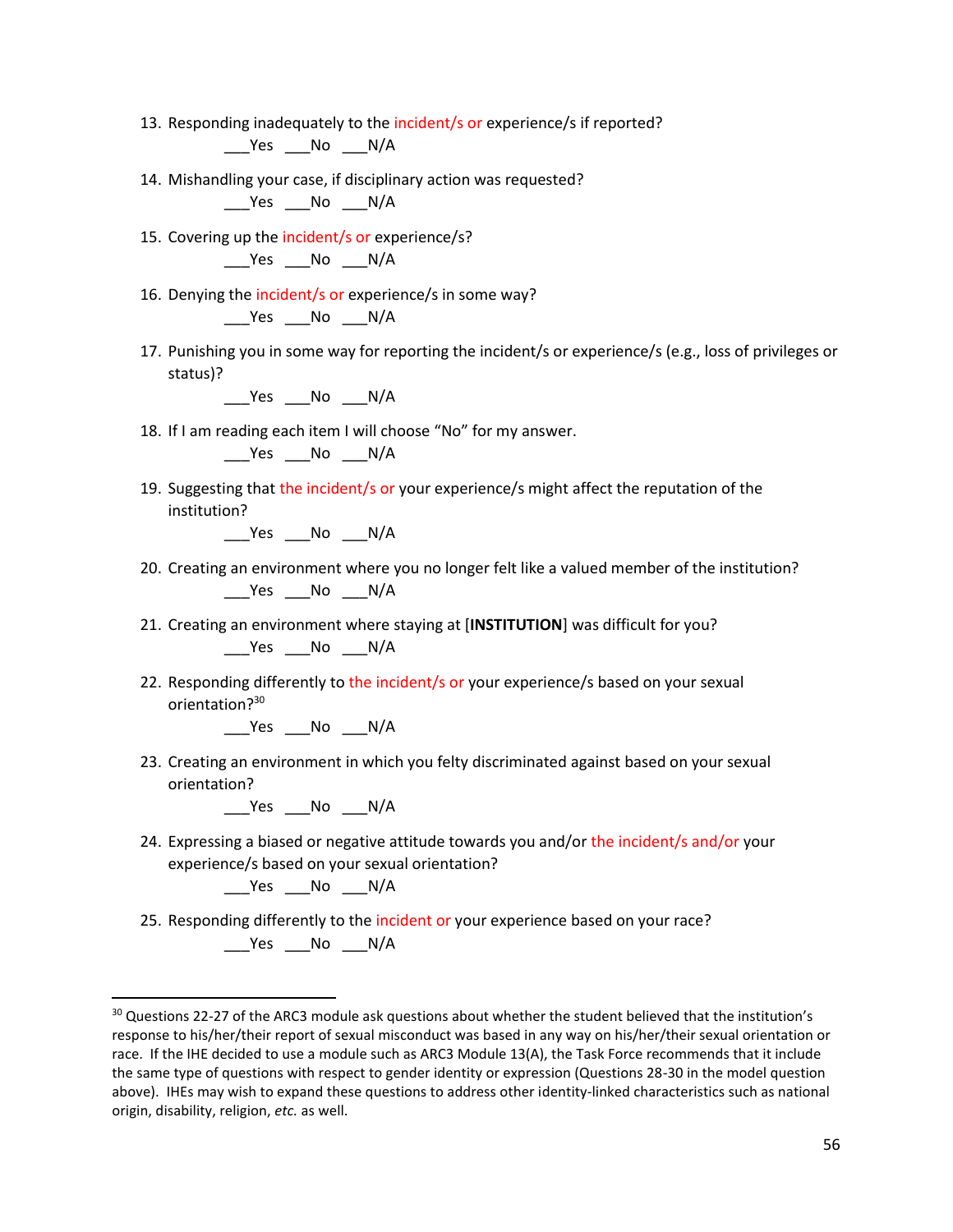13. Responding inadequately to the incident/s or experience/s if reported?
    ___Yes ___No ___N/A

14. Mishandling your case, if disciplinary action was requested?
    ___Yes ___No ___N/A

15. Covering up the incident/s or experience/s?
    ___Yes ___No ___N/A

16. Denying the incident/s or experience/s in some way?
    ___Yes ___No ___N/A

17. Punishing you in some way for reporting the incident/s or experience/s (e.g., loss of privileges or status)?
    ___Yes ___No ___N/A

18. If I am reading each item I will choose "No" for my answer.
    ___Yes ___No ___N/A

19. Suggesting that the incident/s or your experience/s might affect the reputation of the institution?
    ___Yes ___No ___N/A

20. Creating an environment where you no longer felt like a valued member of the institution?
    ___Yes ___No ___N/A

21. Creating an environment where staying at [**INSTITUTION**] was difficult for you?
    ___Yes ___No ___N/A

22. Responding differently to the incident/s or your experience/s based on your sexual orientation?[30]
    ___Yes ___No ___N/A

23. Creating an environment in which you felty discriminated against based on your sexual orientation?
    ___Yes ___No ___N/A

24. Expressing a biased or negative attitude towards you and/or the incident/s and/or your experience/s based on your sexual orientation?
    ___Yes ___No ___N/A

25. Responding differently to the incident or your experience based on your race?
    ___Yes ___No ___N/A

---

[30] Questions 22-27 of the ARC3 module ask questions about whether the student believed that the institution's response to his/her/their report of sexual misconduct was based in any way on his/her/their sexual orientation or race. If the IHE decided to use a module such as ARC3 Module 13(A), the Task Force recommends that it include the same type of questions with respect to gender identity or expression (Questions 28-30 in the model question above). IHEs may wish to expand these questions to address other identity-linked characteristics such as national origin, disability, religion, *etc.* as well.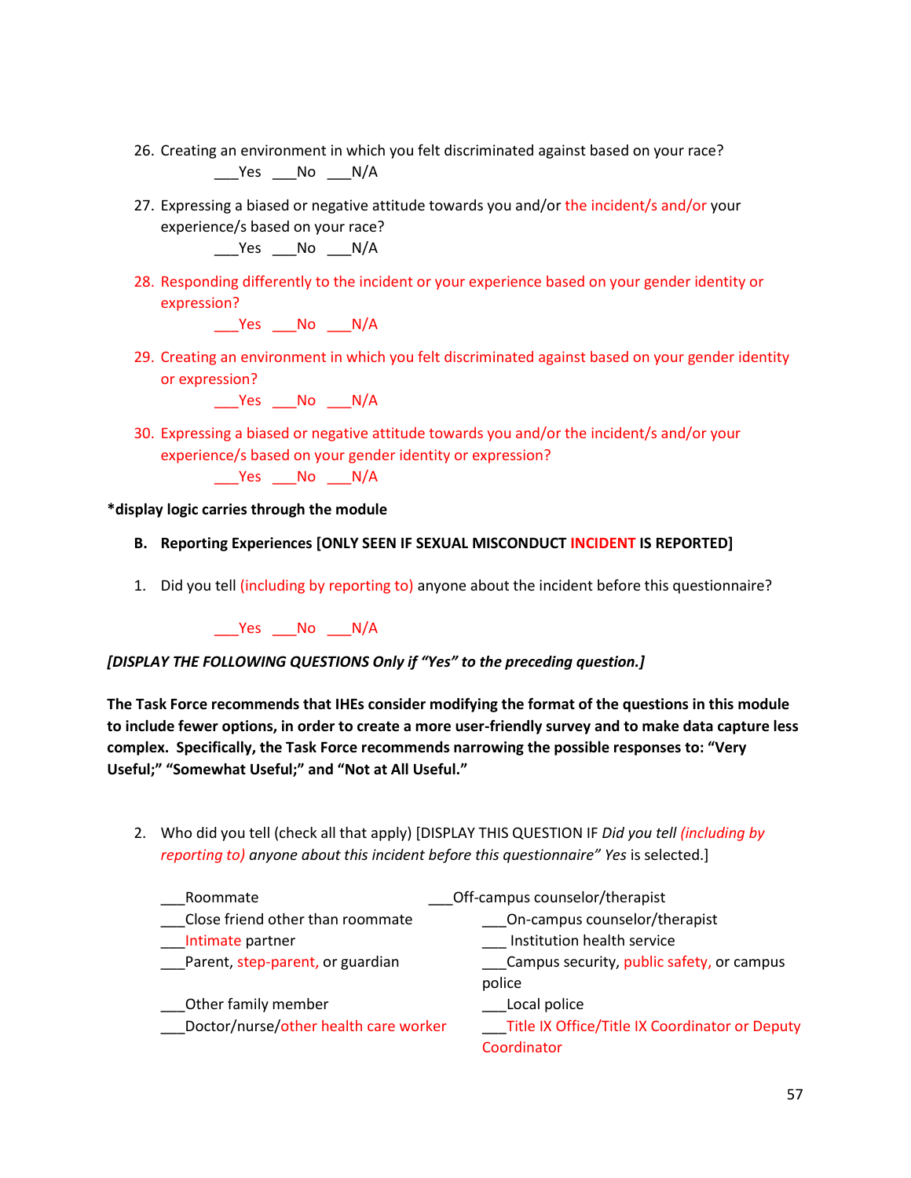26. Creating an environment in which you felt discriminated against based on your race?

    ___Yes ___No ___N/A

27. Expressing a biased or negative attitude towards you and/or the incident/s and/or your experience/s based on your race?

    ___Yes ___No ___N/A

28. Responding differently to the incident or your experience based on your gender identity or expression?

    ___Yes ___No ___N/A

29. Creating an environment in which you felt discriminated against based on your gender identity or expression?

    ___Yes ___No ___N/A

30. Expressing a biased or negative attitude towards you and/or the incident/s and/or your experience/s based on your gender identity or expression?

    ___Yes ___No ___N/A

**\*display logic carries through the module**

**B. Reporting Experiences [ONLY SEEN IF SEXUAL MISCONDUCT INCIDENT IS REPORTED]**

1. Did you tell (including by reporting to) anyone about the incident before this questionnaire?

   ___Yes ___No ___N/A

***[DISPLAY THE FOLLOWING QUESTIONS Only if "Yes" to the preceding question.]***

**The Task Force recommends that IHEs consider modifying the format of the questions in this module to include fewer options, in order to create a more user-friendly survey and to make data capture less complex. Specifically, the Task Force recommends narrowing the possible responses to: "Very Useful;" "Somewhat Useful;" and "Not at All Useful."**

2. Who did you tell (check all that apply) [DISPLAY THIS QUESTION IF *Did you tell (including by reporting to) anyone about this incident before this questionnaire" Yes* is selected.]

   ___Roommate
   ___Close friend other than roommate
   ___Intimate partner
   ___Parent, step-parent, or guardian
   ___Other family member
   ___Doctor/nurse/other health care worker
   ___Off-campus counselor/therapist
   ___On-campus counselor/therapist
   ___ Institution health service
   ___Campus security, public safety, or campus police
   ___Local police
   ___Title IX Office/Title IX Coordinator or Deputy Coordinator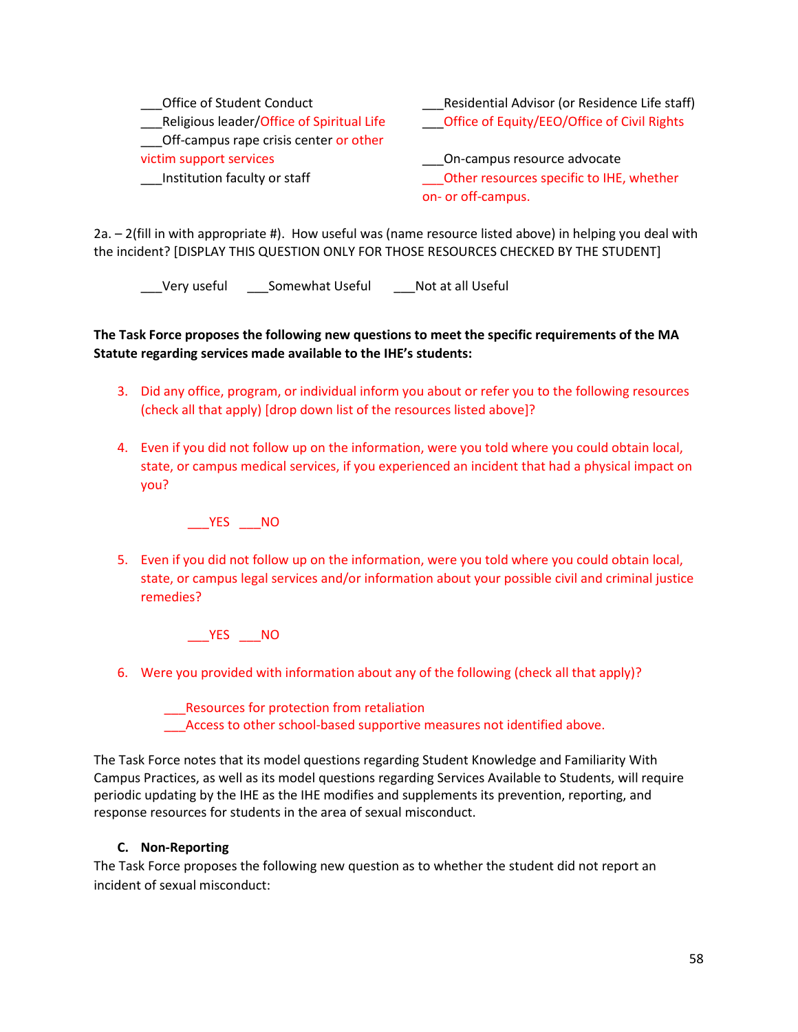___Office of Student Conduct
___Religious leader/Office of Spiritual Life
___Off-campus rape crisis center or other victim support services
___Institution faculty or staff
___Residential Advisor (or Residence Life staff)
___Office of Equity/EEO/Office of Civil Rights
___On-campus resource advocate
___Other resources specific to IHE, whether on- or off-campus.

2a. – 2(fill in with appropriate #). How useful was (name resource listed above) in helping you deal with the incident? [DISPLAY THIS QUESTION ONLY FOR THOSE RESOURCES CHECKED BY THE STUDENT]

___Very useful ___Somewhat Useful ___Not at all Useful

**The Task Force proposes the following new questions to meet the specific requirements of the MA Statute regarding services made available to the IHE's students:**

3. Did any office, program, or individual inform you about or refer you to the following resources (check all that apply) [drop down list of the resources listed above]?

4. Even if you did not follow up on the information, were you told where you could obtain local, state, or campus medical services, if you experienced an incident that had a physical impact on you?

   ___YES ___NO

5. Even if you did not follow up on the information, were you told where you could obtain local, state, or campus legal services and/or information about your possible civil and criminal justice remedies?

   ___YES ___NO

6. Were you provided with information about any of the following (check all that apply)?

   ___Resources for protection from retaliation
   ___Access to other school-based supportive measures not identified above.

The Task Force notes that its model questions regarding Student Knowledge and Familiarity With Campus Practices, as well as its model questions regarding Services Available to Students, will require periodic updating by the IHE as the IHE modifies and supplements its prevention, reporting, and response resources for students in the area of sexual misconduct.

### C. Non-Reporting

The Task Force proposes the following new question as to whether the student did not report an incident of sexual misconduct: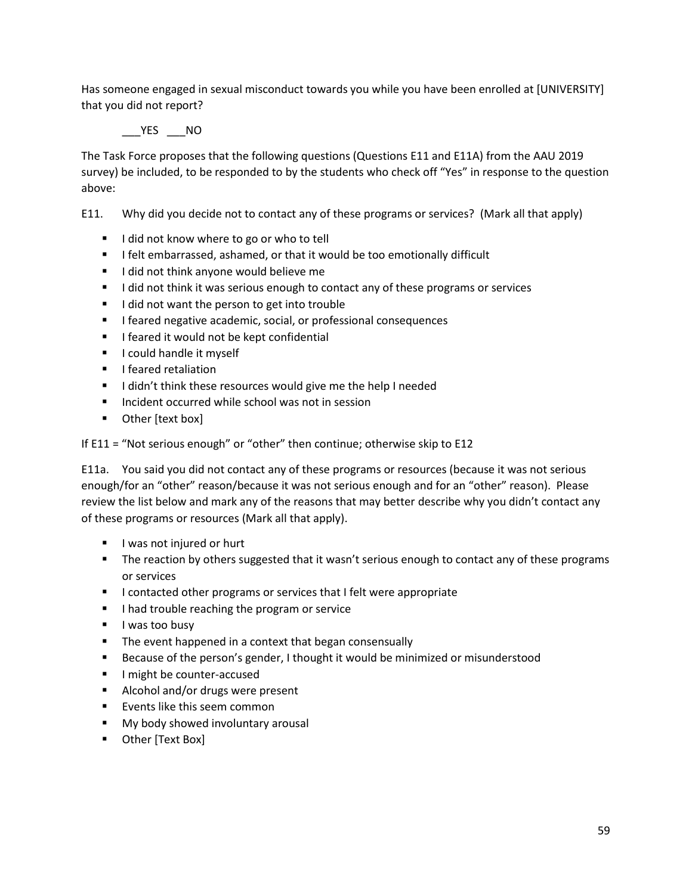Has someone engaged in sexual misconduct towards you while you have been enrolled at [UNIVERSITY] that you did not report?

___YES ___NO

The Task Force proposes that the following questions (Questions E11 and E11A) from the AAU 2019 survey) be included, to be responded to by the students who check off "Yes" in response to the question above:

E11. Why did you decide not to contact any of these programs or services? (Mark all that apply)

- I did not know where to go or who to tell
- I felt embarrassed, ashamed, or that it would be too emotionally difficult
- I did not think anyone would believe me
- I did not think it was serious enough to contact any of these programs or services
- I did not want the person to get into trouble
- I feared negative academic, social, or professional consequences
- I feared it would not be kept confidential
- I could handle it myself
- I feared retaliation
- I didn't think these resources would give me the help I needed
- Incident occurred while school was not in session
- Other [text box]

If E11 = "Not serious enough" or "other" then continue; otherwise skip to E12

E11a. You said you did not contact any of these programs or resources (because it was not serious enough/for an "other" reason/because it was not serious enough and for an "other" reason). Please review the list below and mark any of the reasons that may better describe why you didn't contact any of these programs or resources (Mark all that apply).

- I was not injured or hurt
- The reaction by others suggested that it wasn't serious enough to contact any of these programs or services
- I contacted other programs or services that I felt were appropriate
- I had trouble reaching the program or service
- I was too busy
- The event happened in a context that began consensually
- Because of the person's gender, I thought it would be minimized or misunderstood
- I might be counter-accused
- Alcohol and/or drugs were present
- Events like this seem common
- My body showed involuntary arousal
- Other [Text Box]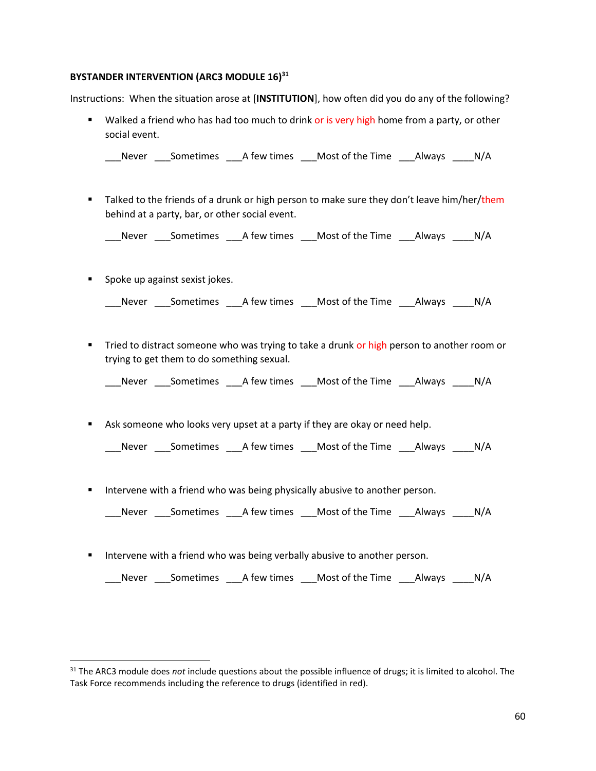**BYSTANDER INTERVENTION (ARC3 MODULE 16)[31]**

Instructions: When the situation arose at [**INSTITUTION**], how often did you do any of the following?

- Walked a friend who has had too much to drink or is very high home from a party, or other social event.

  ___Never ___Sometimes ___A few times ___Most of the Time ___Always ____N/A

- Talked to the friends of a drunk or high person to make sure they don't leave him/her/them behind at a party, bar, or other social event.

  ___Never ___Sometimes ___A few times ___Most of the Time ___Always ____N/A

- Spoke up against sexist jokes.

  ___Never ___Sometimes ___A few times ___Most of the Time ___Always ____N/A

- Tried to distract someone who was trying to take a drunk or high person to another room or trying to get them to do something sexual.

  ___Never ___Sometimes ___A few times ___Most of the Time ___Always ____N/A

- Ask someone who looks very upset at a party if they are okay or need help.

  ___Never ___Sometimes ___A few times ___Most of the Time ___Always ____N/A

- Intervene with a friend who was being physically abusive to another person.

  ___Never ___Sometimes ___A few times ___Most of the Time ___Always ____N/A

- Intervene with a friend who was being verbally abusive to another person.

  ___Never ___Sometimes ___A few times ___Most of the Time ___Always ____N/A

---

[31] The ARC3 module does *not* include questions about the possible influence of drugs; it is limited to alcohol. The Task Force recommends including the reference to drugs (identified in red).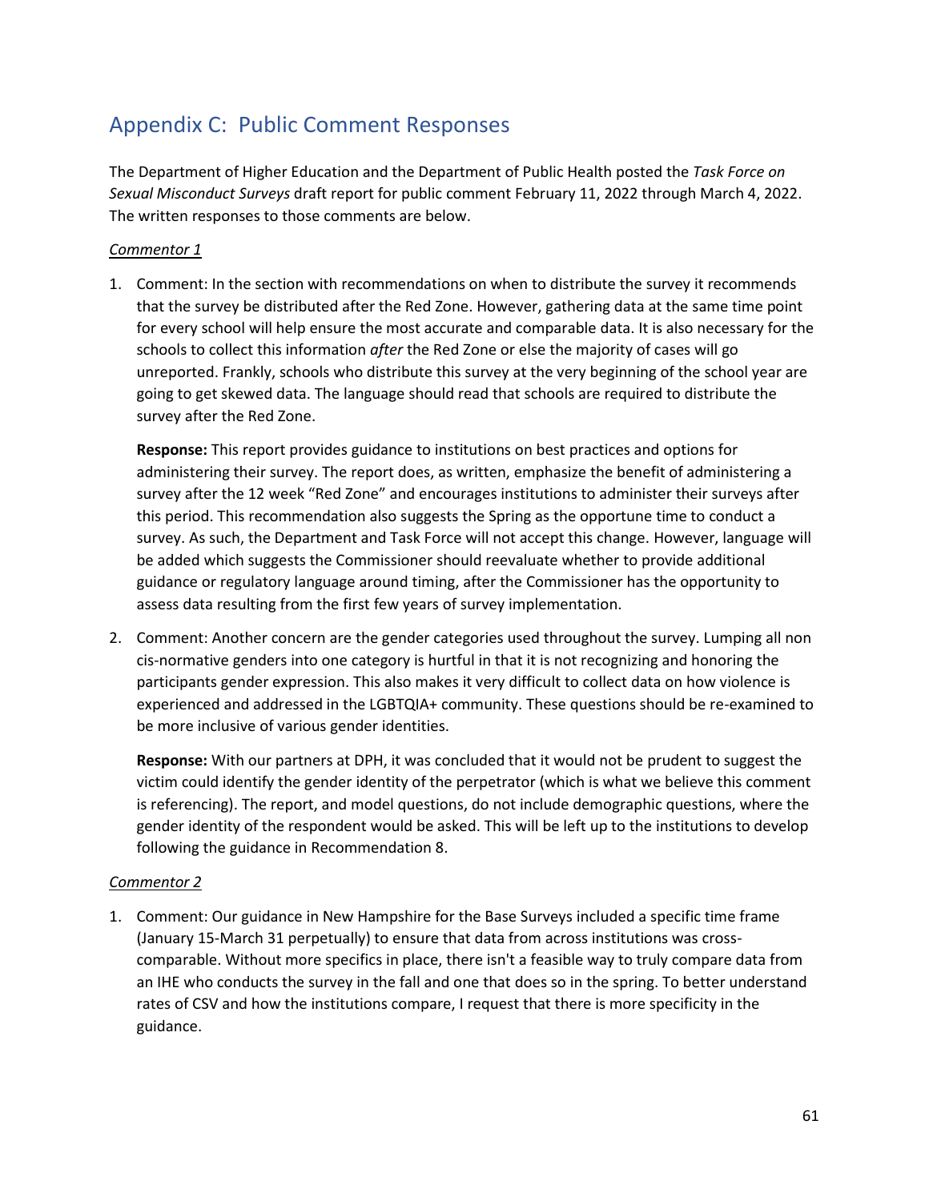## Appendix C: Public Comment Responses

The Department of Higher Education and the Department of Public Health posted the *Task Force on Sexual Misconduct Surveys* draft report for public comment February 11, 2022 through March 4, 2022. The written responses to those comments are below.

*Commentor 1*

1. Comment: In the section with recommendations on when to distribute the survey it recommends that the survey be distributed after the Red Zone. However, gathering data at the same time point for every school will help ensure the most accurate and comparable data. It is also necessary for the schools to collect this information *after* the Red Zone or else the majority of cases will go unreported. Frankly, schools who distribute this survey at the very beginning of the school year are going to get skewed data. The language should read that schools are required to distribute the survey after the Red Zone.

   **Response:** This report provides guidance to institutions on best practices and options for administering their survey. The report does, as written, emphasize the benefit of administering a survey after the 12 week "Red Zone" and encourages institutions to administer their surveys after this period. This recommendation also suggests the Spring as the opportune time to conduct a survey. As such, the Department and Task Force will not accept this change. However, language will be added which suggests the Commissioner should reevaluate whether to provide additional guidance or regulatory language around timing, after the Commissioner has the opportunity to assess data resulting from the first few years of survey implementation.

2. Comment: Another concern are the gender categories used throughout the survey. Lumping all non cis-normative genders into one category is hurtful in that it is not recognizing and honoring the participants gender expression. This also makes it very difficult to collect data on how violence is experienced and addressed in the LGBTQIA+ community. These questions should be re-examined to be more inclusive of various gender identities.

   **Response:** With our partners at DPH, it was concluded that it would not be prudent to suggest the victim could identify the gender identity of the perpetrator (which is what we believe this comment is referencing). The report, and model questions, do not include demographic questions, where the gender identity of the respondent would be asked. This will be left up to the institutions to develop following the guidance in Recommendation 8.

*Commentor 2*

1. Comment: Our guidance in New Hampshire for the Base Surveys included a specific time frame (January 15-March 31 perpetually) to ensure that data from across institutions was cross-comparable. Without more specifics in place, there isn't a feasible way to truly compare data from an IHE who conducts the survey in the fall and one that does so in the spring. To better understand rates of CSV and how the institutions compare, I request that there is more specificity in the guidance.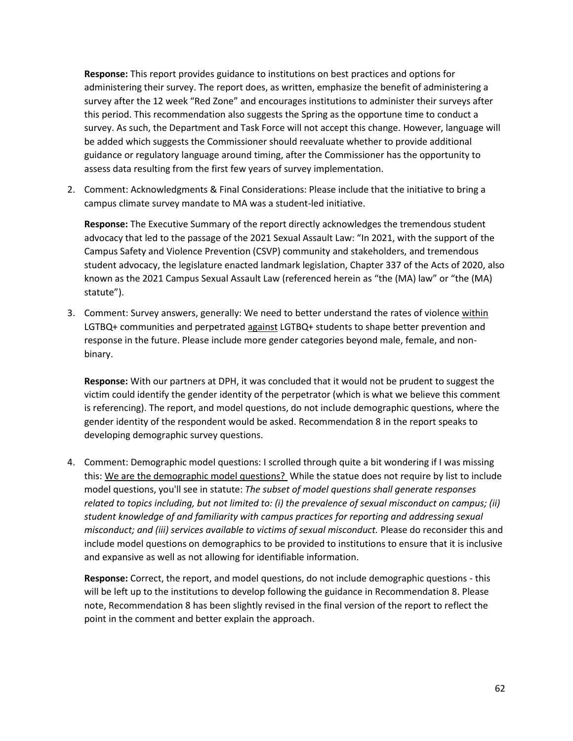**Response:** This report provides guidance to institutions on best practices and options for administering their survey. The report does, as written, emphasize the benefit of administering a survey after the 12 week "Red Zone" and encourages institutions to administer their surveys after this period. This recommendation also suggests the Spring as the opportune time to conduct a survey. As such, the Department and Task Force will not accept this change. However, language will be added which suggests the Commissioner should reevaluate whether to provide additional guidance or regulatory language around timing, after the Commissioner has the opportunity to assess data resulting from the first few years of survey implementation.

2. Comment: Acknowledgments & Final Considerations: Please include that the initiative to bring a campus climate survey mandate to MA was a student-led initiative.

   **Response:** The Executive Summary of the report directly acknowledges the tremendous student advocacy that led to the passage of the 2021 Sexual Assault Law: "In 2021, with the support of the Campus Safety and Violence Prevention (CSVP) community and stakeholders, and tremendous student advocacy, the legislature enacted landmark legislation, Chapter 337 of the Acts of 2020, also known as the 2021 Campus Sexual Assault Law (referenced herein as "the (MA) law" or "the (MA) statute").

3. Comment: Survey answers, generally: We need to better understand the rates of violence <u>within</u> LGTBQ+ communities and perpetrated <u>against</u> LGTBQ+ students to shape better prevention and response in the future. Please include more gender categories beyond male, female, and non-binary.

   **Response:** With our partners at DPH, it was concluded that it would not be prudent to suggest the victim could identify the gender identity of the perpetrator (which is what we believe this comment is referencing). The report, and model questions, do not include demographic questions, where the gender identity of the respondent would be asked. Recommendation 8 in the report speaks to developing demographic survey questions.

4. Comment: Demographic model questions: I scrolled through quite a bit wondering if I was missing this: <u>We are the demographic model questions?</u> While the statue does not require by list to include model questions, you'll see in statute: *The subset of model questions shall generate responses related to topics including, but not limited to: (i) the prevalence of sexual misconduct on campus; (ii) student knowledge of and familiarity with campus practices for reporting and addressing sexual misconduct; and (iii) services available to victims of sexual misconduct.* Please do reconsider this and include model questions on demographics to be provided to institutions to ensure that it is inclusive and expansive as well as not allowing for identifiable information.

   **Response:** Correct, the report, and model questions, do not include demographic questions - this will be left up to the institutions to develop following the guidance in Recommendation 8. Please note, Recommendation 8 has been slightly revised in the final version of the report to reflect the point in the comment and better explain the approach.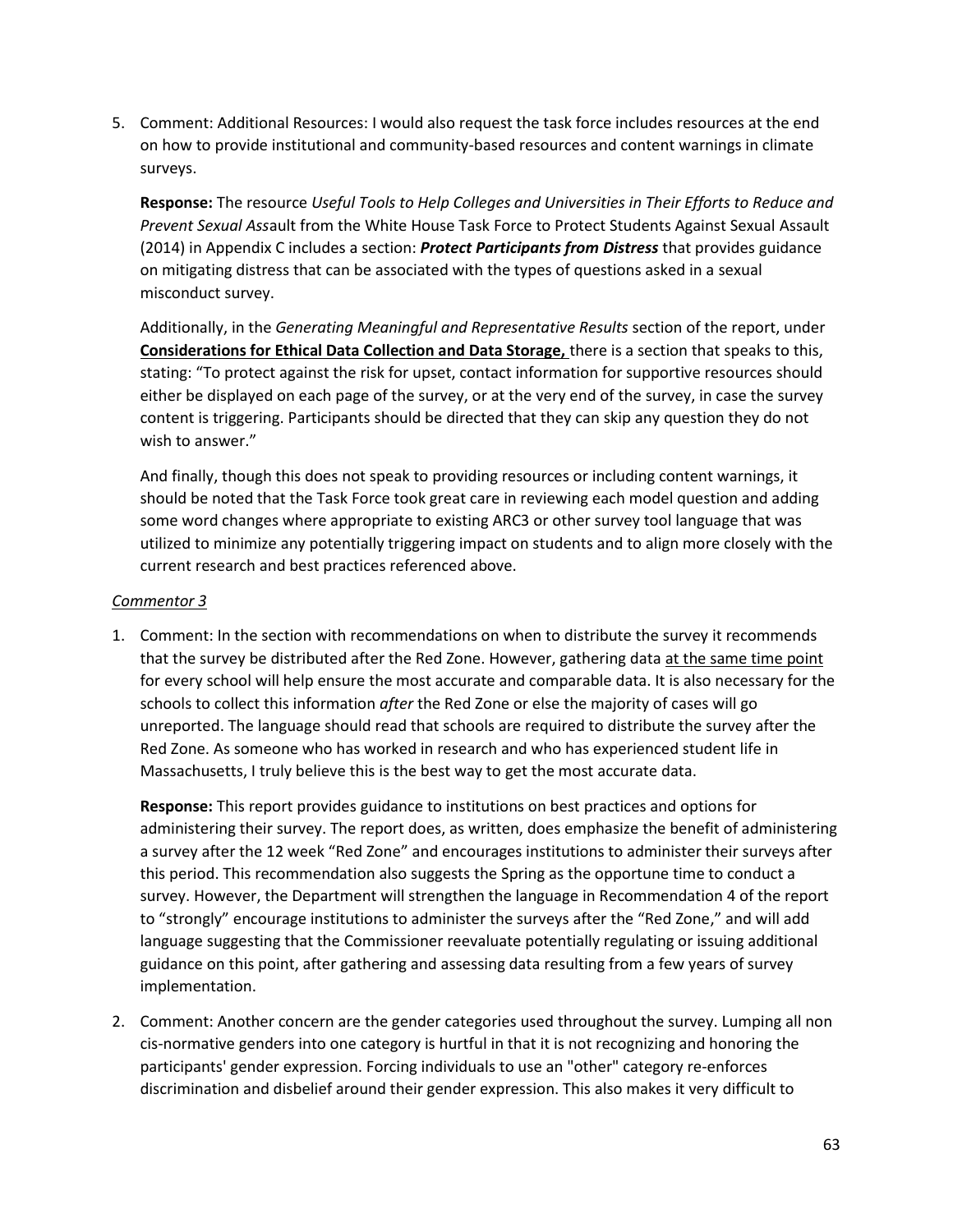5. Comment: Additional Resources: I would also request the task force includes resources at the end on how to provide institutional and community-based resources and content warnings in climate surveys.

   **Response:** The resource *Useful Tools to Help Colleges and Universities in Their Efforts to Reduce and Prevent Sexual Ass*ault from the White House Task Force to Protect Students Against Sexual Assault (2014) in Appendix C includes a section: ***Protect Participants from Distress*** that provides guidance on mitigating distress that can be associated with the types of questions asked in a sexual misconduct survey.

   Additionally, in the *Generating Meaningful and Representative Results* section of the report, under **Considerations for Ethical Data Collection and Data Storage,** there is a section that speaks to this, stating: "To protect against the risk for upset, contact information for supportive resources should either be displayed on each page of the survey, or at the very end of the survey, in case the survey content is triggering. Participants should be directed that they can skip any question they do not wish to answer."

   And finally, though this does not speak to providing resources or including content warnings, it should be noted that the Task Force took great care in reviewing each model question and adding some word changes where appropriate to existing ARC3 or other survey tool language that was utilized to minimize any potentially triggering impact on students and to align more closely with the current research and best practices referenced above.

*Commentor 3*

1. Comment: In the section with recommendations on when to distribute the survey it recommends that the survey be distributed after the Red Zone. However, gathering data at the same time point for every school will help ensure the most accurate and comparable data. It is also necessary for the schools to collect this information *after* the Red Zone or else the majority of cases will go unreported. The language should read that schools are required to distribute the survey after the Red Zone. As someone who has worked in research and who has experienced student life in Massachusetts, I truly believe this is the best way to get the most accurate data.

   **Response:** This report provides guidance to institutions on best practices and options for administering their survey. The report does, as written, does emphasize the benefit of administering a survey after the 12 week "Red Zone" and encourages institutions to administer their surveys after this period. This recommendation also suggests the Spring as the opportune time to conduct a survey. However, the Department will strengthen the language in Recommendation 4 of the report to "strongly" encourage institutions to administer the surveys after the "Red Zone," and will add language suggesting that the Commissioner reevaluate potentially regulating or issuing additional guidance on this point, after gathering and assessing data resulting from a few years of survey implementation.

2. Comment: Another concern are the gender categories used throughout the survey. Lumping all non cis-normative genders into one category is hurtful in that it is not recognizing and honoring the participants' gender expression. Forcing individuals to use an "other" category re-enforces discrimination and disbelief around their gender expression. This also makes it very difficult to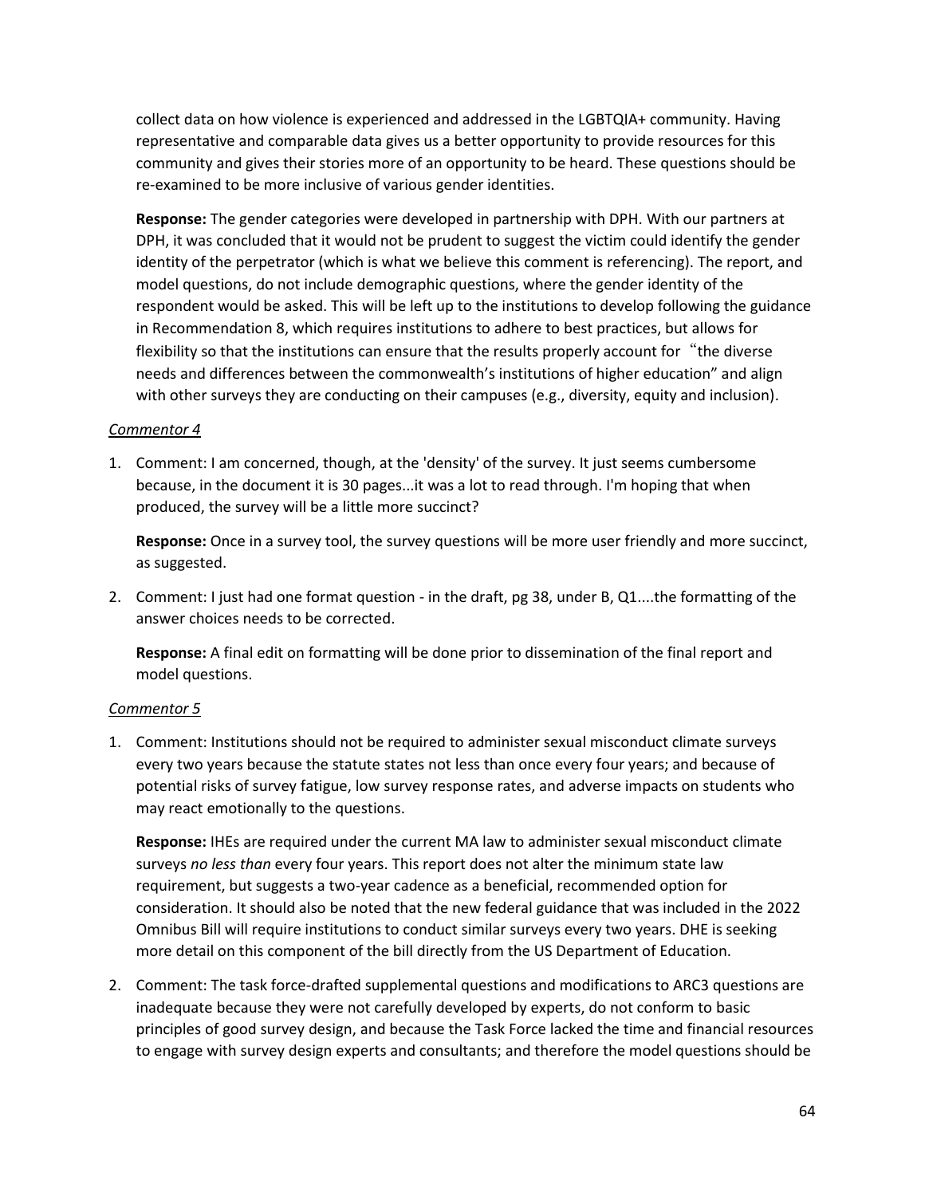collect data on how violence is experienced and addressed in the LGBTQIA+ community. Having representative and comparable data gives us a better opportunity to provide resources for this community and gives their stories more of an opportunity to be heard. These questions should be re-examined to be more inclusive of various gender identities.

**Response:** The gender categories were developed in partnership with DPH. With our partners at DPH, it was concluded that it would not be prudent to suggest the victim could identify the gender identity of the perpetrator (which is what we believe this comment is referencing). The report, and model questions, do not include demographic questions, where the gender identity of the respondent would be asked. This will be left up to the institutions to develop following the guidance in Recommendation 8, which requires institutions to adhere to best practices, but allows for flexibility so that the institutions can ensure that the results properly account for "the diverse needs and differences between the commonwealth's institutions of higher education" and align with other surveys they are conducting on their campuses (e.g., diversity, equity and inclusion).

*Commentor 4*

1. Comment: I am concerned, though, at the 'density' of the survey. It just seems cumbersome because, in the document it is 30 pages...it was a lot to read through. I'm hoping that when produced, the survey will be a little more succinct?

   **Response:** Once in a survey tool, the survey questions will be more user friendly and more succinct, as suggested.

2. Comment: I just had one format question - in the draft, pg 38, under B, Q1....the formatting of the answer choices needs to be corrected.

   **Response:** A final edit on formatting will be done prior to dissemination of the final report and model questions.

*Commentor 5*

1. Comment: Institutions should not be required to administer sexual misconduct climate surveys every two years because the statute states not less than once every four years; and because of potential risks of survey fatigue, low survey response rates, and adverse impacts on students who may react emotionally to the questions.

   **Response:** IHEs are required under the current MA law to administer sexual misconduct climate surveys *no less than* every four years. This report does not alter the minimum state law requirement, but suggests a two-year cadence as a beneficial, recommended option for consideration. It should also be noted that the new federal guidance that was included in the 2022 Omnibus Bill will require institutions to conduct similar surveys every two years. DHE is seeking more detail on this component of the bill directly from the US Department of Education.

2. Comment: The task force-drafted supplemental questions and modifications to ARC3 questions are inadequate because they were not carefully developed by experts, do not conform to basic principles of good survey design, and because the Task Force lacked the time and financial resources to engage with survey design experts and consultants; and therefore the model questions should be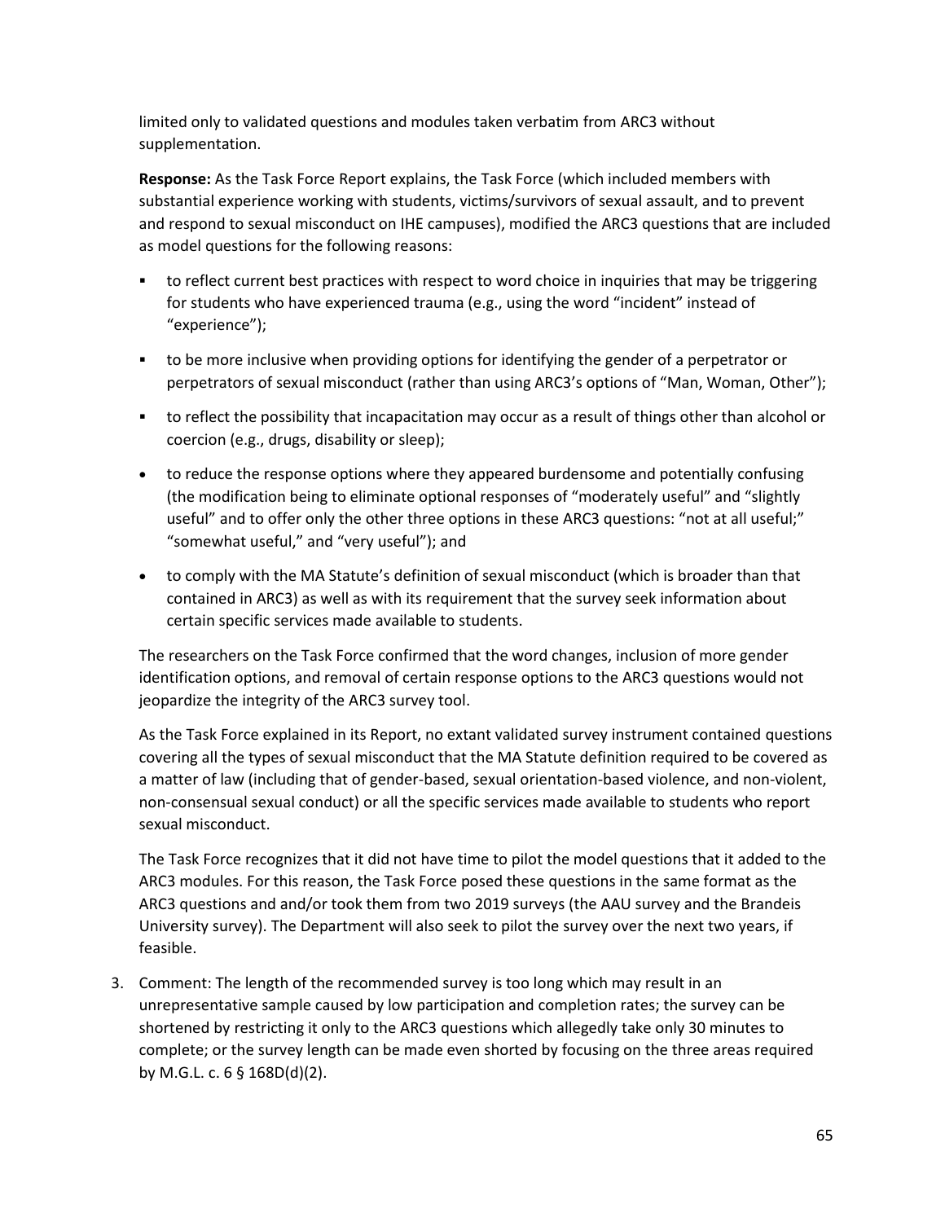limited only to validated questions and modules taken verbatim from ARC3 without supplementation.

**Response:** As the Task Force Report explains, the Task Force (which included members with substantial experience working with students, victims/survivors of sexual assault, and to prevent and respond to sexual misconduct on IHE campuses), modified the ARC3 questions that are included as model questions for the following reasons:

- to reflect current best practices with respect to word choice in inquiries that may be triggering for students who have experienced trauma (e.g., using the word "incident" instead of "experience");
- to be more inclusive when providing options for identifying the gender of a perpetrator or perpetrators of sexual misconduct (rather than using ARC3's options of "Man, Woman, Other");
- to reflect the possibility that incapacitation may occur as a result of things other than alcohol or coercion (e.g., drugs, disability or sleep);
- to reduce the response options where they appeared burdensome and potentially confusing (the modification being to eliminate optional responses of "moderately useful" and "slightly useful" and to offer only the other three options in these ARC3 questions: "not at all useful;" "somewhat useful," and "very useful"); and
- to comply with the MA Statute's definition of sexual misconduct (which is broader than that contained in ARC3) as well as with its requirement that the survey seek information about certain specific services made available to students.

The researchers on the Task Force confirmed that the word changes, inclusion of more gender identification options, and removal of certain response options to the ARC3 questions would not jeopardize the integrity of the ARC3 survey tool.

As the Task Force explained in its Report, no extant validated survey instrument contained questions covering all the types of sexual misconduct that the MA Statute definition required to be covered as a matter of law (including that of gender-based, sexual orientation-based violence, and non-violent, non-consensual sexual conduct) or all the specific services made available to students who report sexual misconduct.

The Task Force recognizes that it did not have time to pilot the model questions that it added to the ARC3 modules. For this reason, the Task Force posed these questions in the same format as the ARC3 questions and and/or took them from two 2019 surveys (the AAU survey and the Brandeis University survey). The Department will also seek to pilot the survey over the next two years, if feasible.

3. Comment: The length of the recommended survey is too long which may result in an unrepresentative sample caused by low participation and completion rates; the survey can be shortened by restricting it only to the ARC3 questions which allegedly take only 30 minutes to complete; or the survey length can be made even shorted by focusing on the three areas required by M.G.L. c. 6 § 168D(d)(2).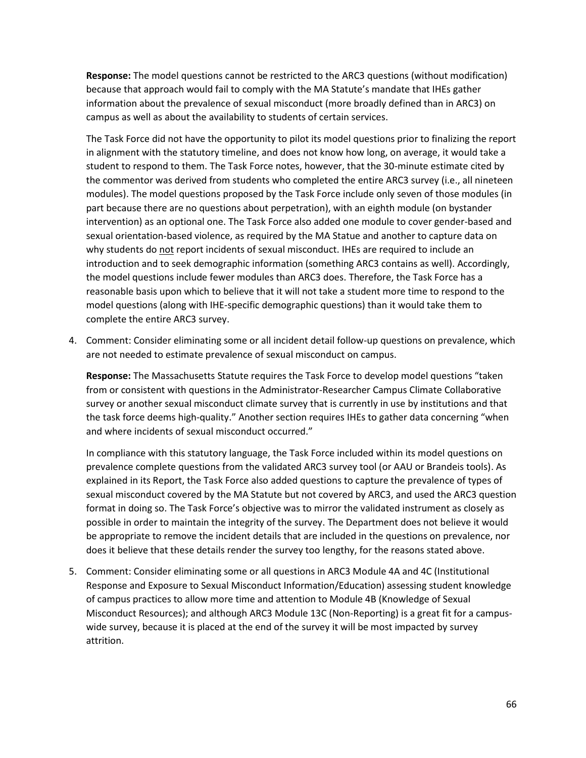**Response:** The model questions cannot be restricted to the ARC3 questions (without modification) because that approach would fail to comply with the MA Statute's mandate that IHEs gather information about the prevalence of sexual misconduct (more broadly defined than in ARC3) on campus as well as about the availability to students of certain services.

The Task Force did not have the opportunity to pilot its model questions prior to finalizing the report in alignment with the statutory timeline, and does not know how long, on average, it would take a student to respond to them. The Task Force notes, however, that the 30-minute estimate cited by the commentor was derived from students who completed the entire ARC3 survey (i.e., all nineteen modules). The model questions proposed by the Task Force include only seven of those modules (in part because there are no questions about perpetration), with an eighth module (on bystander intervention) as an optional one. The Task Force also added one module to cover gender-based and sexual orientation-based violence, as required by the MA Statue and another to capture data on why students do <u>not</u> report incidents of sexual misconduct. IHEs are required to include an introduction and to seek demographic information (something ARC3 contains as well). Accordingly, the model questions include fewer modules than ARC3 does. Therefore, the Task Force has a reasonable basis upon which to believe that it will not take a student more time to respond to the model questions (along with IHE-specific demographic questions) than it would take them to complete the entire ARC3 survey.

4. Comment: Consider eliminating some or all incident detail follow-up questions on prevalence, which are not needed to estimate prevalence of sexual misconduct on campus.

   **Response:** The Massachusetts Statute requires the Task Force to develop model questions "taken from or consistent with questions in the Administrator-Researcher Campus Climate Collaborative survey or another sexual misconduct climate survey that is currently in use by institutions and that the task force deems high-quality." Another section requires IHEs to gather data concerning "when and where incidents of sexual misconduct occurred."

   In compliance with this statutory language, the Task Force included within its model questions on prevalence complete questions from the validated ARC3 survey tool (or AAU or Brandeis tools). As explained in its Report, the Task Force also added questions to capture the prevalence of types of sexual misconduct covered by the MA Statute but not covered by ARC3, and used the ARC3 question format in doing so. The Task Force's objective was to mirror the validated instrument as closely as possible in order to maintain the integrity of the survey. The Department does not believe it would be appropriate to remove the incident details that are included in the questions on prevalence, nor does it believe that these details render the survey too lengthy, for the reasons stated above.

5. Comment: Consider eliminating some or all questions in ARC3 Module 4A and 4C (Institutional Response and Exposure to Sexual Misconduct Information/Education) assessing student knowledge of campus practices to allow more time and attention to Module 4B (Knowledge of Sexual Misconduct Resources); and although ARC3 Module 13C (Non-Reporting) is a great fit for a campus-wide survey, because it is placed at the end of the survey it will be most impacted by survey attrition.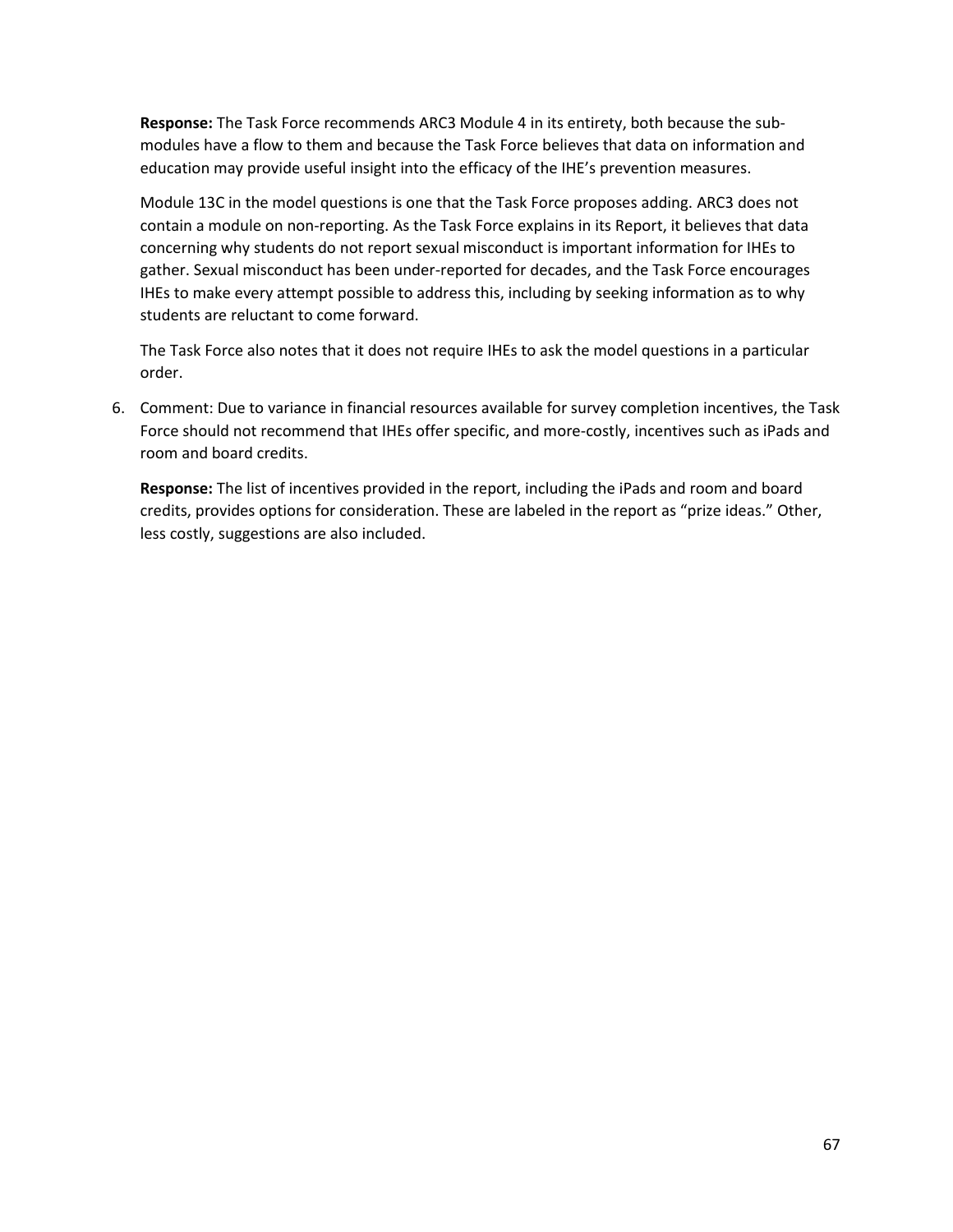**Response:** The Task Force recommends ARC3 Module 4 in its entirety, both because the sub-modules have a flow to them and because the Task Force believes that data on information and education may provide useful insight into the efficacy of the IHE's prevention measures.

Module 13C in the model questions is one that the Task Force proposes adding. ARC3 does not contain a module on non-reporting. As the Task Force explains in its Report, it believes that data concerning why students do not report sexual misconduct is important information for IHEs to gather. Sexual misconduct has been under-reported for decades, and the Task Force encourages IHEs to make every attempt possible to address this, including by seeking information as to why students are reluctant to come forward.

The Task Force also notes that it does not require IHEs to ask the model questions in a particular order.

6. Comment: Due to variance in financial resources available for survey completion incentives, the Task Force should not recommend that IHEs offer specific, and more-costly, incentives such as iPads and room and board credits.

   **Response:** The list of incentives provided in the report, including the iPads and room and board credits, provides options for consideration. These are labeled in the report as "prize ideas." Other, less costly, suggestions are also included.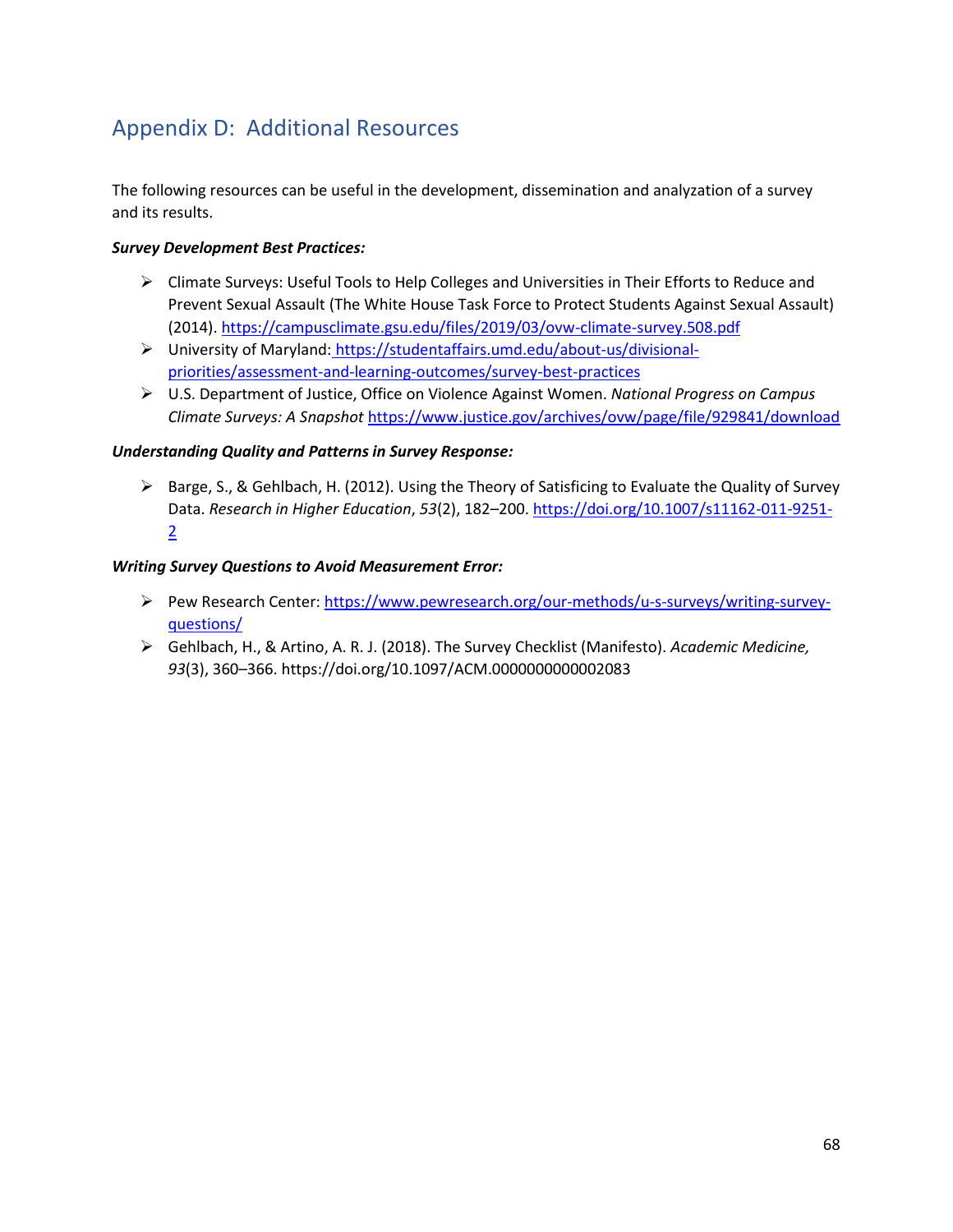## Appendix D: Additional Resources

The following resources can be useful in the development, dissemination and analyzation of a survey and its results.

***Survey Development Best Practices:***

- Climate Surveys: Useful Tools to Help Colleges and Universities in Their Efforts to Reduce and Prevent Sexual Assault (The White House Task Force to Protect Students Against Sexual Assault) (2014). https://campusclimate.gsu.edu/files/2019/03/ovw-climate-survey.508.pdf
- University of Maryland: https://studentaffairs.umd.edu/about-us/divisional-priorities/assessment-and-learning-outcomes/survey-best-practices
- U.S. Department of Justice, Office on Violence Against Women. *National Progress on Campus Climate Surveys: A Snapshot* https://www.justice.gov/archives/ovw/page/file/929841/download

***Understanding Quality and Patterns in Survey Response:***

- Barge, S., & Gehlbach, H. (2012). Using the Theory of Satisficing to Evaluate the Quality of Survey Data. *Research in Higher Education*, *53*(2), 182–200. https://doi.org/10.1007/s11162-011-9251-2

***Writing Survey Questions to Avoid Measurement Error:***

- Pew Research Center: https://www.pewresearch.org/our-methods/u-s-surveys/writing-survey-questions/
- Gehlbach, H., & Artino, A. R. J. (2018). The Survey Checklist (Manifesto). *Academic Medicine, 93*(3), 360–366. https://doi.org/10.1097/ACM.0000000000002083